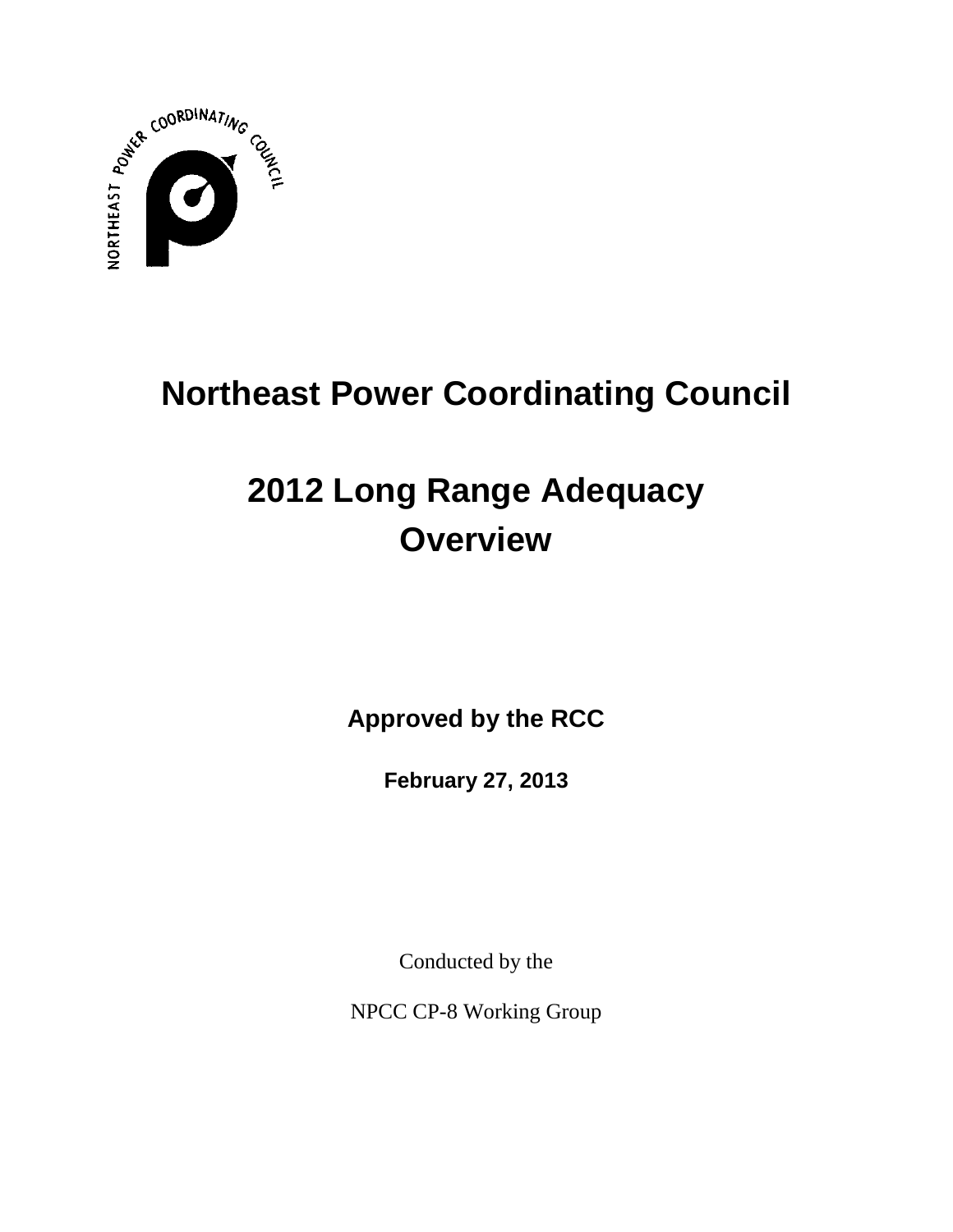# Northeast Power Coordinating Council

# 2012 Long Range Adequacy Overview

**Approved by the RCC**

**February 27, 2013**

Conducted by the

NPCC CP-8 Working Group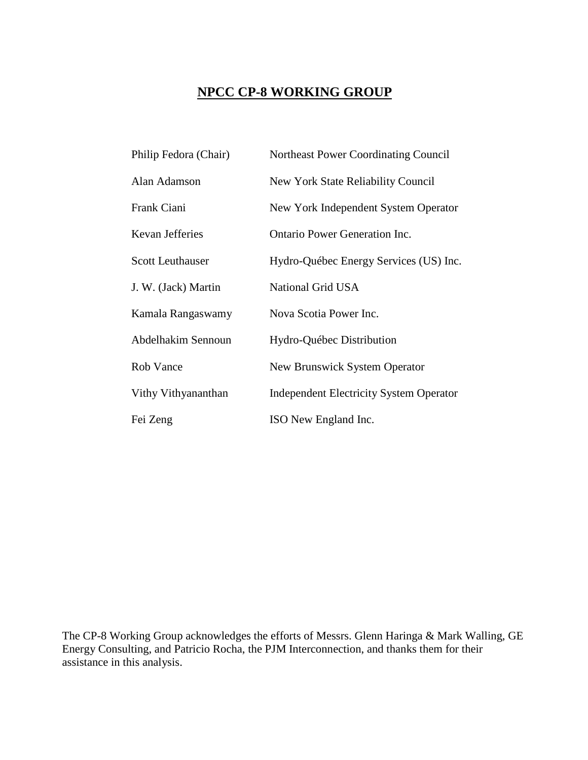## NPCC CP-8 WORKING GROUP

| | |
|---|---|
| Philip Fedora (Chair) | Northeast Power Coordinating Council |
| Alan Adamson | New York State Reliability Council |
| Frank Ciani | New York Independent System Operator |
| Kevan Jefferies | Ontario Power Generation Inc. |
| Scott Leuthauser | Hydro-Québec Energy Services (US) Inc. |
| J. W. (Jack) Martin | National Grid USA |
| Kamala Rangaswamy | Nova Scotia Power Inc. |
| Abdelhakim Sennoun | Hydro-Québec Distribution |
| Rob Vance | New Brunswick System Operator |
| Vithy Vithyananthan | Independent Electricity System Operator |
| Fei Zeng | ISO New England Inc. |

The CP-8 Working Group acknowledges the efforts of Messrs. Glenn Haringa & Mark Walling, GE Energy Consulting, and Patricio Rocha, the PJM Interconnection, and thanks them for their assistance in this analysis.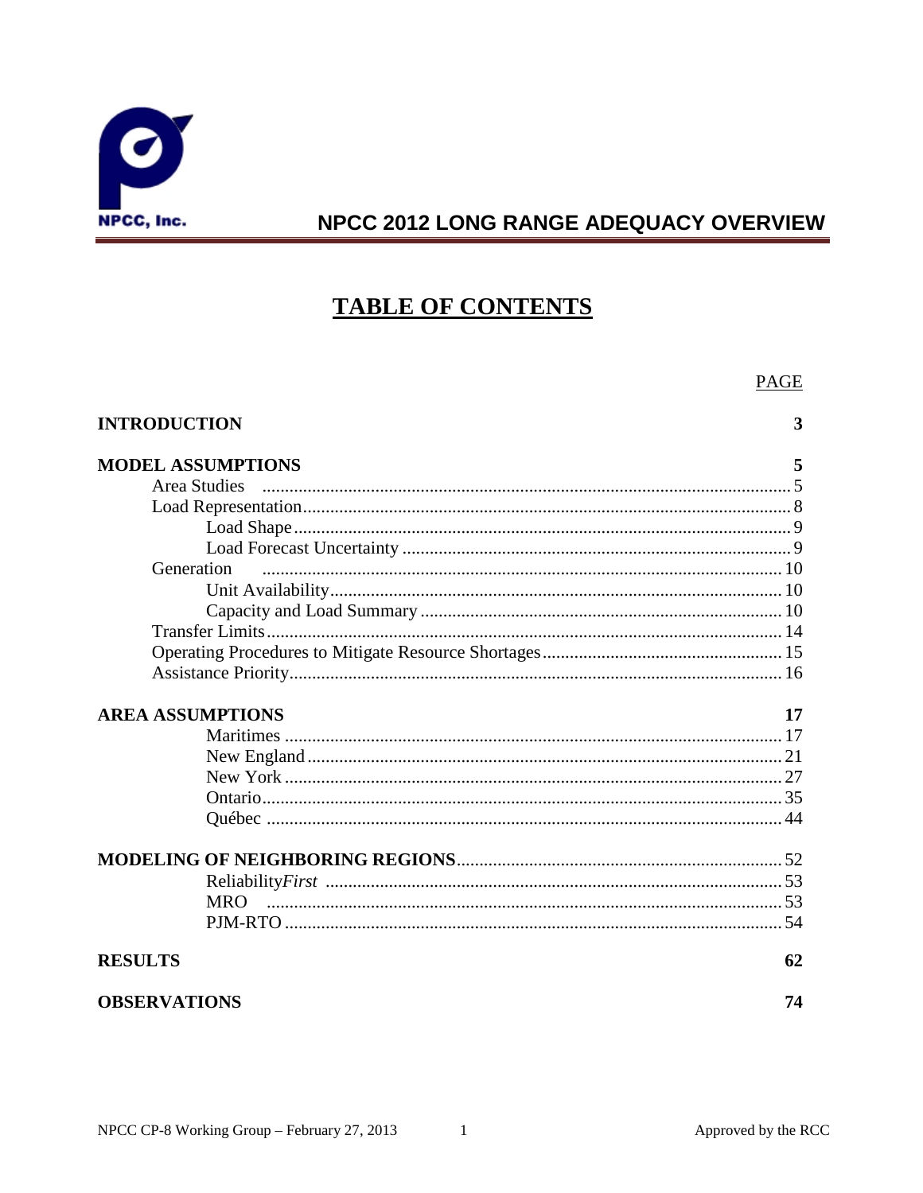# NPCC 2012 LONG RANGE ADEQUACY OVERVIEW

## TABLE OF CONTENTS

| | PAGE |
|---|---|
| **INTRODUCTION** | **3** |
| **MODEL ASSUMPTIONS** | **5** |
| Area Studies | 5 |
| Load Representation | 8 |
| Load Shape | 9 |
| Load Forecast Uncertainty | 9 |
| Generation | 10 |
| Unit Availability | 10 |
| Capacity and Load Summary | 10 |
| Transfer Limits | 14 |
| Operating Procedures to Mitigate Resource Shortages | 15 |
| Assistance Priority | 16 |
| **AREA ASSUMPTIONS** | **17** |
| Maritimes | 17 |
| New England | 21 |
| New York | 27 |
| Ontario | 35 |
| Québec | 44 |
| **MODELING OF NEIGHBORING REGIONS** | 52 |
| Reliability*First* | 53 |
| MRO | 53 |
| PJM-RTO | 54 |
| **RESULTS** | **62** |
| **OBSERVATIONS** | **74** |

NPCC CP-8 Working Group – February 27, 2013 Approved by the RCC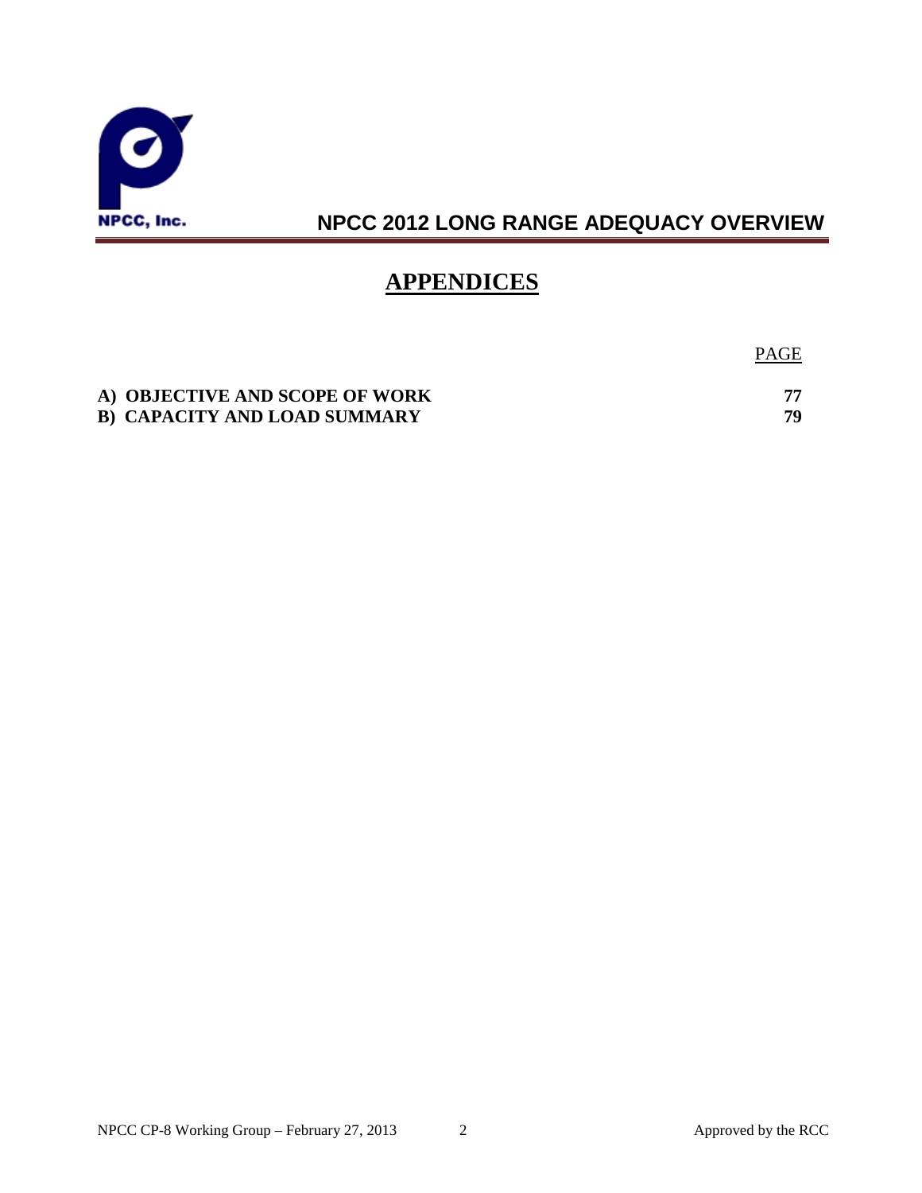# APPENDICES

| | PAGE |
|---|---|
| **A) OBJECTIVE AND SCOPE OF WORK** | **77** |
| **B) CAPACITY AND LOAD SUMMARY** | **79** |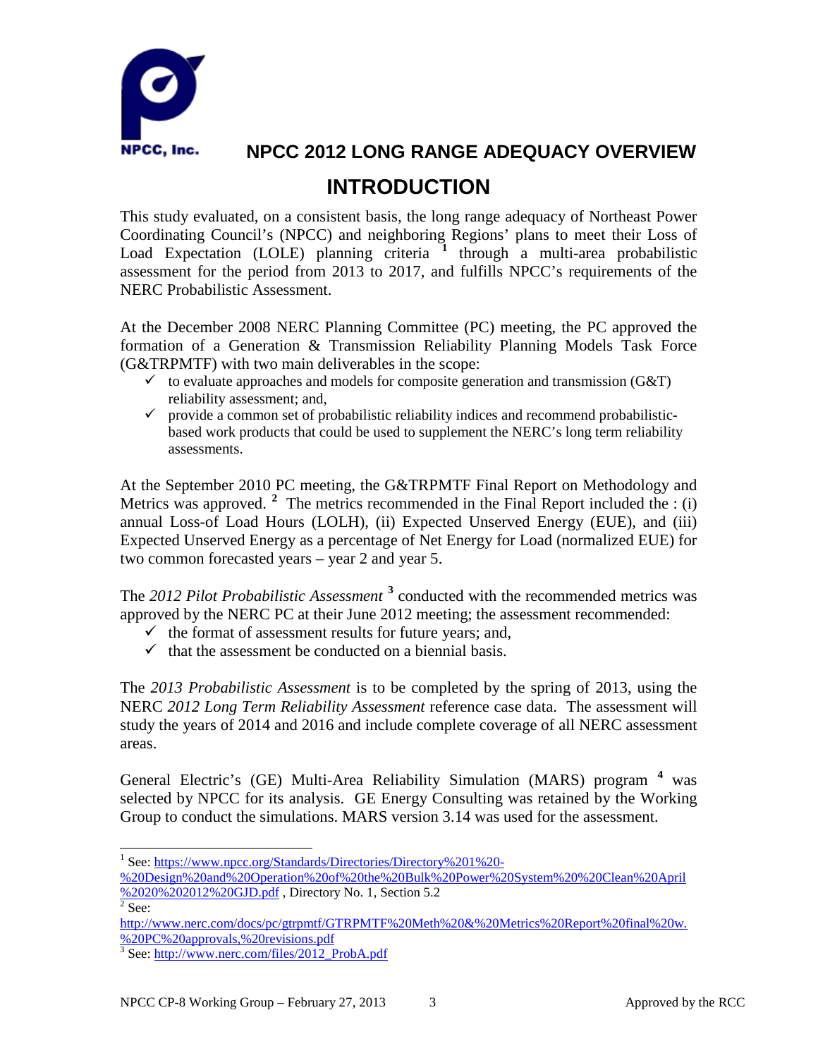# NPCC 2012 LONG RANGE ADEQUACY OVERVIEW

## INTRODUCTION

This study evaluated, on a consistent basis, the long range adequacy of Northeast Power Coordinating Council's (NPCC) and neighboring Regions' plans to meet their Loss of Load Expectation (LOLE) planning criteria [1] through a multi-area probabilistic assessment for the period from 2013 to 2017, and fulfills NPCC's requirements of the NERC Probabilistic Assessment.

At the December 2008 NERC Planning Committee (PC) meeting, the PC approved the formation of a Generation & Transmission Reliability Planning Models Task Force (G&TRPMTF) with two main deliverables in the scope:

- ✓ to evaluate approaches and models for composite generation and transmission (G&T) reliability assessment; and,
- ✓ provide a common set of probabilistic reliability indices and recommend probabilistic-based work products that could be used to supplement the NERC's long term reliability assessments.

At the September 2010 PC meeting, the G&TRPMTF Final Report on Methodology and Metrics was approved. [2] The metrics recommended in the Final Report included the : (i) annual Loss-of Load Hours (LOLH), (ii) Expected Unserved Energy (EUE), and (iii) Expected Unserved Energy as a percentage of Net Energy for Load (normalized EUE) for two common forecasted years – year 2 and year 5.

The *2012 Pilot Probabilistic Assessment* [3] conducted with the recommended metrics was approved by the NERC PC at their June 2012 meeting; the assessment recommended:

- ✓ the format of assessment results for future years; and,
- ✓ that the assessment be conducted on a biennial basis.

The *2013 Probabilistic Assessment* is to be completed by the spring of 2013, using the NERC *2012 Long Term Reliability Assessment* reference case data. The assessment will study the years of 2014 and 2016 and include complete coverage of all NERC assessment areas.

General Electric's (GE) Multi-Area Reliability Simulation (MARS) program [4] was selected by NPCC for its analysis. GE Energy Consulting was retained by the Working Group to conduct the simulations. MARS version 3.14 was used for the assessment.

---

[1] See: https://www.npcc.org/Standards/Directories/Directory%201%20-%20Design%20and%20Operation%20of%20the%20Bulk%20Power%20System%20%20Clean%20April%2020%202012%20GJD.pdf , Directory No. 1, Section 5.2

[2] See: http://www.nerc.com/docs/pc/gtrpmtf/GTRPMTF%20Meth%20&%20Metrics%20Report%20final%20w.%20PC%20approvals,%20revisions.pdf

[3] See: http://www.nerc.com/files/2012_ProbA.pdf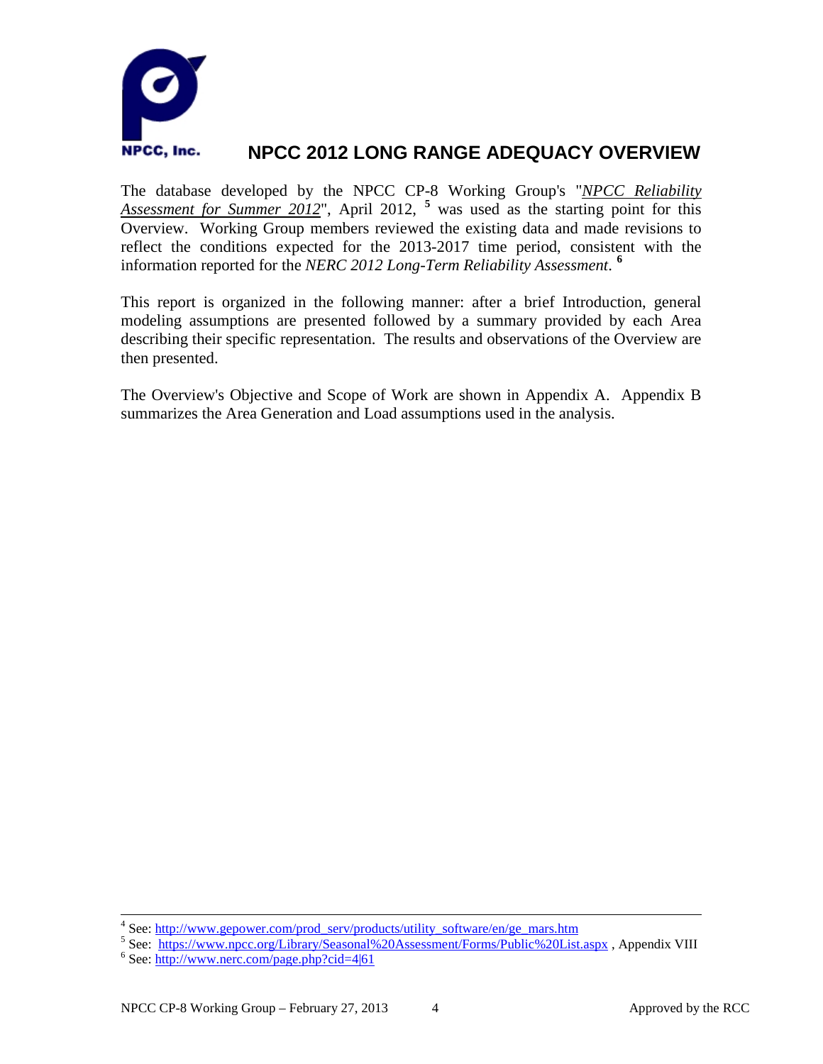The database developed by the NPCC CP-8 Working Group's "*NPCC Reliability Assessment for Summer 2012*", April 2012, [5] was used as the starting point for this Overview. Working Group members reviewed the existing data and made revisions to reflect the conditions expected for the 2013-2017 time period, consistent with the information reported for the *NERC 2012 Long-Term Reliability Assessment*. [6]

This report is organized in the following manner: after a brief Introduction, general modeling assumptions are presented followed by a summary provided by each Area describing their specific representation. The results and observations of the Overview are then presented.

The Overview's Objective and Scope of Work are shown in Appendix A. Appendix B summarizes the Area Generation and Load assumptions used in the analysis.

---

[4] See: http://www.gepower.com/prod_serv/products/utility_software/en/ge_mars.htm

[5] See: https://www.npcc.org/Library/Seasonal%20Assessment/Forms/Public%20List.aspx , Appendix VIII

[6] See: http://www.nerc.com/page.php?cid=4|61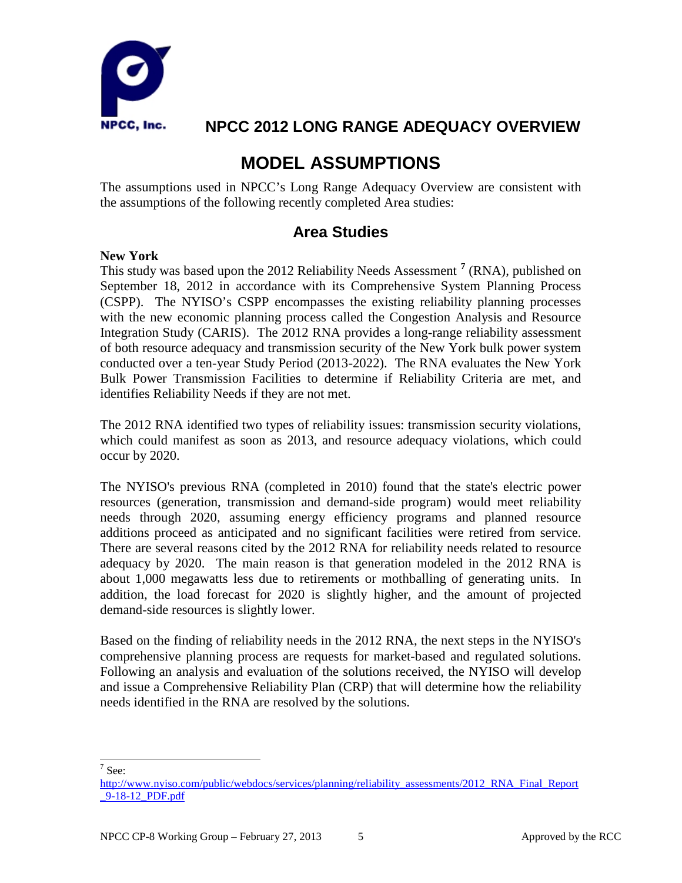# MODEL ASSUMPTIONS

The assumptions used in NPCC's Long Range Adequacy Overview are consistent with the assumptions of the following recently completed Area studies:

## Area Studies

**New York**

This study was based upon the 2012 Reliability Needs Assessment [7] (RNA), published on September 18, 2012 in accordance with its Comprehensive System Planning Process (CSPP). The NYISO's CSPP encompasses the existing reliability planning processes with the new economic planning process called the Congestion Analysis and Resource Integration Study (CARIS). The 2012 RNA provides a long-range reliability assessment of both resource adequacy and transmission security of the New York bulk power system conducted over a ten-year Study Period (2013-2022). The RNA evaluates the New York Bulk Power Transmission Facilities to determine if Reliability Criteria are met, and identifies Reliability Needs if they are not met.

The 2012 RNA identified two types of reliability issues: transmission security violations, which could manifest as soon as 2013, and resource adequacy violations, which could occur by 2020.

The NYISO's previous RNA (completed in 2010) found that the state's electric power resources (generation, transmission and demand-side program) would meet reliability needs through 2020, assuming energy efficiency programs and planned resource additions proceed as anticipated and no significant facilities were retired from service. There are several reasons cited by the 2012 RNA for reliability needs related to resource adequacy by 2020. The main reason is that generation modeled in the 2012 RNA is about 1,000 megawatts less due to retirements or mothballing of generating units. In addition, the load forecast for 2020 is slightly higher, and the amount of projected demand-side resources is slightly lower.

Based on the finding of reliability needs in the 2012 RNA, the next steps in the NYISO's comprehensive planning process are requests for market-based and regulated solutions. Following an analysis and evaluation of the solutions received, the NYISO will develop and issue a Comprehensive Reliability Plan (CRP) that will determine how the reliability needs identified in the RNA are resolved by the solutions.

---

[7] See: http://www.nyiso.com/public/webdocs/services/planning/reliability_assessments/2012_RNA_Final_Report_9-18-12_PDF.pdf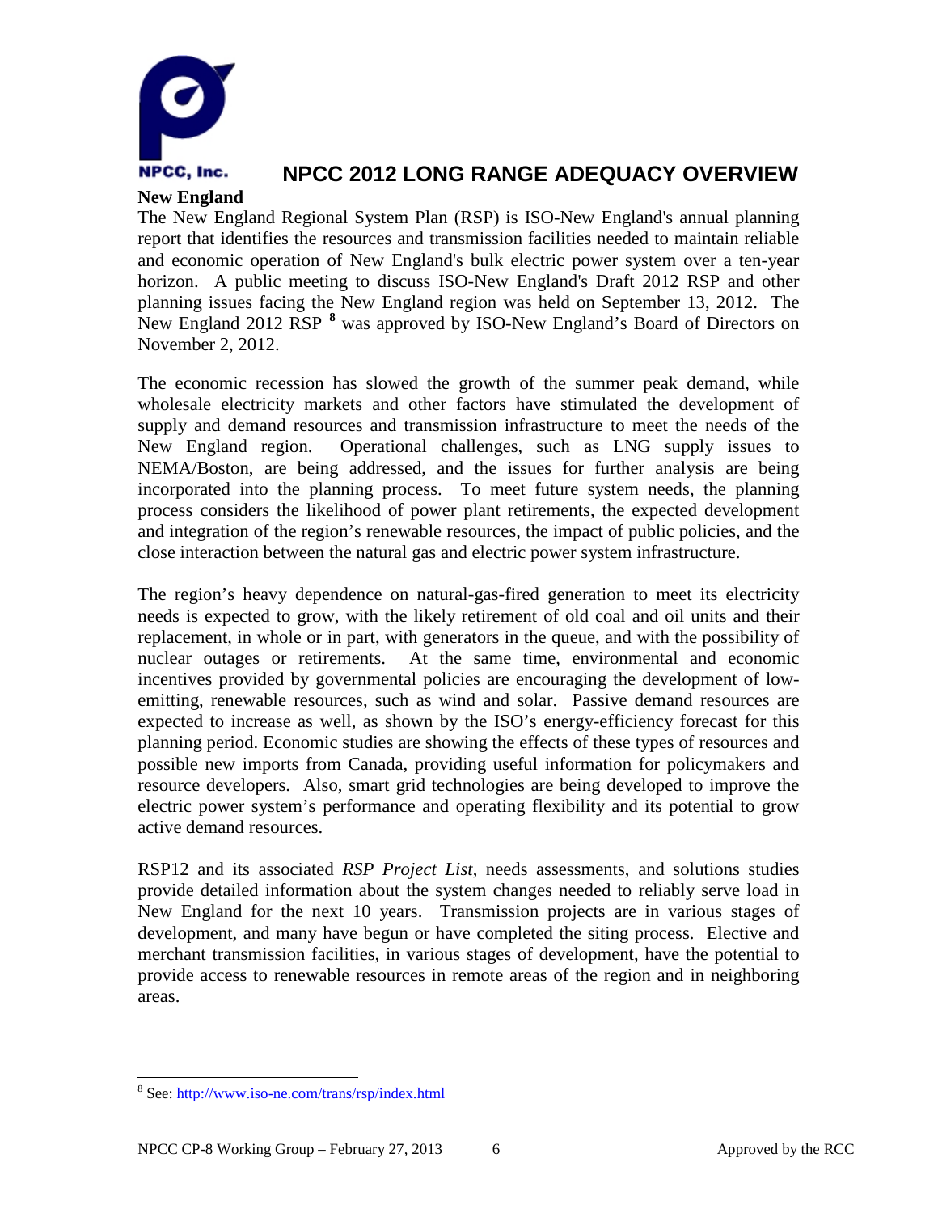## New England

The New England Regional System Plan (RSP) is ISO-New England's annual planning report that identifies the resources and transmission facilities needed to maintain reliable and economic operation of New England's bulk electric power system over a ten-year horizon. A public meeting to discuss ISO-New England's Draft 2012 RSP and other planning issues facing the New England region was held on September 13, 2012. The New England 2012 RSP [8] was approved by ISO-New England's Board of Directors on November 2, 2012.

The economic recession has slowed the growth of the summer peak demand, while wholesale electricity markets and other factors have stimulated the development of supply and demand resources and transmission infrastructure to meet the needs of the New England region. Operational challenges, such as LNG supply issues to NEMA/Boston, are being addressed, and the issues for further analysis are being incorporated into the planning process. To meet future system needs, the planning process considers the likelihood of power plant retirements, the expected development and integration of the region's renewable resources, the impact of public policies, and the close interaction between the natural gas and electric power system infrastructure.

The region's heavy dependence on natural-gas-fired generation to meet its electricity needs is expected to grow, with the likely retirement of old coal and oil units and their replacement, in whole or in part, with generators in the queue, and with the possibility of nuclear outages or retirements. At the same time, environmental and economic incentives provided by governmental policies are encouraging the development of low-emitting, renewable resources, such as wind and solar. Passive demand resources are expected to increase as well, as shown by the ISO's energy-efficiency forecast for this planning period. Economic studies are showing the effects of these types of resources and possible new imports from Canada, providing useful information for policymakers and resource developers. Also, smart grid technologies are being developed to improve the electric power system's performance and operating flexibility and its potential to grow active demand resources.

RSP12 and its associated *RSP Project List*, needs assessments, and solutions studies provide detailed information about the system changes needed to reliably serve load in New England for the next 10 years. Transmission projects are in various stages of development, and many have begun or have completed the siting process. Elective and merchant transmission facilities, in various stages of development, have the potential to provide access to renewable resources in remote areas of the region and in neighboring areas.

---

[8] See: http://www.iso-ne.com/trans/rsp/index.html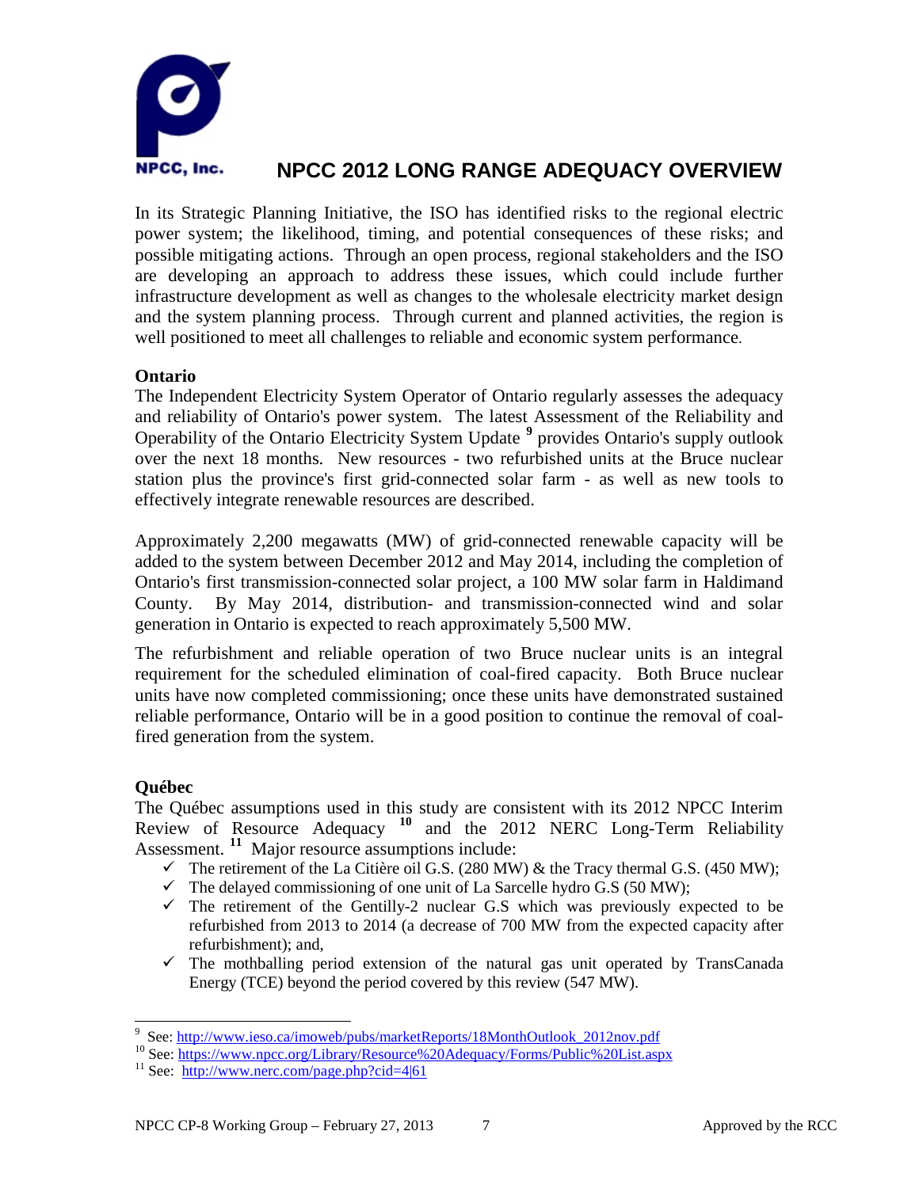In its Strategic Planning Initiative, the ISO has identified risks to the regional electric power system; the likelihood, timing, and potential consequences of these risks; and possible mitigating actions. Through an open process, regional stakeholders and the ISO are developing an approach to address these issues, which could include further infrastructure development as well as changes to the wholesale electricity market design and the system planning process. Through current and planned activities, the region is well positioned to meet all challenges to reliable and economic system performance.

**Ontario**

The Independent Electricity System Operator of Ontario regularly assesses the adequacy and reliability of Ontario's power system. The latest Assessment of the Reliability and Operability of the Ontario Electricity System Update [9] provides Ontario's supply outlook over the next 18 months. New resources - two refurbished units at the Bruce nuclear station plus the province's first grid-connected solar farm - as well as new tools to effectively integrate renewable resources are described.

Approximately 2,200 megawatts (MW) of grid-connected renewable capacity will be added to the system between December 2012 and May 2014, including the completion of Ontario's first transmission-connected solar project, a 100 MW solar farm in Haldimand County. By May 2014, distribution- and transmission-connected wind and solar generation in Ontario is expected to reach approximately 5,500 MW.

The refurbishment and reliable operation of two Bruce nuclear units is an integral requirement for the scheduled elimination of coal-fired capacity. Both Bruce nuclear units have now completed commissioning; once these units have demonstrated sustained reliable performance, Ontario will be in a good position to continue the removal of coal-fired generation from the system.

**Québec**

The Québec assumptions used in this study are consistent with its 2012 NPCC Interim Review of Resource Adequacy [10] and the 2012 NERC Long-Term Reliability Assessment. [11] Major resource assumptions include:

- ✓ The retirement of the La Citière oil G.S. (280 MW) & the Tracy thermal G.S. (450 MW);
- ✓ The delayed commissioning of one unit of La Sarcelle hydro G.S (50 MW);
- ✓ The retirement of the Gentilly-2 nuclear G.S which was previously expected to be refurbished from 2013 to 2014 (a decrease of 700 MW from the expected capacity after refurbishment); and,
- ✓ The mothballing period extension of the natural gas unit operated by TransCanada Energy (TCE) beyond the period covered by this review (547 MW).

---

[9] See: http://www.ieso.ca/imoweb/pubs/marketReports/18MonthOutlook_2012nov.pdf

[10] See: https://www.npcc.org/Library/Resource%20Adequacy/Forms/Public%20List.aspx

[11] See: http://www.nerc.com/page.php?cid=4|61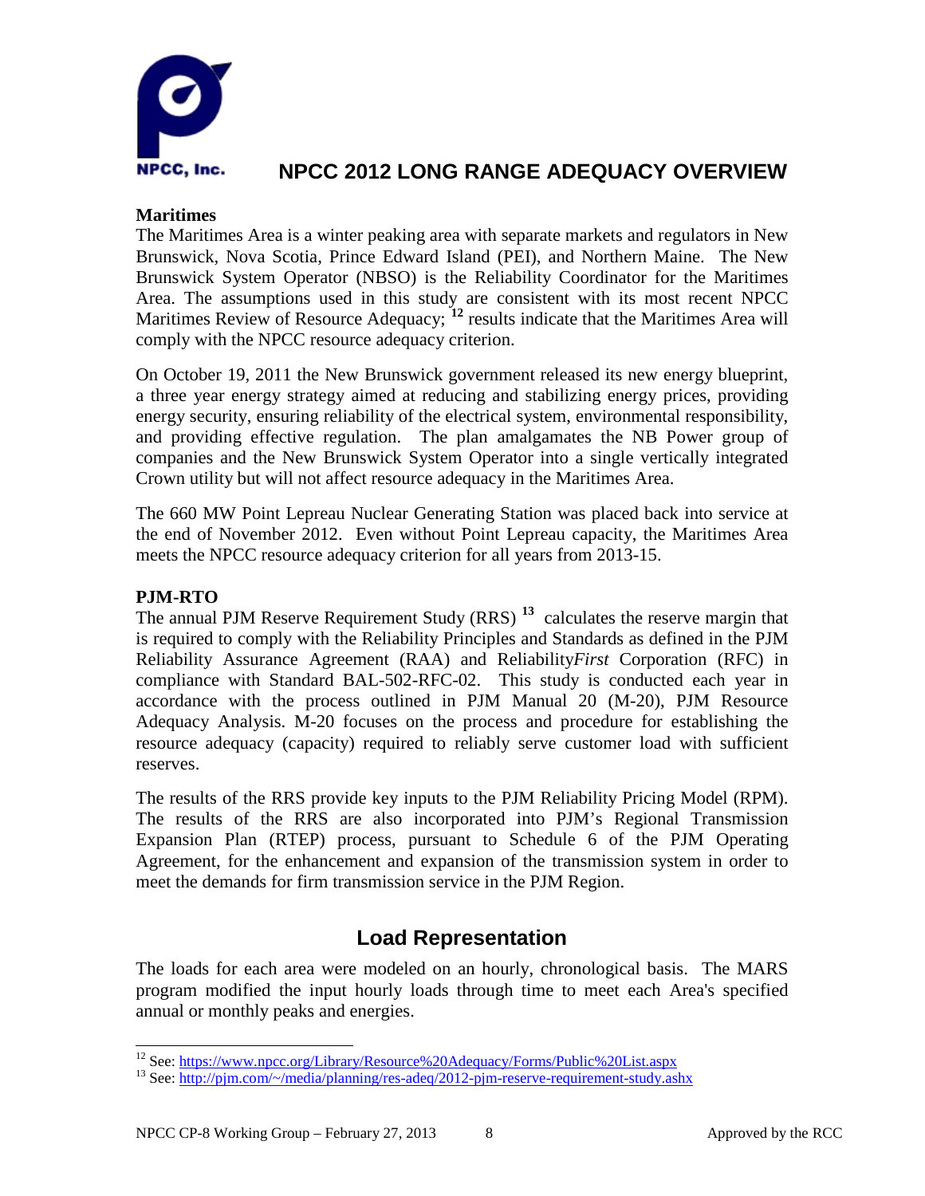**Maritimes**

The Maritimes Area is a winter peaking area with separate markets and regulators in New Brunswick, Nova Scotia, Prince Edward Island (PEI), and Northern Maine. The New Brunswick System Operator (NBSO) is the Reliability Coordinator for the Maritimes Area. The assumptions used in this study are consistent with its most recent NPCC Maritimes Review of Resource Adequacy; [12] results indicate that the Maritimes Area will comply with the NPCC resource adequacy criterion.

On October 19, 2011 the New Brunswick government released its new energy blueprint, a three year energy strategy aimed at reducing and stabilizing energy prices, providing energy security, ensuring reliability of the electrical system, environmental responsibility, and providing effective regulation. The plan amalgamates the NB Power group of companies and the New Brunswick System Operator into a single vertically integrated Crown utility but will not affect resource adequacy in the Maritimes Area.

The 660 MW Point Lepreau Nuclear Generating Station was placed back into service at the end of November 2012. Even without Point Lepreau capacity, the Maritimes Area meets the NPCC resource adequacy criterion for all years from 2013-15.

**PJM-RTO**

The annual PJM Reserve Requirement Study (RRS) [13] calculates the reserve margin that is required to comply with the Reliability Principles and Standards as defined in the PJM Reliability Assurance Agreement (RAA) and Reliability*First* Corporation (RFC) in compliance with Standard BAL-502-RFC-02. This study is conducted each year in accordance with the process outlined in PJM Manual 20 (M-20), PJM Resource Adequacy Analysis. M-20 focuses on the process and procedure for establishing the resource adequacy (capacity) required to reliably serve customer load with sufficient reserves.

The results of the RRS provide key inputs to the PJM Reliability Pricing Model (RPM). The results of the RRS are also incorporated into PJM's Regional Transmission Expansion Plan (RTEP) process, pursuant to Schedule 6 of the PJM Operating Agreement, for the enhancement and expansion of the transmission system in order to meet the demands for firm transmission service in the PJM Region.

## Load Representation

The loads for each area were modeled on an hourly, chronological basis. The MARS program modified the input hourly loads through time to meet each Area's specified annual or monthly peaks and energies.

---

[12] See: https://www.npcc.org/Library/Resource%20Adequacy/Forms/Public%20List.aspx

[13] See: http://pjm.com/~/media/planning/res-adeq/2012-pjm-reserve-requirement-study.ashx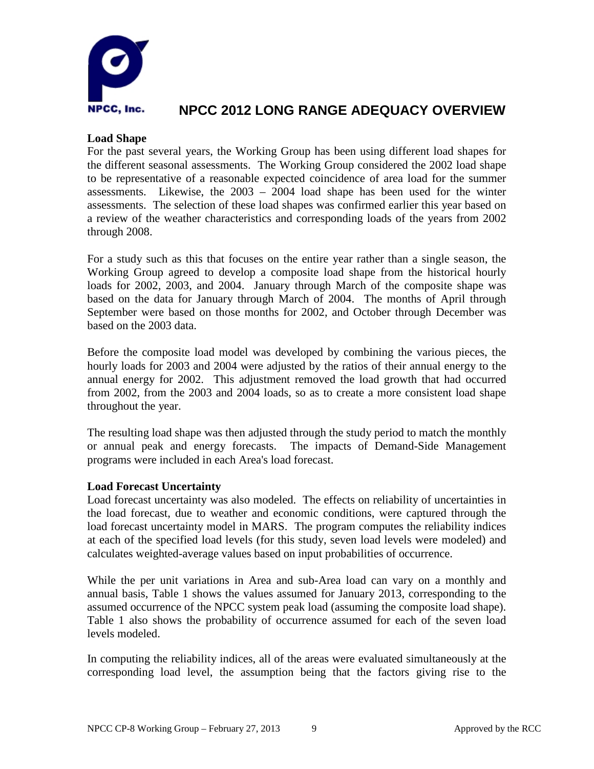### Load Shape

For the past several years, the Working Group has been using different load shapes for the different seasonal assessments. The Working Group considered the 2002 load shape to be representative of a reasonable expected coincidence of area load for the summer assessments. Likewise, the 2003 – 2004 load shape has been used for the winter assessments. The selection of these load shapes was confirmed earlier this year based on a review of the weather characteristics and corresponding loads of the years from 2002 through 2008.

For a study such as this that focuses on the entire year rather than a single season, the Working Group agreed to develop a composite load shape from the historical hourly loads for 2002, 2003, and 2004. January through March of the composite shape was based on the data for January through March of 2004. The months of April through September were based on those months for 2002, and October through December was based on the 2003 data.

Before the composite load model was developed by combining the various pieces, the hourly loads for 2003 and 2004 were adjusted by the ratios of their annual energy to the annual energy for 2002. This adjustment removed the load growth that had occurred from 2002, from the 2003 and 2004 loads, so as to create a more consistent load shape throughout the year.

The resulting load shape was then adjusted through the study period to match the monthly or annual peak and energy forecasts. The impacts of Demand-Side Management programs were included in each Area's load forecast.

### Load Forecast Uncertainty

Load forecast uncertainty was also modeled. The effects on reliability of uncertainties in the load forecast, due to weather and economic conditions, were captured through the load forecast uncertainty model in MARS. The program computes the reliability indices at each of the specified load levels (for this study, seven load levels were modeled) and calculates weighted-average values based on input probabilities of occurrence.

While the per unit variations in Area and sub-Area load can vary on a monthly and annual basis, Table 1 shows the values assumed for January 2013, corresponding to the assumed occurrence of the NPCC system peak load (assuming the composite load shape). Table 1 also shows the probability of occurrence assumed for each of the seven load levels modeled.

In computing the reliability indices, all of the areas were evaluated simultaneously at the corresponding load level, the assumption being that the factors giving rise to the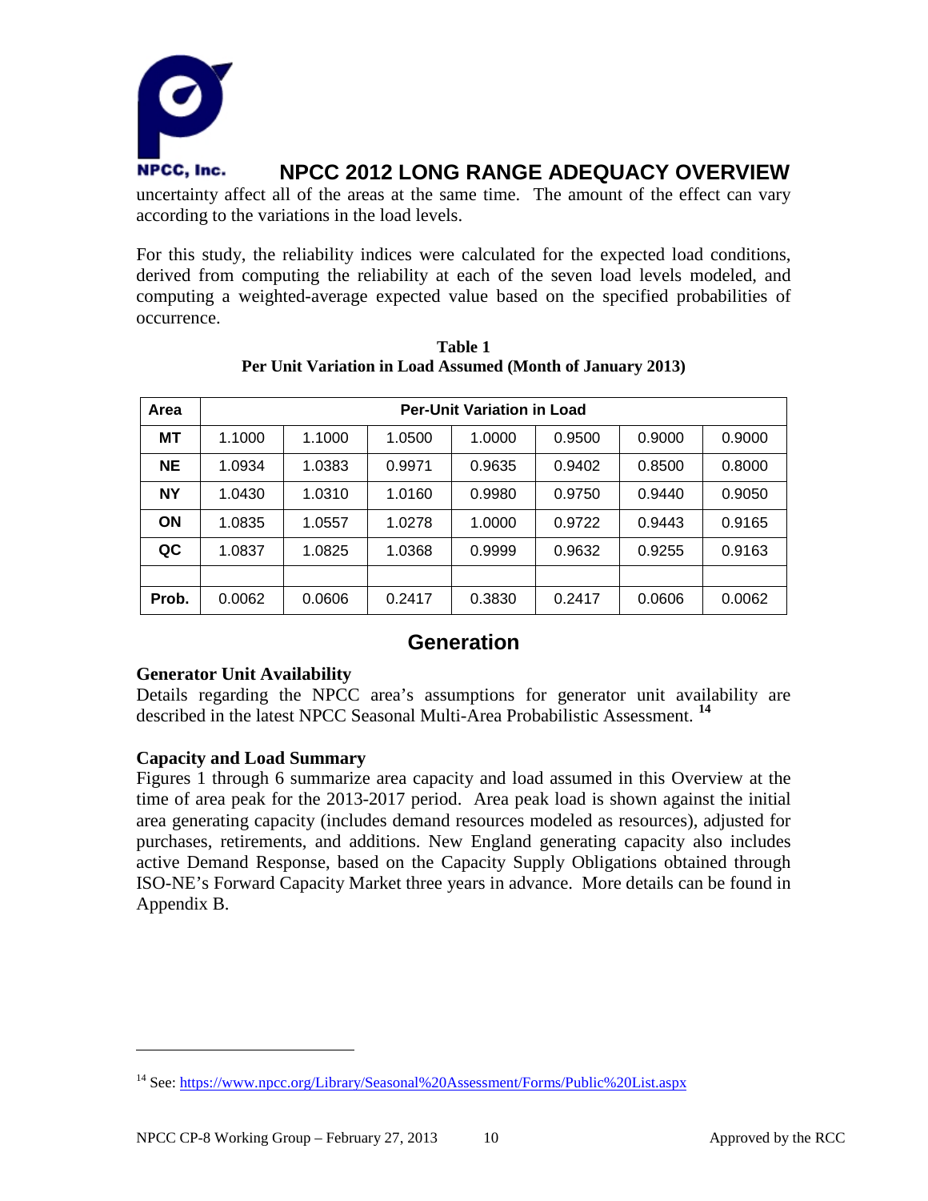uncertainty affect all of the areas at the same time. The amount of the effect can vary according to the variations in the load levels.

For this study, the reliability indices were calculated for the expected load conditions, derived from computing the reliability at each of the seven load levels modeled, and computing a weighted-average expected value based on the specified probabilities of occurrence.

**Table 1**
**Per Unit Variation in Load Assumed (Month of January 2013)**

| Area | Per-Unit Variation in Load | | | | | | |
|---|---|---|---|---|---|---|---|
| **MT** | 1.1000 | 1.1000 | 1.0500 | 1.0000 | 0.9500 | 0.9000 | 0.9000 |
| **NE** | 1.0934 | 1.0383 | 0.9971 | 0.9635 | 0.9402 | 0.8500 | 0.8000 |
| **NY** | 1.0430 | 1.0310 | 1.0160 | 0.9980 | 0.9750 | 0.9440 | 0.9050 |
| **ON** | 1.0835 | 1.0557 | 1.0278 | 1.0000 | 0.9722 | 0.9443 | 0.9165 |
| **QC** | 1.0837 | 1.0825 | 1.0368 | 0.9999 | 0.9632 | 0.9255 | 0.9163 |
| | | | | | | | |
| **Prob.** | 0.0062 | 0.0606 | 0.2417 | 0.3830 | 0.2417 | 0.0606 | 0.0062 |

## Generation

### Generator Unit Availability

Details regarding the NPCC area's assumptions for generator unit availability are described in the latest NPCC Seasonal Multi-Area Probabilistic Assessment. [14]

### Capacity and Load Summary

Figures 1 through 6 summarize area capacity and load assumed in this Overview at the time of area peak for the 2013-2017 period. Area peak load is shown against the initial area generating capacity (includes demand resources modeled as resources), adjusted for purchases, retirements, and additions. New England generating capacity also includes active Demand Response, based on the Capacity Supply Obligations obtained through ISO-NE's Forward Capacity Market three years in advance. More details can be found in Appendix B.

[14] See: https://www.npcc.org/Library/Seasonal%20Assessment/Forms/Public%20List.aspx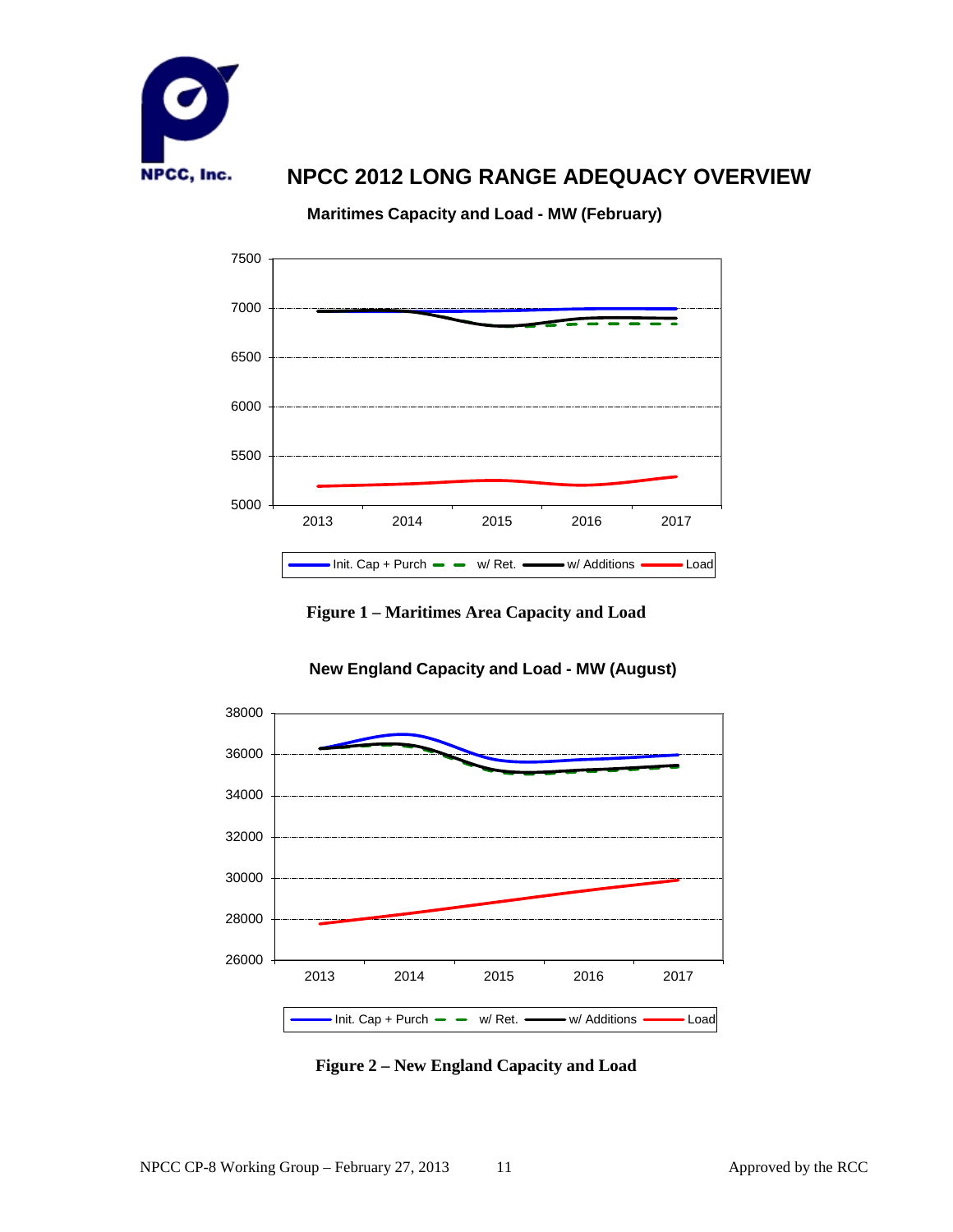# NPCC 2012 LONG RANGE ADEQUACY OVERVIEW

**Maritimes Capacity and Load - MW (February)**

**Figure 1 – Maritimes Area Capacity and Load**

**New England Capacity and Load - MW (August)**

**Figure 2 – New England Capacity and Load**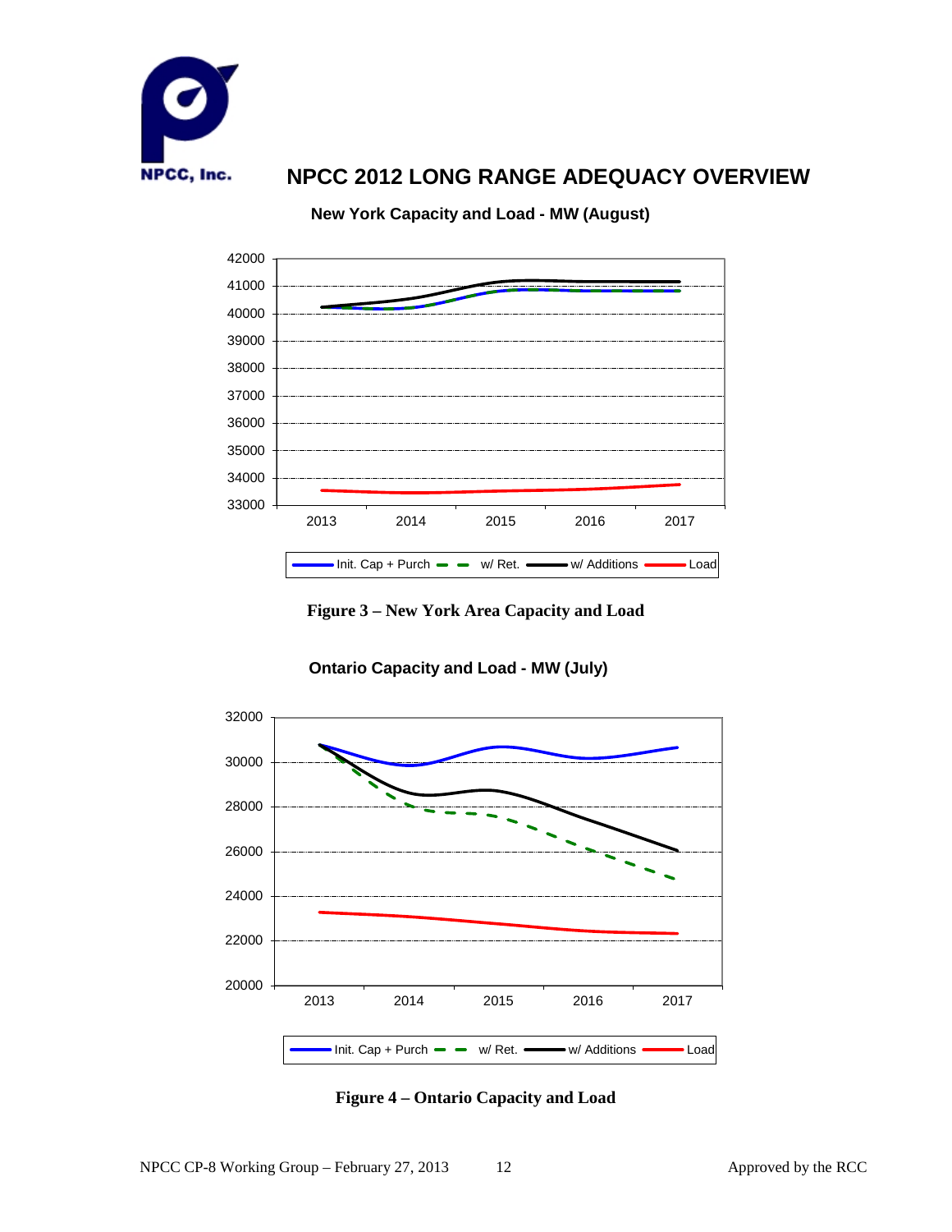## NPCC 2012 LONG RANGE ADEQUACY OVERVIEW

**New York Capacity and Load - MW (August)**

**Figure 3 – New York Area Capacity and Load**

**Ontario Capacity and Load - MW (July)**

**Figure 4 – Ontario Capacity and Load**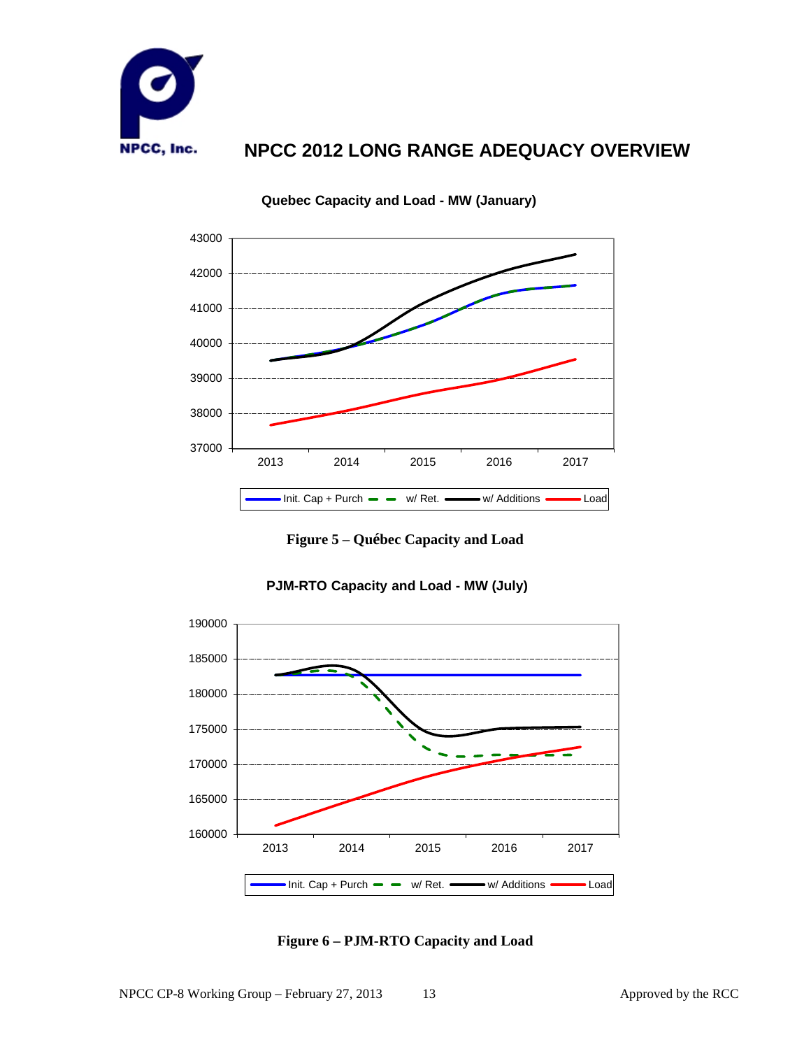Quebec Capacity and Load - MW (January)

Figure 5 – Québec Capacity and Load

PJM-RTO Capacity and Load - MW (July)

Figure 6 – PJM-RTO Capacity and Load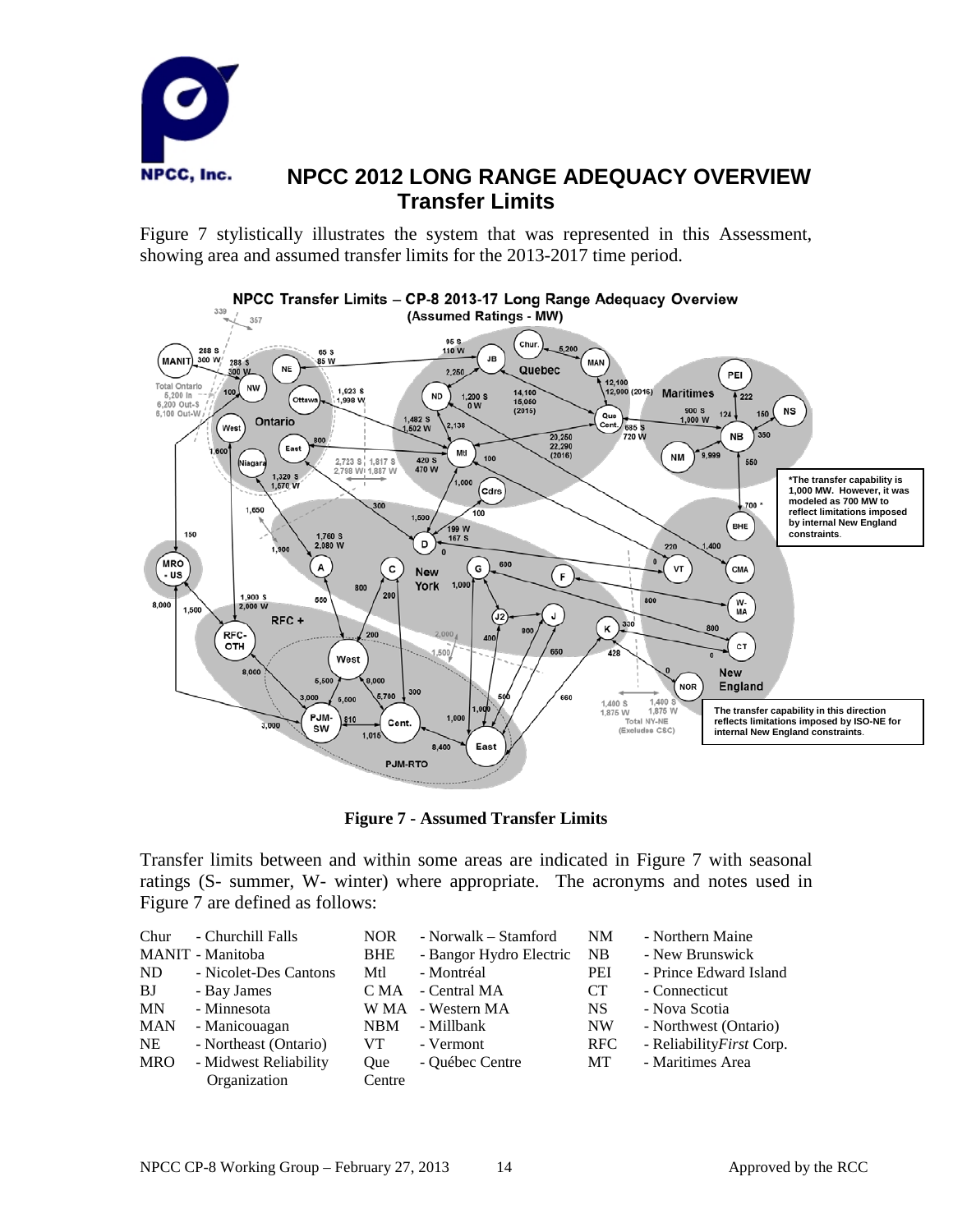# NPCC 2012 LONG RANGE ADEQUACY OVERVIEW

## Transfer Limits

Figure 7 stylistically illustrates the system that was represented in this Assessment, showing area and assumed transfer limits for the 2013-2017 time period.

**Figure 7 - Assumed Transfer Limits**

Transfer limits between and within some areas are indicated in Figure 7 with seasonal ratings (S- summer, W- winter) where appropriate. The acronyms and notes used in Figure 7 are defined as follows:

| | | | | | |
|---|---|---|---|---|---|
| Chur | - Churchill Falls | NOR | - Norwalk – Stamford | NM | - Northern Maine |
| MANIT | - Manitoba | BHE | - Bangor Hydro Electric | NB | - New Brunswick |
| ND | - Nicolet-Des Cantons | Mtl | - Montréal | PEI | - Prince Edward Island |
| BJ | - Bay James | C MA | - Central MA | CT | - Connecticut |
| MN | - Minnesota | W MA | - Western MA | NS | - Nova Scotia |
| MAN | - Manicouagan | NBM | - Millbank | NW | - Northwest (Ontario) |
| NE | - Northeast (Ontario) | VT | - Vermont | RFC | - Reliability*First* Corp. |
| MRO | - Midwest Reliability Organization | Que Centre | - Québec Centre | MT | - Maritimes Area |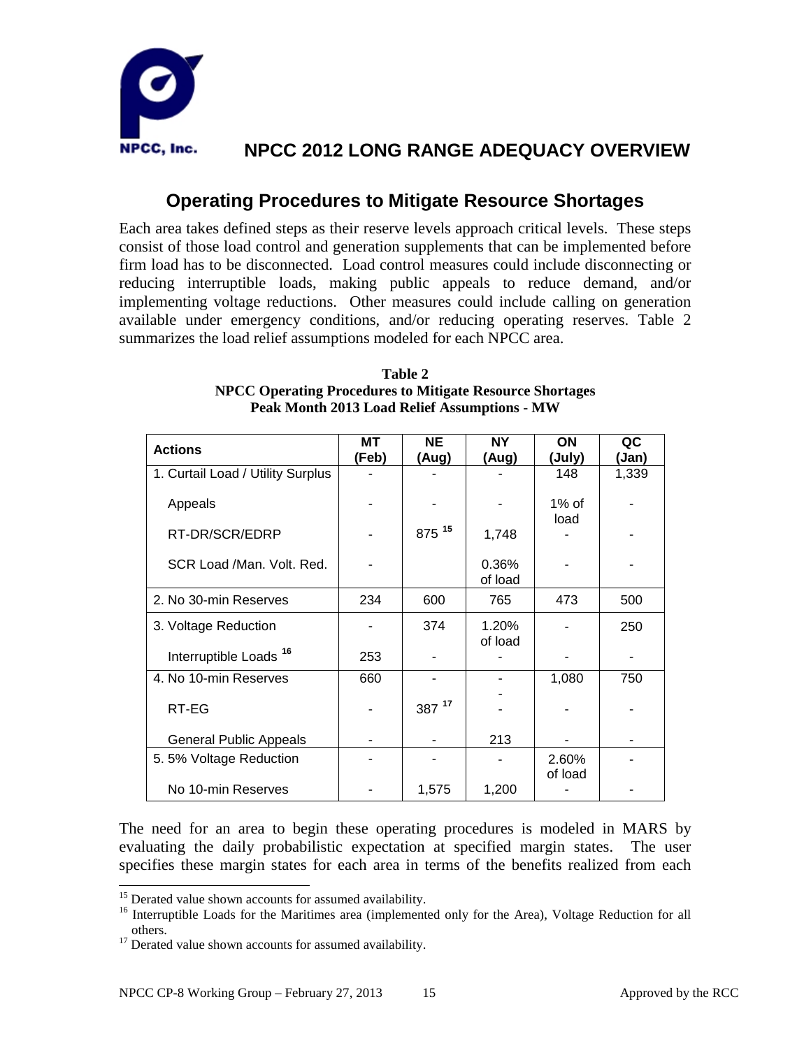## Operating Procedures to Mitigate Resource Shortages

Each area takes defined steps as their reserve levels approach critical levels. These steps consist of those load control and generation supplements that can be implemented before firm load has to be disconnected. Load control measures could include disconnecting or reducing interruptible loads, making public appeals to reduce demand, and/or implementing voltage reductions. Other measures could include calling on generation available under emergency conditions, and/or reducing operating reserves. Table 2 summarizes the load relief assumptions modeled for each NPCC area.

**Table 2**
**NPCC Operating Procedures to Mitigate Resource Shortages**
**Peak Month 2013 Load Relief Assumptions - MW**

| Actions | MT (Feb) | NE (Aug) | NY (Aug) | ON (July) | QC (Jan) |
|---|---|---|---|---|---|
| 1. Curtail Load / Utility Surplus | - | - | - | 148 | 1,339 |
| Appeals | - | - | - | 1% of load | - |
| RT-DR/SCR/EDRP | - | 875 [15] | 1,748 | - | - |
| SCR Load /Man. Volt. Red. | - | | 0.36% of load | - | - |
| 2. No 30-min Reserves | 234 | 600 | 765 | 473 | 500 |
| 3. Voltage Reduction | - | 374 | 1.20% of load | - | 250 |
| Interruptible Loads [16] | 253 | - | - | - | - |
| 4. No 10-min Reserves | 660 | - | - | 1,080 | 750 |
| RT-EG | - | 387 [17] | - | - | - |
| General Public Appeals | - | - | 213 | - | - |
| 5. 5% Voltage Reduction | - | - | - | 2.60% of load | - |
| No 10-min Reserves | - | 1,575 | 1,200 | - | - |

The need for an area to begin these operating procedures is modeled in MARS by evaluating the daily probabilistic expectation at specified margin states. The user specifies these margin states for each area in terms of the benefits realized from each

[15] Derated value shown accounts for assumed availability.

[16] Interruptible Loads for the Maritimes area (implemented only for the Area), Voltage Reduction for all others.

[17] Derated value shown accounts for assumed availability.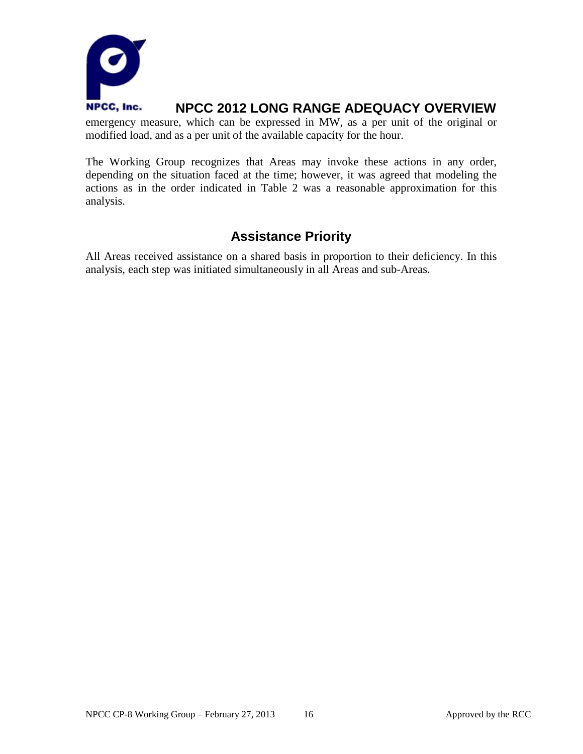emergency measure, which can be expressed in MW, as a per unit of the original or modified load, and as a per unit of the available capacity for the hour.

The Working Group recognizes that Areas may invoke these actions in any order, depending on the situation faced at the time; however, it was agreed that modeling the actions as in the order indicated in Table 2 was a reasonable approximation for this analysis.

## Assistance Priority

All Areas received assistance on a shared basis in proportion to their deficiency. In this analysis, each step was initiated simultaneously in all Areas and sub-Areas.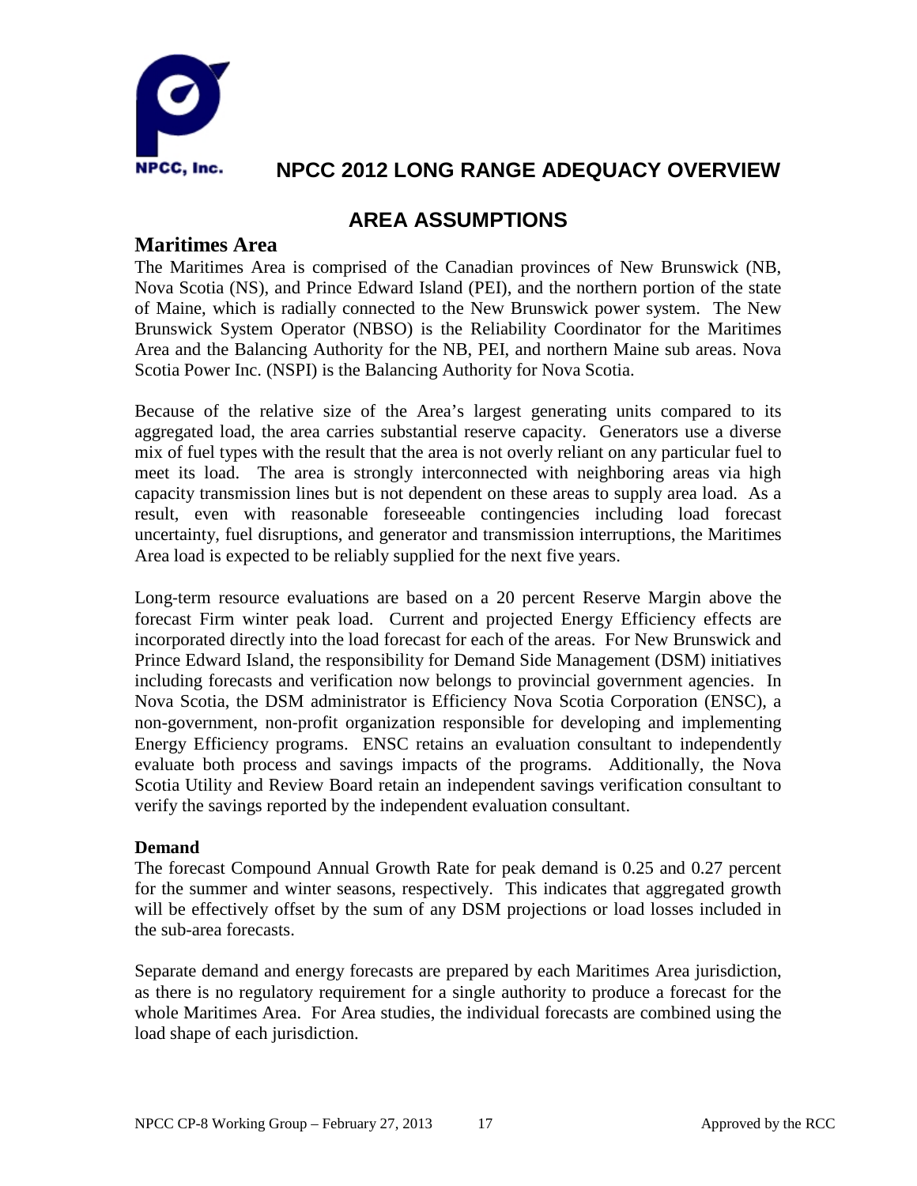# NPCC 2012 LONG RANGE ADEQUACY OVERVIEW

## AREA ASSUMPTIONS

### Maritimes Area

The Maritimes Area is comprised of the Canadian provinces of New Brunswick (NB, Nova Scotia (NS), and Prince Edward Island (PEI), and the northern portion of the state of Maine, which is radially connected to the New Brunswick power system. The New Brunswick System Operator (NBSO) is the Reliability Coordinator for the Maritimes Area and the Balancing Authority for the NB, PEI, and northern Maine sub areas. Nova Scotia Power Inc. (NSPI) is the Balancing Authority for Nova Scotia.

Because of the relative size of the Area's largest generating units compared to its aggregated load, the area carries substantial reserve capacity. Generators use a diverse mix of fuel types with the result that the area is not overly reliant on any particular fuel to meet its load. The area is strongly interconnected with neighboring areas via high capacity transmission lines but is not dependent on these areas to supply area load. As a result, even with reasonable foreseeable contingencies including load forecast uncertainty, fuel disruptions, and generator and transmission interruptions, the Maritimes Area load is expected to be reliably supplied for the next five years.

Long-term resource evaluations are based on a 20 percent Reserve Margin above the forecast Firm winter peak load. Current and projected Energy Efficiency effects are incorporated directly into the load forecast for each of the areas. For New Brunswick and Prince Edward Island, the responsibility for Demand Side Management (DSM) initiatives including forecasts and verification now belongs to provincial government agencies. In Nova Scotia, the DSM administrator is Efficiency Nova Scotia Corporation (ENSC), a non-government, non-profit organization responsible for developing and implementing Energy Efficiency programs. ENSC retains an evaluation consultant to independently evaluate both process and savings impacts of the programs. Additionally, the Nova Scotia Utility and Review Board retain an independent savings verification consultant to verify the savings reported by the independent evaluation consultant.

**Demand**

The forecast Compound Annual Growth Rate for peak demand is 0.25 and 0.27 percent for the summer and winter seasons, respectively. This indicates that aggregated growth will be effectively offset by the sum of any DSM projections or load losses included in the sub-area forecasts.

Separate demand and energy forecasts are prepared by each Maritimes Area jurisdiction, as there is no regulatory requirement for a single authority to produce a forecast for the whole Maritimes Area. For Area studies, the individual forecasts are combined using the load shape of each jurisdiction.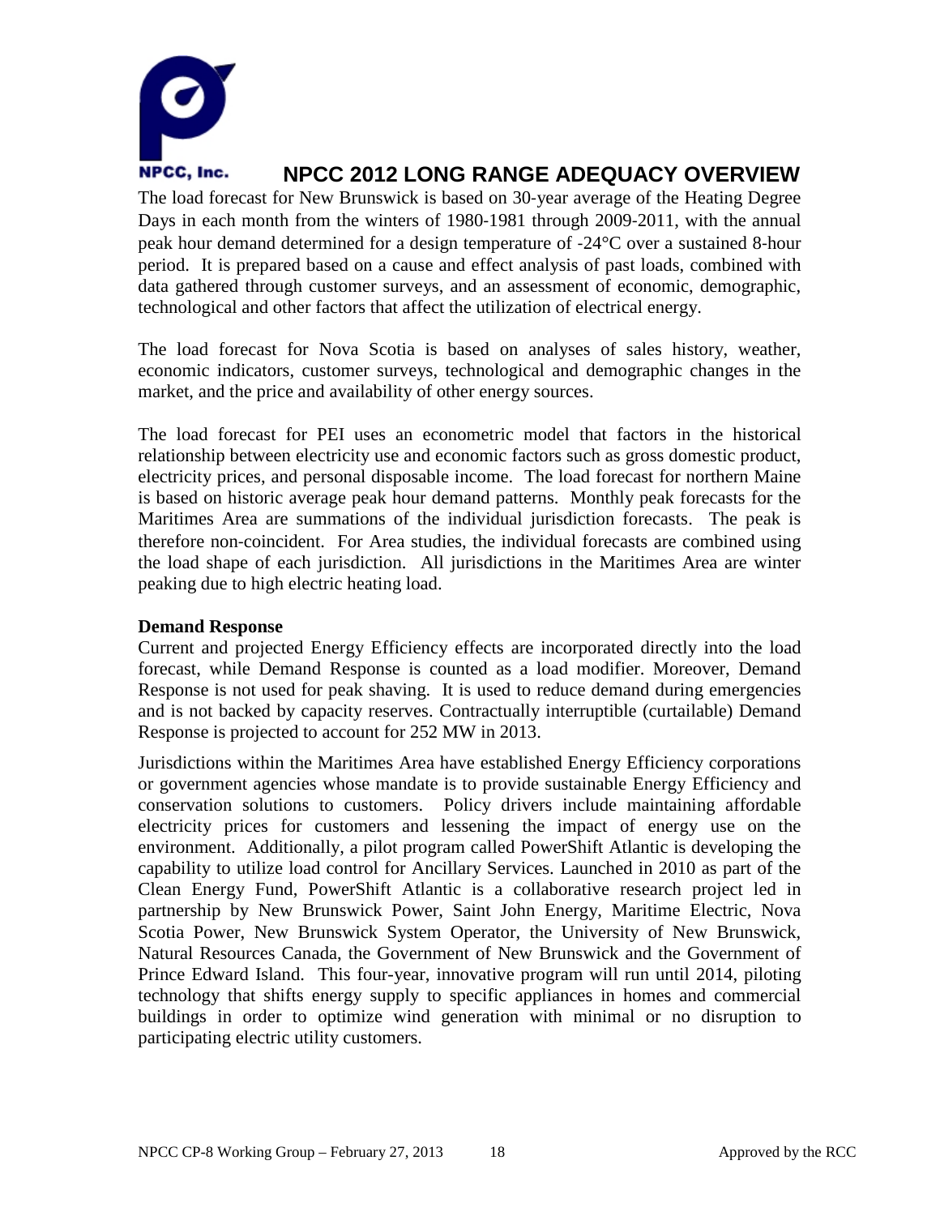The load forecast for New Brunswick is based on 30-year average of the Heating Degree Days in each month from the winters of 1980-1981 through 2009-2011, with the annual peak hour demand determined for a design temperature of -24°C over a sustained 8-hour period. It is prepared based on a cause and effect analysis of past loads, combined with data gathered through customer surveys, and an assessment of economic, demographic, technological and other factors that affect the utilization of electrical energy.

The load forecast for Nova Scotia is based on analyses of sales history, weather, economic indicators, customer surveys, technological and demographic changes in the market, and the price and availability of other energy sources.

The load forecast for PEI uses an econometric model that factors in the historical relationship between electricity use and economic factors such as gross domestic product, electricity prices, and personal disposable income. The load forecast for northern Maine is based on historic average peak hour demand patterns. Monthly peak forecasts for the Maritimes Area are summations of the individual jurisdiction forecasts. The peak is therefore non-coincident. For Area studies, the individual forecasts are combined using the load shape of each jurisdiction. All jurisdictions in the Maritimes Area are winter peaking due to high electric heating load.

**Demand Response**

Current and projected Energy Efficiency effects are incorporated directly into the load forecast, while Demand Response is counted as a load modifier. Moreover, Demand Response is not used for peak shaving. It is used to reduce demand during emergencies and is not backed by capacity reserves. Contractually interruptible (curtailable) Demand Response is projected to account for 252 MW in 2013.

Jurisdictions within the Maritimes Area have established Energy Efficiency corporations or government agencies whose mandate is to provide sustainable Energy Efficiency and conservation solutions to customers. Policy drivers include maintaining affordable electricity prices for customers and lessening the impact of energy use on the environment. Additionally, a pilot program called PowerShift Atlantic is developing the capability to utilize load control for Ancillary Services. Launched in 2010 as part of the Clean Energy Fund, PowerShift Atlantic is a collaborative research project led in partnership by New Brunswick Power, Saint John Energy, Maritime Electric, Nova Scotia Power, New Brunswick System Operator, the University of New Brunswick, Natural Resources Canada, the Government of New Brunswick and the Government of Prince Edward Island. This four-year, innovative program will run until 2014, piloting technology that shifts energy supply to specific appliances in homes and commercial buildings in order to optimize wind generation with minimal or no disruption to participating electric utility customers.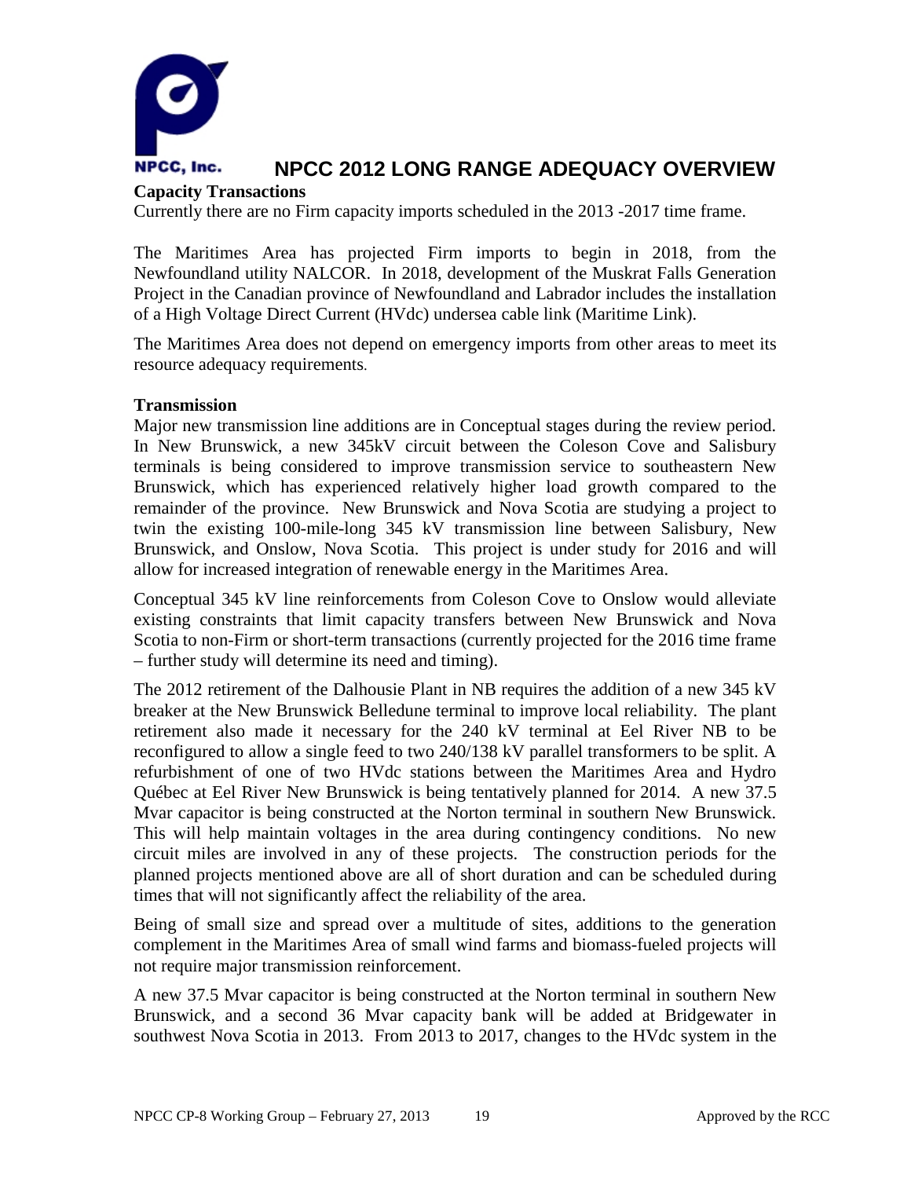**Capacity Transactions**

Currently there are no Firm capacity imports scheduled in the 2013 -2017 time frame.

The Maritimes Area has projected Firm imports to begin in 2018, from the Newfoundland utility NALCOR. In 2018, development of the Muskrat Falls Generation Project in the Canadian province of Newfoundland and Labrador includes the installation of a High Voltage Direct Current (HVdc) undersea cable link (Maritime Link).

The Maritimes Area does not depend on emergency imports from other areas to meet its resource adequacy requirements.

**Transmission**

Major new transmission line additions are in Conceptual stages during the review period. In New Brunswick, a new 345kV circuit between the Coleson Cove and Salisbury terminals is being considered to improve transmission service to southeastern New Brunswick, which has experienced relatively higher load growth compared to the remainder of the province. New Brunswick and Nova Scotia are studying a project to twin the existing 100-mile-long 345 kV transmission line between Salisbury, New Brunswick, and Onslow, Nova Scotia. This project is under study for 2016 and will allow for increased integration of renewable energy in the Maritimes Area.

Conceptual 345 kV line reinforcements from Coleson Cove to Onslow would alleviate existing constraints that limit capacity transfers between New Brunswick and Nova Scotia to non-Firm or short-term transactions (currently projected for the 2016 time frame – further study will determine its need and timing).

The 2012 retirement of the Dalhousie Plant in NB requires the addition of a new 345 kV breaker at the New Brunswick Belledune terminal to improve local reliability. The plant retirement also made it necessary for the 240 kV terminal at Eel River NB to be reconfigured to allow a single feed to two 240/138 kV parallel transformers to be split. A refurbishment of one of two HVdc stations between the Maritimes Area and Hydro Québec at Eel River New Brunswick is being tentatively planned for 2014. A new 37.5 Mvar capacitor is being constructed at the Norton terminal in southern New Brunswick. This will help maintain voltages in the area during contingency conditions. No new circuit miles are involved in any of these projects. The construction periods for the planned projects mentioned above are all of short duration and can be scheduled during times that will not significantly affect the reliability of the area.

Being of small size and spread over a multitude of sites, additions to the generation complement in the Maritimes Area of small wind farms and biomass-fueled projects will not require major transmission reinforcement.

A new 37.5 Mvar capacitor is being constructed at the Norton terminal in southern New Brunswick, and a second 36 Mvar capacity bank will be added at Bridgewater in southwest Nova Scotia in 2013. From 2013 to 2017, changes to the HVdc system in the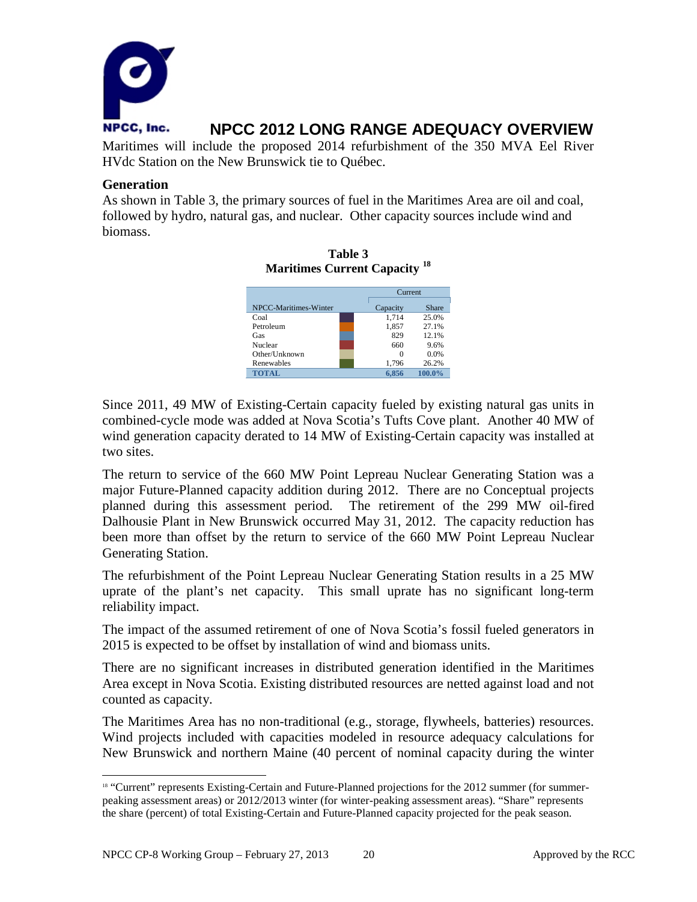Maritimes will include the proposed 2014 refurbishment of the 350 MVA Eel River HVdc Station on the New Brunswick tie to Québec.

**Generation**

As shown in Table 3, the primary sources of fuel in the Maritimes Area are oil and coal, followed by hydro, natural gas, and nuclear. Other capacity sources include wind and biomass.

**Table 3**
**Maritimes Current Capacity** [18]

| NPCC-Maritimes-Winter | Current Capacity | Current Share |
|---|---|---|
| Coal | 1,714 | 25.0% |
| Petroleum | 1,857 | 27.1% |
| Gas | 829 | 12.1% |
| Nuclear | 660 | 9.6% |
| Other/Unknown | 0 | 0.0% |
| Renewables | 1,796 | 26.2% |
| **TOTAL** | **6,856** | **100.0%** |

Since 2011, 49 MW of Existing-Certain capacity fueled by existing natural gas units in combined-cycle mode was added at Nova Scotia's Tufts Cove plant. Another 40 MW of wind generation capacity derated to 14 MW of Existing-Certain capacity was installed at two sites.

The return to service of the 660 MW Point Lepreau Nuclear Generating Station was a major Future-Planned capacity addition during 2012. There are no Conceptual projects planned during this assessment period. The retirement of the 299 MW oil-fired Dalhousie Plant in New Brunswick occurred May 31, 2012. The capacity reduction has been more than offset by the return to service of the 660 MW Point Lepreau Nuclear Generating Station.

The refurbishment of the Point Lepreau Nuclear Generating Station results in a 25 MW uprate of the plant's net capacity. This small uprate has no significant long-term reliability impact.

The impact of the assumed retirement of one of Nova Scotia's fossil fueled generators in 2015 is expected to be offset by installation of wind and biomass units.

There are no significant increases in distributed generation identified in the Maritimes Area except in Nova Scotia. Existing distributed resources are netted against load and not counted as capacity.

The Maritimes Area has no non-traditional (e.g., storage, flywheels, batteries) resources. Wind projects included with capacities modeled in resource adequacy calculations for New Brunswick and northern Maine (40 percent of nominal capacity during the winter

---

[18] "Current" represents Existing-Certain and Future-Planned projections for the 2012 summer (for summer-peaking assessment areas) or 2012/2013 winter (for winter-peaking assessment areas). "Share" represents the share (percent) of total Existing-Certain and Future-Planned capacity projected for the peak season.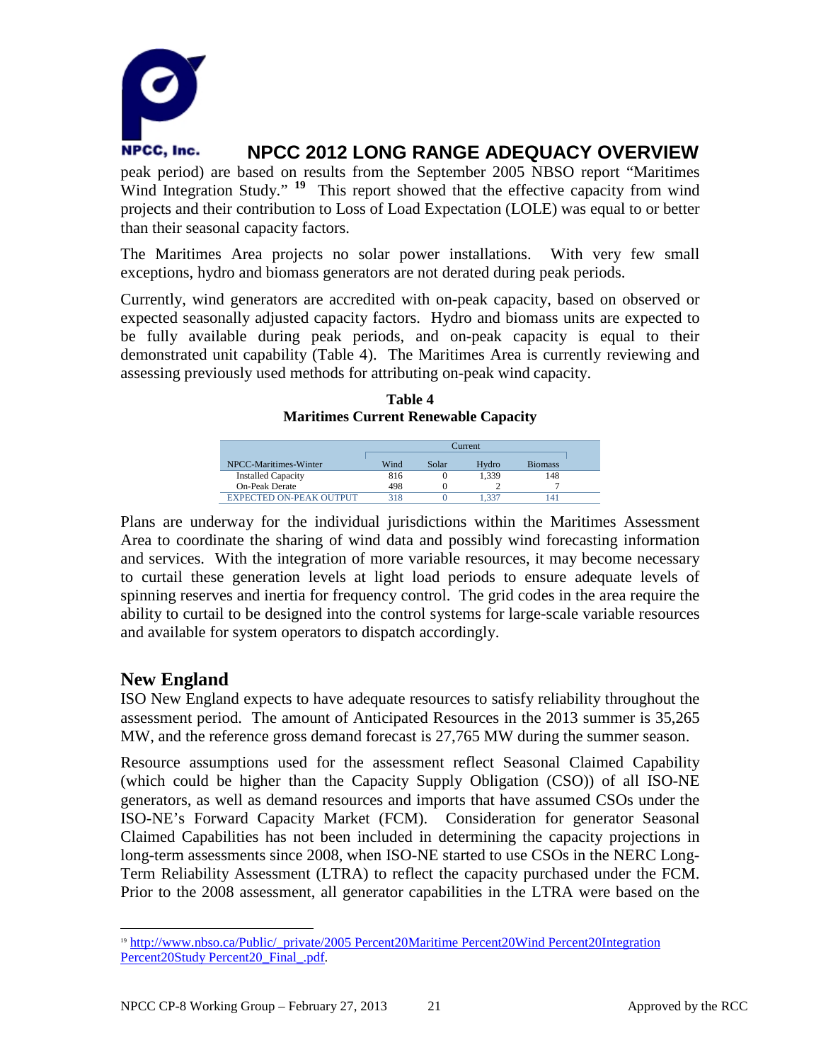peak period) are based on results from the September 2005 NBSO report "Maritimes Wind Integration Study." [19] This report showed that the effective capacity from wind projects and their contribution to Loss of Load Expectation (LOLE) was equal to or better than their seasonal capacity factors.

The Maritimes Area projects no solar power installations. With very few small exceptions, hydro and biomass generators are not derated during peak periods.

Currently, wind generators are accredited with on-peak capacity, based on observed or expected seasonally adjusted capacity factors. Hydro and biomass units are expected to be fully available during peak periods, and on-peak capacity is equal to their demonstrated unit capability (Table 4). The Maritimes Area is currently reviewing and assessing previously used methods for attributing on-peak wind capacity.

**Table 4**
**Maritimes Current Renewable Capacity**

| | Current | | | |
|---|---|---|---|---|
| NPCC-Maritimes-Winter | Wind | Solar | Hydro | Biomass |
| Installed Capacity | 816 | 0 | 1,339 | 148 |
| On-Peak Derate | 498 | 0 | 2 | 7 |
| EXPECTED ON-PEAK OUTPUT | 318 | 0 | 1,337 | 141 |

Plans are underway for the individual jurisdictions within the Maritimes Assessment Area to coordinate the sharing of wind data and possibly wind forecasting information and services. With the integration of more variable resources, it may become necessary to curtail these generation levels at light load periods to ensure adequate levels of spinning reserves and inertia for frequency control. The grid codes in the area require the ability to curtail to be designed into the control systems for large-scale variable resources and available for system operators to dispatch accordingly.

## New England

ISO New England expects to have adequate resources to satisfy reliability throughout the assessment period. The amount of Anticipated Resources in the 2013 summer is 35,265 MW, and the reference gross demand forecast is 27,765 MW during the summer season.

Resource assumptions used for the assessment reflect Seasonal Claimed Capability (which could be higher than the Capacity Supply Obligation (CSO)) of all ISO-NE generators, as well as demand resources and imports that have assumed CSOs under the ISO-NE's Forward Capacity Market (FCM). Consideration for generator Seasonal Claimed Capabilities has not been included in determining the capacity projections in long-term assessments since 2008, when ISO-NE started to use CSOs in the NERC Long-Term Reliability Assessment (LTRA) to reflect the capacity purchased under the FCM. Prior to the 2008 assessment, all generator capabilities in the LTRA were based on the

---

[19] http://www.nbso.ca/Public/_private/2005 Percent20Maritime Percent20Wind Percent20Integration Percent20Study Percent20_Final_.pdf.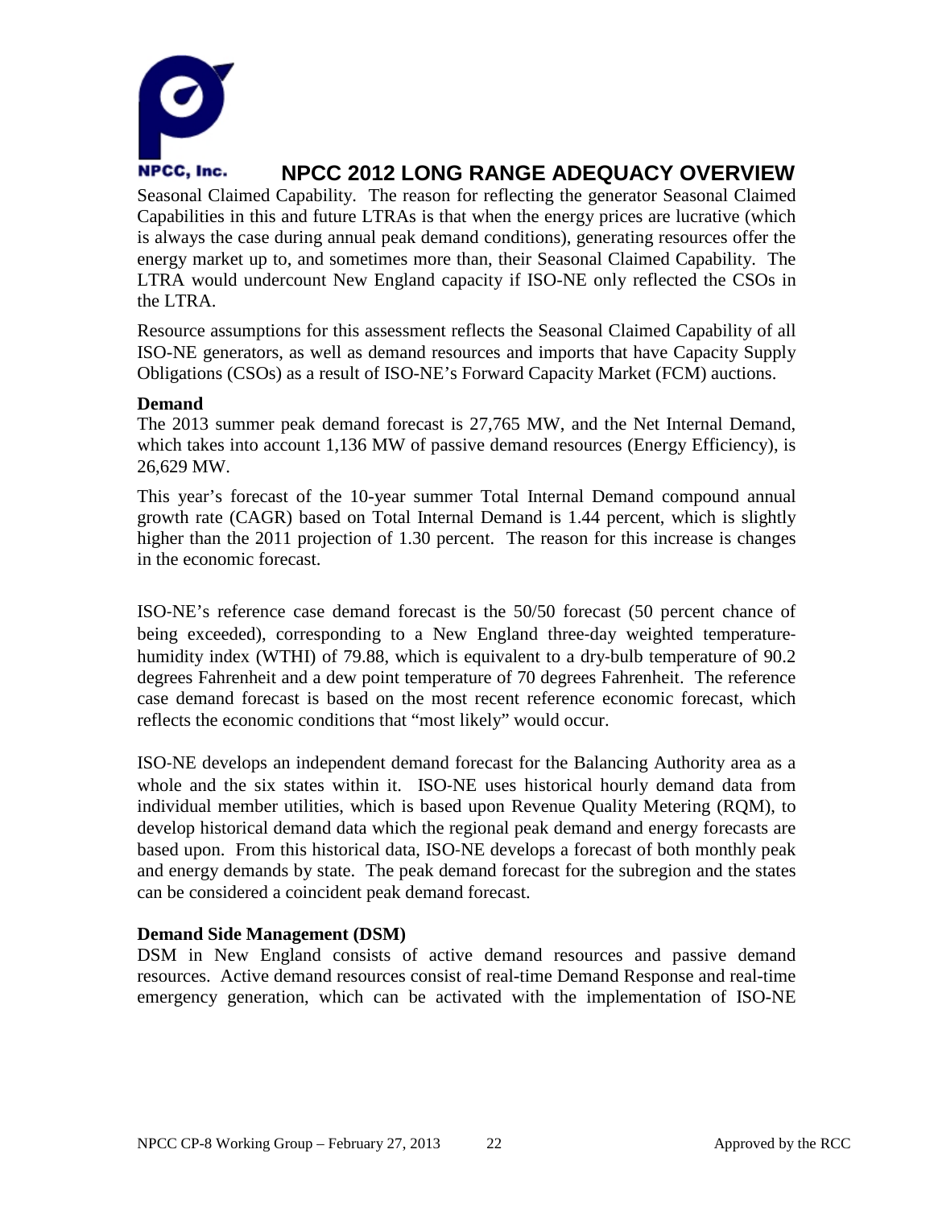Seasonal Claimed Capability. The reason for reflecting the generator Seasonal Claimed Capabilities in this and future LTRAs is that when the energy prices are lucrative (which is always the case during annual peak demand conditions), generating resources offer the energy market up to, and sometimes more than, their Seasonal Claimed Capability. The LTRA would undercount New England capacity if ISO-NE only reflected the CSOs in the LTRA.

Resource assumptions for this assessment reflects the Seasonal Claimed Capability of all ISO-NE generators, as well as demand resources and imports that have Capacity Supply Obligations (CSOs) as a result of ISO-NE's Forward Capacity Market (FCM) auctions.

**Demand**

The 2013 summer peak demand forecast is 27,765 MW, and the Net Internal Demand, which takes into account 1,136 MW of passive demand resources (Energy Efficiency), is 26,629 MW.

This year's forecast of the 10-year summer Total Internal Demand compound annual growth rate (CAGR) based on Total Internal Demand is 1.44 percent, which is slightly higher than the 2011 projection of 1.30 percent. The reason for this increase is changes in the economic forecast.

ISO-NE's reference case demand forecast is the 50/50 forecast (50 percent chance of being exceeded), corresponding to a New England three-day weighted temperature-humidity index (WTHI) of 79.88, which is equivalent to a dry-bulb temperature of 90.2 degrees Fahrenheit and a dew point temperature of 70 degrees Fahrenheit. The reference case demand forecast is based on the most recent reference economic forecast, which reflects the economic conditions that "most likely" would occur.

ISO-NE develops an independent demand forecast for the Balancing Authority area as a whole and the six states within it. ISO-NE uses historical hourly demand data from individual member utilities, which is based upon Revenue Quality Metering (RQM), to develop historical demand data which the regional peak demand and energy forecasts are based upon. From this historical data, ISO-NE develops a forecast of both monthly peak and energy demands by state. The peak demand forecast for the subregion and the states can be considered a coincident peak demand forecast.

**Demand Side Management (DSM)**

DSM in New England consists of active demand resources and passive demand resources. Active demand resources consist of real-time Demand Response and real-time emergency generation, which can be activated with the implementation of ISO-NE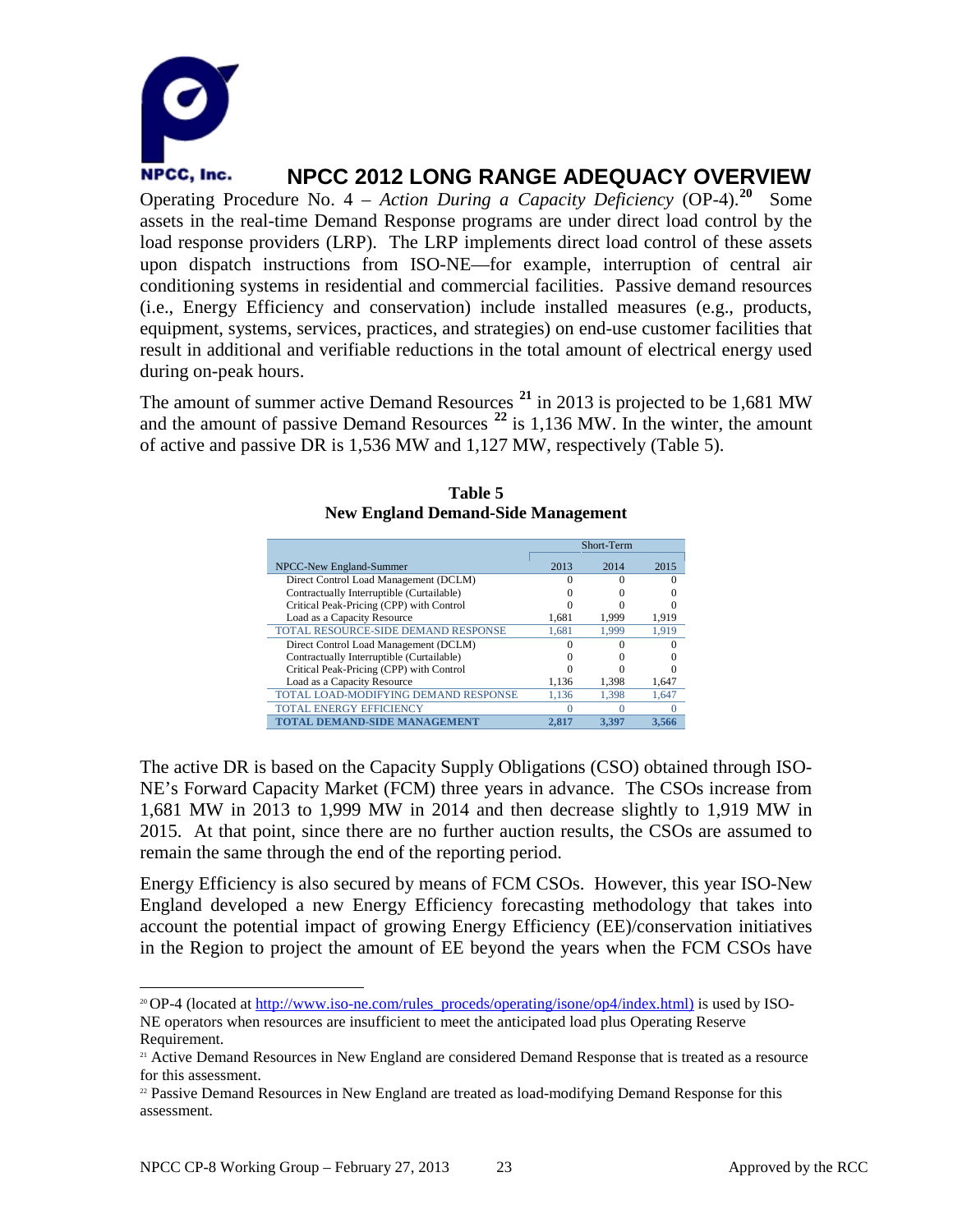Operating Procedure No. 4 – *Action During a Capacity Deficiency* (OP-4).[20] Some assets in the real-time Demand Response programs are under direct load control by the load response providers (LRP). The LRP implements direct load control of these assets upon dispatch instructions from ISO-NE—for example, interruption of central air conditioning systems in residential and commercial facilities. Passive demand resources (i.e., Energy Efficiency and conservation) include installed measures (e.g., products, equipment, systems, services, practices, and strategies) on end-use customer facilities that result in additional and verifiable reductions in the total amount of electrical energy used during on-peak hours.

The amount of summer active Demand Resources [21] in 2013 is projected to be 1,681 MW and the amount of passive Demand Resources [22] is 1,136 MW. In the winter, the amount of active and passive DR is 1,536 MW and 1,127 MW, respectively (Table 5).

**Table 5**
**New England Demand-Side Management**

| | Short-Term | | |
|---|---|---|---|
| NPCC-New England-Summer | 2013 | 2014 | 2015 |
| Direct Control Load Management (DCLM) | 0 | 0 | 0 |
| Contractually Interruptible (Curtailable) | 0 | 0 | 0 |
| Critical Peak-Pricing (CPP) with Control | 0 | 0 | 0 |
| Load as a Capacity Resource | 1,681 | 1,999 | 1,919 |
| TOTAL RESOURCE-SIDE DEMAND RESPONSE | 1,681 | 1,999 | 1,919 |
| Direct Control Load Management (DCLM) | 0 | 0 | 0 |
| Contractually Interruptible (Curtailable) | 0 | 0 | 0 |
| Critical Peak-Pricing (CPP) with Control | 0 | 0 | 0 |
| Load as a Capacity Resource | 1,136 | 1,398 | 1,647 |
| TOTAL LOAD-MODIFYING DEMAND RESPONSE | 1,136 | 1,398 | 1,647 |
| TOTAL ENERGY EFFICIENCY | 0 | 0 | 0 |
| **TOTAL DEMAND-SIDE MANAGEMENT** | **2,817** | **3,397** | **3,566** |

The active DR is based on the Capacity Supply Obligations (CSO) obtained through ISO-NE's Forward Capacity Market (FCM) three years in advance. The CSOs increase from 1,681 MW in 2013 to 1,999 MW in 2014 and then decrease slightly to 1,919 MW in 2015. At that point, since there are no further auction results, the CSOs are assumed to remain the same through the end of the reporting period.

Energy Efficiency is also secured by means of FCM CSOs. However, this year ISO-New England developed a new Energy Efficiency forecasting methodology that takes into account the potential impact of growing Energy Efficiency (EE)/conservation initiatives in the Region to project the amount of EE beyond the years when the FCM CSOs have

---

[20] OP-4 (located at http://www.iso-ne.com/rules_proceds/operating/isone/op4/index.html) is used by ISO-NE operators when resources are insufficient to meet the anticipated load plus Operating Reserve Requirement.

[21] Active Demand Resources in New England are considered Demand Response that is treated as a resource for this assessment.

[22] Passive Demand Resources in New England are treated as load-modifying Demand Response for this assessment.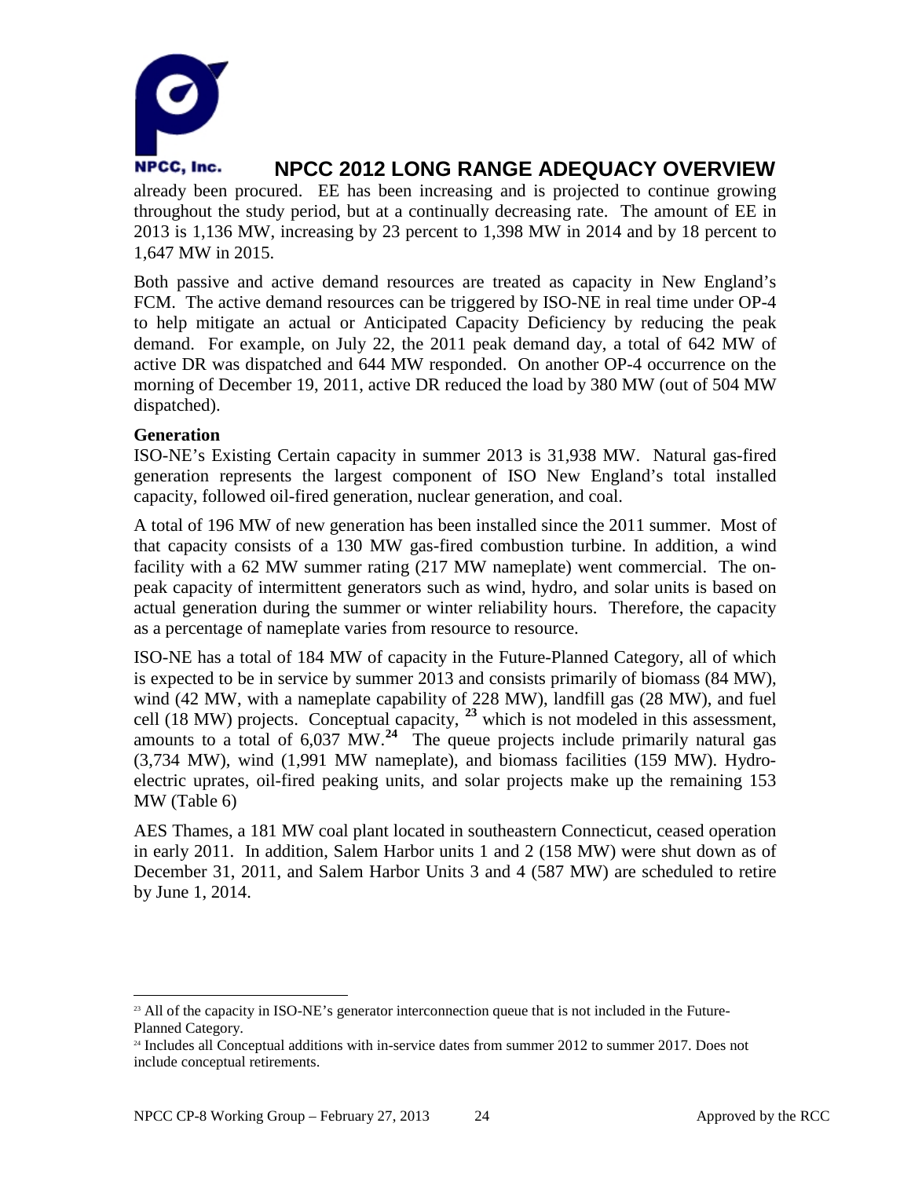already been procured. EE has been increasing and is projected to continue growing throughout the study period, but at a continually decreasing rate. The amount of EE in 2013 is 1,136 MW, increasing by 23 percent to 1,398 MW in 2014 and by 18 percent to 1,647 MW in 2015.

Both passive and active demand resources are treated as capacity in New England's FCM. The active demand resources can be triggered by ISO-NE in real time under OP-4 to help mitigate an actual or Anticipated Capacity Deficiency by reducing the peak demand. For example, on July 22, the 2011 peak demand day, a total of 642 MW of active DR was dispatched and 644 MW responded. On another OP-4 occurrence on the morning of December 19, 2011, active DR reduced the load by 380 MW (out of 504 MW dispatched).

**Generation**

ISO-NE's Existing Certain capacity in summer 2013 is 31,938 MW. Natural gas-fired generation represents the largest component of ISO New England's total installed capacity, followed oil-fired generation, nuclear generation, and coal.

A total of 196 MW of new generation has been installed since the 2011 summer. Most of that capacity consists of a 130 MW gas-fired combustion turbine. In addition, a wind facility with a 62 MW summer rating (217 MW nameplate) went commercial. The on-peak capacity of intermittent generators such as wind, hydro, and solar units is based on actual generation during the summer or winter reliability hours. Therefore, the capacity as a percentage of nameplate varies from resource to resource.

ISO-NE has a total of 184 MW of capacity in the Future-Planned Category, all of which is expected to be in service by summer 2013 and consists primarily of biomass (84 MW), wind (42 MW, with a nameplate capability of 228 MW), landfill gas (28 MW), and fuel cell (18 MW) projects. Conceptual capacity, [23] which is not modeled in this assessment, amounts to a total of 6,037 MW.[24] The queue projects include primarily natural gas (3,734 MW), wind (1,991 MW nameplate), and biomass facilities (159 MW). Hydro-electric uprates, oil-fired peaking units, and solar projects make up the remaining 153 MW (Table 6)

AES Thames, a 181 MW coal plant located in southeastern Connecticut, ceased operation in early 2011. In addition, Salem Harbor units 1 and 2 (158 MW) were shut down as of December 31, 2011, and Salem Harbor Units 3 and 4 (587 MW) are scheduled to retire by June 1, 2014.

---

[23] All of the capacity in ISO-NE's generator interconnection queue that is not included in the Future-Planned Category.

[24] Includes all Conceptual additions with in-service dates from summer 2012 to summer 2017. Does not include conceptual retirements.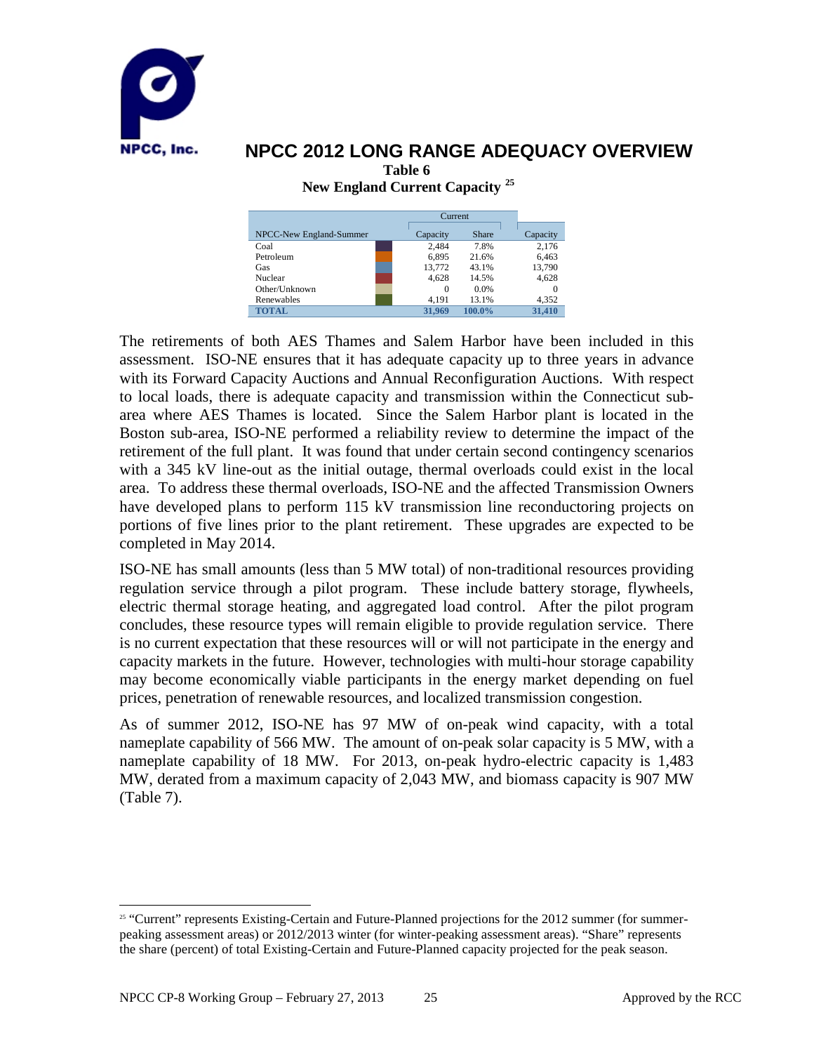Table 6

New England Current Capacity [25]

| NPCC-New England-Summer | Current Capacity | Current Share | Capacity |
|---|---|---|---|
| Coal | 2,484 | 7.8% | 2,176 |
| Petroleum | 6,895 | 21.6% | 6,463 |
| Gas | 13,772 | 43.1% | 13,790 |
| Nuclear | 4,628 | 14.5% | 4,628 |
| Other/Unknown | 0 | 0.0% | 0 |
| Renewables | 4,191 | 13.1% | 4,352 |
| **TOTAL** | **31,969** | **100.0%** | **31,410** |

The retirements of both AES Thames and Salem Harbor have been included in this assessment. ISO-NE ensures that it has adequate capacity up to three years in advance with its Forward Capacity Auctions and Annual Reconfiguration Auctions. With respect to local loads, there is adequate capacity and transmission within the Connecticut sub-area where AES Thames is located. Since the Salem Harbor plant is located in the Boston sub-area, ISO-NE performed a reliability review to determine the impact of the retirement of the full plant. It was found that under certain second contingency scenarios with a 345 kV line-out as the initial outage, thermal overloads could exist in the local area. To address these thermal overloads, ISO-NE and the affected Transmission Owners have developed plans to perform 115 kV transmission line reconductoring projects on portions of five lines prior to the plant retirement. These upgrades are expected to be completed in May 2014.

ISO-NE has small amounts (less than 5 MW total) of non-traditional resources providing regulation service through a pilot program. These include battery storage, flywheels, electric thermal storage heating, and aggregated load control. After the pilot program concludes, these resource types will remain eligible to provide regulation service. There is no current expectation that these resources will or will not participate in the energy and capacity markets in the future. However, technologies with multi-hour storage capability may become economically viable participants in the energy market depending on fuel prices, penetration of renewable resources, and localized transmission congestion.

As of summer 2012, ISO-NE has 97 MW of on-peak wind capacity, with a total nameplate capability of 566 MW. The amount of on-peak solar capacity is 5 MW, with a nameplate capability of 18 MW. For 2013, on-peak hydro-electric capacity is 1,483 MW, derated from a maximum capacity of 2,043 MW, and biomass capacity is 907 MW (Table 7).

[25] "Current" represents Existing-Certain and Future-Planned projections for the 2012 summer (for summer-peaking assessment areas) or 2012/2013 winter (for winter-peaking assessment areas). "Share" represents the share (percent) of total Existing-Certain and Future-Planned capacity projected for the peak season.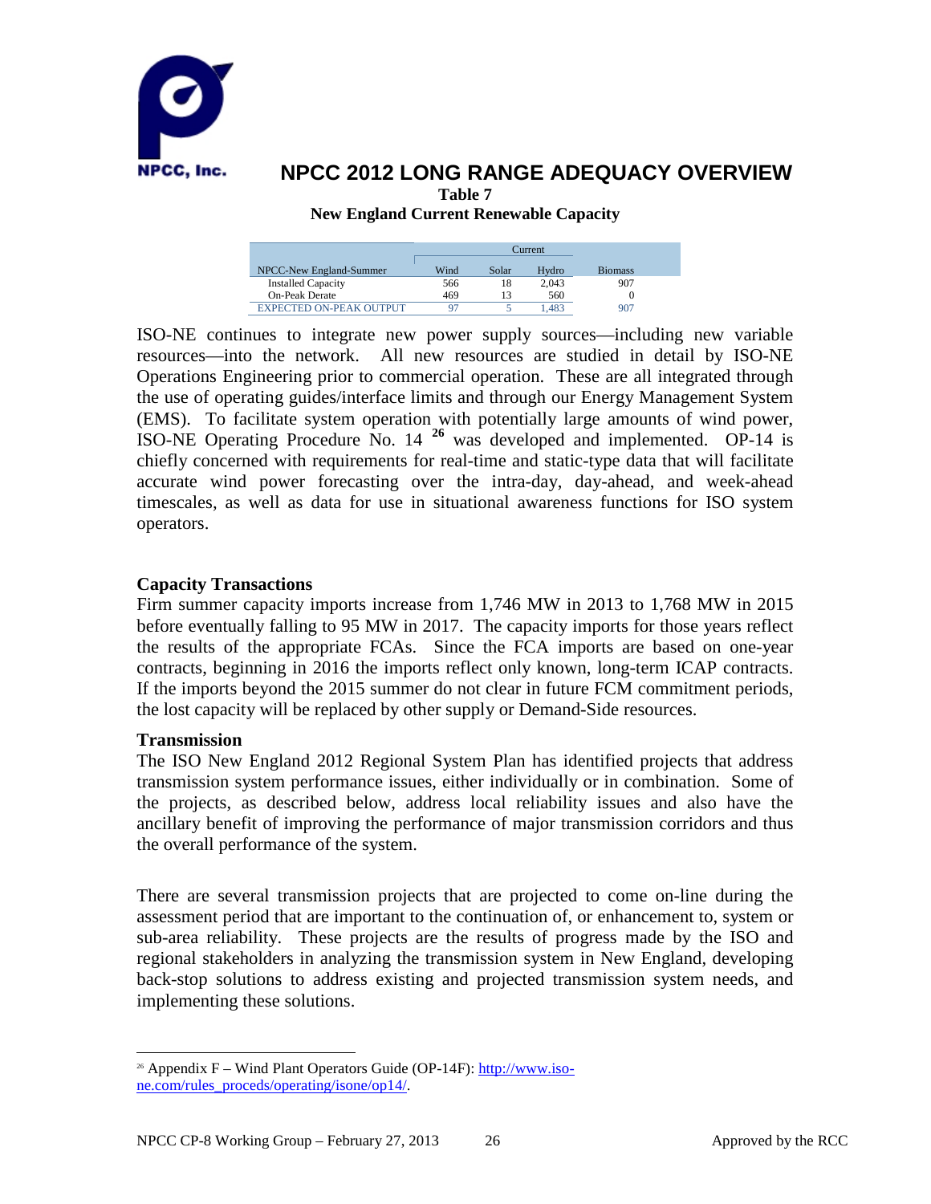**Table 7**

**New England Current Renewable Capacity**

| NPCC-New England-Summer | Current | | | |
|---|---|---|---|---|
| | Wind | Solar | Hydro | Biomass |
| Installed Capacity | 566 | 18 | 2,043 | 907 |
| On-Peak Derate | 469 | 13 | 560 | 0 |
| EXPECTED ON-PEAK OUTPUT | 97 | 5 | 1,483 | 907 |

ISO-NE continues to integrate new power supply sources—including new variable resources—into the network. All new resources are studied in detail by ISO-NE Operations Engineering prior to commercial operation. These are all integrated through the use of operating guides/interface limits and through our Energy Management System (EMS). To facilitate system operation with potentially large amounts of wind power, ISO-NE Operating Procedure No. 14 [26] was developed and implemented. OP-14 is chiefly concerned with requirements for real-time and static-type data that will facilitate accurate wind power forecasting over the intra-day, day-ahead, and week-ahead timescales, as well as data for use in situational awareness functions for ISO system operators.

### Capacity Transactions

Firm summer capacity imports increase from 1,746 MW in 2013 to 1,768 MW in 2015 before eventually falling to 95 MW in 2017. The capacity imports for those years reflect the results of the appropriate FCAs. Since the FCA imports are based on one-year contracts, beginning in 2016 the imports reflect only known, long-term ICAP contracts. If the imports beyond the 2015 summer do not clear in future FCM commitment periods, the lost capacity will be replaced by other supply or Demand-Side resources.

### Transmission

The ISO New England 2012 Regional System Plan has identified projects that address transmission system performance issues, either individually or in combination. Some of the projects, as described below, address local reliability issues and also have the ancillary benefit of improving the performance of major transmission corridors and thus the overall performance of the system.

There are several transmission projects that are projected to come on-line during the assessment period that are important to the continuation of, or enhancement to, system or sub-area reliability. These projects are the results of progress made by the ISO and regional stakeholders in analyzing the transmission system in New England, developing back-stop solutions to address existing and projected transmission system needs, and implementing these solutions.

---

[26] Appendix F – Wind Plant Operators Guide (OP-14F): http://www.iso-ne.com/rules_proceds/operating/isone/op14/.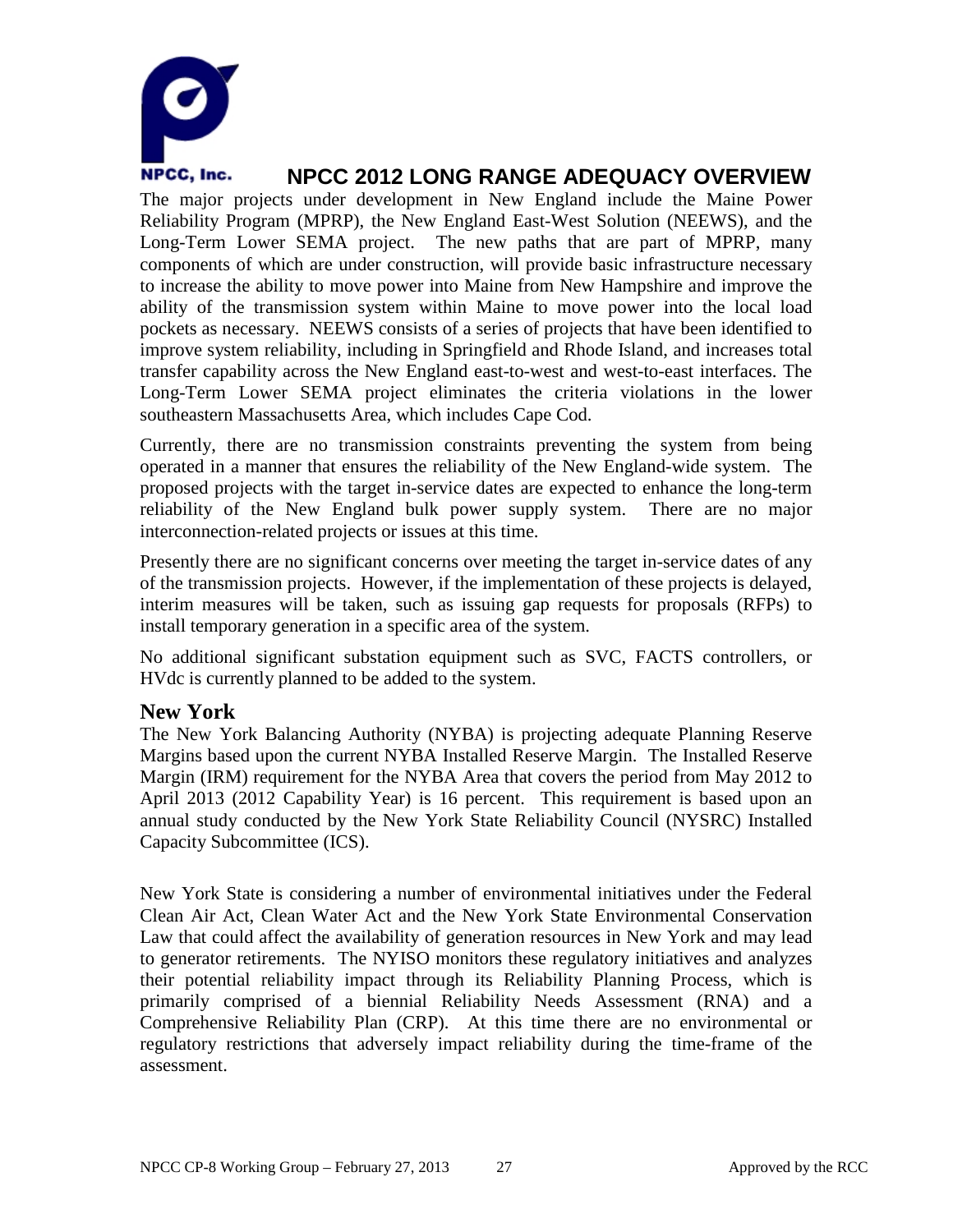The major projects under development in New England include the Maine Power Reliability Program (MPRP), the New England East-West Solution (NEEWS), and the Long-Term Lower SEMA project. The new paths that are part of MPRP, many components of which are under construction, will provide basic infrastructure necessary to increase the ability to move power into Maine from New Hampshire and improve the ability of the transmission system within Maine to move power into the local load pockets as necessary. NEEWS consists of a series of projects that have been identified to improve system reliability, including in Springfield and Rhode Island, and increases total transfer capability across the New England east-to-west and west-to-east interfaces. The Long-Term Lower SEMA project eliminates the criteria violations in the lower southeastern Massachusetts Area, which includes Cape Cod.

Currently, there are no transmission constraints preventing the system from being operated in a manner that ensures the reliability of the New England-wide system. The proposed projects with the target in-service dates are expected to enhance the long-term reliability of the New England bulk power supply system. There are no major interconnection-related projects or issues at this time.

Presently there are no significant concerns over meeting the target in-service dates of any of the transmission projects. However, if the implementation of these projects is delayed, interim measures will be taken, such as issuing gap requests for proposals (RFPs) to install temporary generation in a specific area of the system.

No additional significant substation equipment such as SVC, FACTS controllers, or HVdc is currently planned to be added to the system.

## New York

The New York Balancing Authority (NYBA) is projecting adequate Planning Reserve Margins based upon the current NYBA Installed Reserve Margin. The Installed Reserve Margin (IRM) requirement for the NYBA Area that covers the period from May 2012 to April 2013 (2012 Capability Year) is 16 percent. This requirement is based upon an annual study conducted by the New York State Reliability Council (NYSRC) Installed Capacity Subcommittee (ICS).

New York State is considering a number of environmental initiatives under the Federal Clean Air Act, Clean Water Act and the New York State Environmental Conservation Law that could affect the availability of generation resources in New York and may lead to generator retirements. The NYISO monitors these regulatory initiatives and analyzes their potential reliability impact through its Reliability Planning Process, which is primarily comprised of a biennial Reliability Needs Assessment (RNA) and a Comprehensive Reliability Plan (CRP). At this time there are no environmental or regulatory restrictions that adversely impact reliability during the time-frame of the assessment.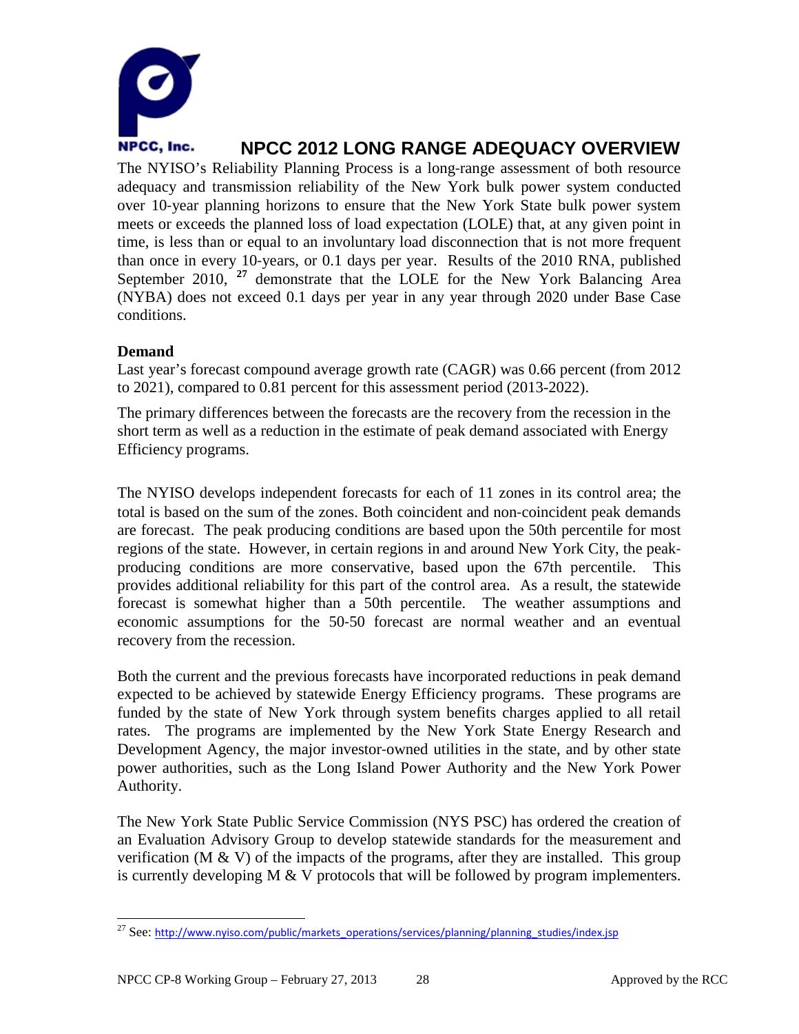The NYISO's Reliability Planning Process is a long-range assessment of both resource adequacy and transmission reliability of the New York bulk power system conducted over 10-year planning horizons to ensure that the New York State bulk power system meets or exceeds the planned loss of load expectation (LOLE) that, at any given point in time, is less than or equal to an involuntary load disconnection that is not more frequent than once in every 10-years, or 0.1 days per year. Results of the 2010 RNA, published September 2010, [27] demonstrate that the LOLE for the New York Balancing Area (NYBA) does not exceed 0.1 days per year in any year through 2020 under Base Case conditions.

**Demand**

Last year's forecast compound average growth rate (CAGR) was 0.66 percent (from 2012 to 2021), compared to 0.81 percent for this assessment period (2013-2022).

The primary differences between the forecasts are the recovery from the recession in the short term as well as a reduction in the estimate of peak demand associated with Energy Efficiency programs.

The NYISO develops independent forecasts for each of 11 zones in its control area; the total is based on the sum of the zones. Both coincident and non-coincident peak demands are forecast. The peak producing conditions are based upon the 50th percentile for most regions of the state. However, in certain regions in and around New York City, the peak-producing conditions are more conservative, based upon the 67th percentile. This provides additional reliability for this part of the control area. As a result, the statewide forecast is somewhat higher than a 50th percentile. The weather assumptions and economic assumptions for the 50-50 forecast are normal weather and an eventual recovery from the recession.

Both the current and the previous forecasts have incorporated reductions in peak demand expected to be achieved by statewide Energy Efficiency programs. These programs are funded by the state of New York through system benefits charges applied to all retail rates. The programs are implemented by the New York State Energy Research and Development Agency, the major investor-owned utilities in the state, and by other state power authorities, such as the Long Island Power Authority and the New York Power Authority.

The New York State Public Service Commission (NYS PSC) has ordered the creation of an Evaluation Advisory Group to develop statewide standards for the measurement and verification (M & V) of the impacts of the programs, after they are installed. This group is currently developing M & V protocols that will be followed by program implementers.

---

[27] See: http://www.nyiso.com/public/markets_operations/services/planning/planning_studies/index.jsp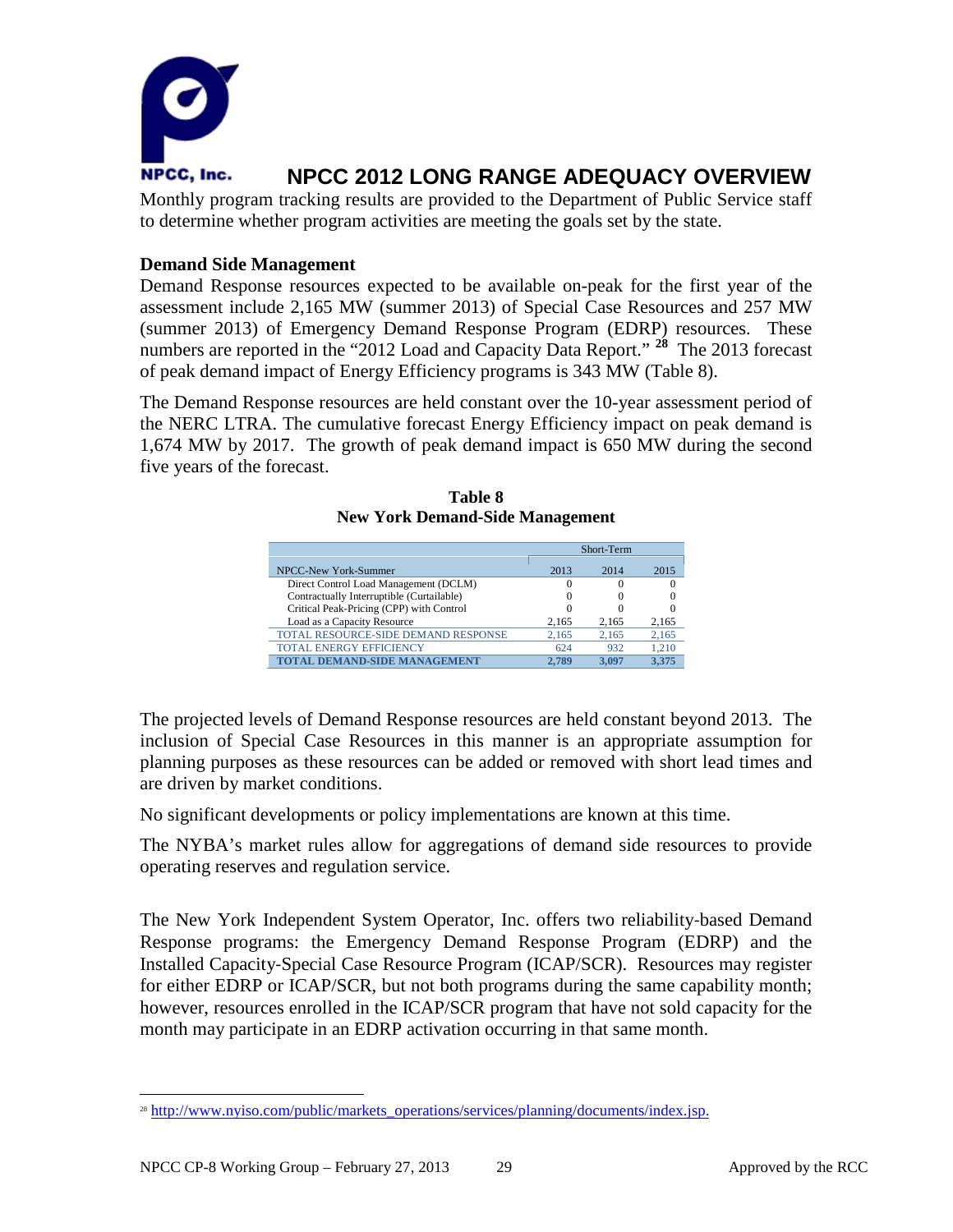Monthly program tracking results are provided to the Department of Public Service staff to determine whether program activities are meeting the goals set by the state.

**Demand Side Management**

Demand Response resources expected to be available on-peak for the first year of the assessment include 2,165 MW (summer 2013) of Special Case Resources and 257 MW (summer 2013) of Emergency Demand Response Program (EDRP) resources. These numbers are reported in the "2012 Load and Capacity Data Report." [28] The 2013 forecast of peak demand impact of Energy Efficiency programs is 343 MW (Table 8).

The Demand Response resources are held constant over the 10-year assessment period of the NERC LTRA. The cumulative forecast Energy Efficiency impact on peak demand is 1,674 MW by 2017. The growth of peak demand impact is 650 MW during the second five years of the forecast.

**Table 8**
**New York Demand-Side Management**

| | Short-Term | | |
|---|---|---|---|
| NPCC-New York-Summer | 2013 | 2014 | 2015 |
| Direct Control Load Management (DCLM) | 0 | 0 | 0 |
| Contractually Interruptible (Curtailable) | 0 | 0 | 0 |
| Critical Peak-Pricing (CPP) with Control | 0 | 0 | 0 |
| Load as a Capacity Resource | 2,165 | 2,165 | 2,165 |
| TOTAL RESOURCE-SIDE DEMAND RESPONSE | 2,165 | 2,165 | 2,165 |
| TOTAL ENERGY EFFICIENCY | 624 | 932 | 1,210 |
| **TOTAL DEMAND-SIDE MANAGEMENT** | **2,789** | **3,097** | **3,375** |

The projected levels of Demand Response resources are held constant beyond 2013. The inclusion of Special Case Resources in this manner is an appropriate assumption for planning purposes as these resources can be added or removed with short lead times and are driven by market conditions.

No significant developments or policy implementations are known at this time.

The NYBA's market rules allow for aggregations of demand side resources to provide operating reserves and regulation service.

The New York Independent System Operator, Inc. offers two reliability-based Demand Response programs: the Emergency Demand Response Program (EDRP) and the Installed Capacity-Special Case Resource Program (ICAP/SCR). Resources may register for either EDRP or ICAP/SCR, but not both programs during the same capability month; however, resources enrolled in the ICAP/SCR program that have not sold capacity for the month may participate in an EDRP activation occurring in that same month.

---

[28] http://www.nyiso.com/public/markets_operations/services/planning/documents/index.jsp.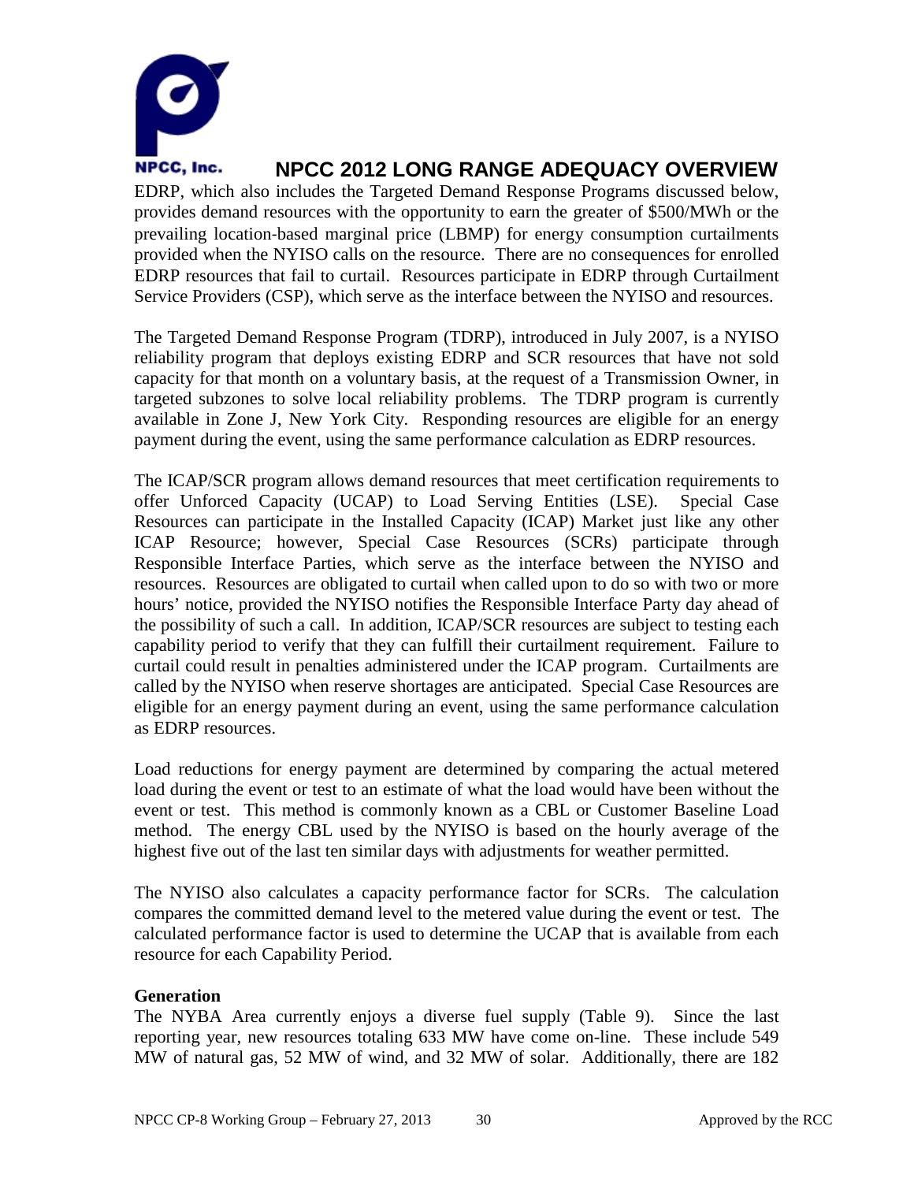EDRP, which also includes the Targeted Demand Response Programs discussed below, provides demand resources with the opportunity to earn the greater of $500/MWh or the prevailing location-based marginal price (LBMP) for energy consumption curtailments provided when the NYISO calls on the resource. There are no consequences for enrolled EDRP resources that fail to curtail. Resources participate in EDRP through Curtailment Service Providers (CSP), which serve as the interface between the NYISO and resources.

The Targeted Demand Response Program (TDRP), introduced in July 2007, is a NYISO reliability program that deploys existing EDRP and SCR resources that have not sold capacity for that month on a voluntary basis, at the request of a Transmission Owner, in targeted subzones to solve local reliability problems. The TDRP program is currently available in Zone J, New York City. Responding resources are eligible for an energy payment during the event, using the same performance calculation as EDRP resources.

The ICAP/SCR program allows demand resources that meet certification requirements to offer Unforced Capacity (UCAP) to Load Serving Entities (LSE). Special Case Resources can participate in the Installed Capacity (ICAP) Market just like any other ICAP Resource; however, Special Case Resources (SCRs) participate through Responsible Interface Parties, which serve as the interface between the NYISO and resources. Resources are obligated to curtail when called upon to do so with two or more hours' notice, provided the NYISO notifies the Responsible Interface Party day ahead of the possibility of such a call. In addition, ICAP/SCR resources are subject to testing each capability period to verify that they can fulfill their curtailment requirement. Failure to curtail could result in penalties administered under the ICAP program. Curtailments are called by the NYISO when reserve shortages are anticipated. Special Case Resources are eligible for an energy payment during an event, using the same performance calculation as EDRP resources.

Load reductions for energy payment are determined by comparing the actual metered load during the event or test to an estimate of what the load would have been without the event or test. This method is commonly known as a CBL or Customer Baseline Load method. The energy CBL used by the NYISO is based on the hourly average of the highest five out of the last ten similar days with adjustments for weather permitted.

The NYISO also calculates a capacity performance factor for SCRs. The calculation compares the committed demand level to the metered value during the event or test. The calculated performance factor is used to determine the UCAP that is available from each resource for each Capability Period.

**Generation**

The NYBA Area currently enjoys a diverse fuel supply (Table 9). Since the last reporting year, new resources totaling 633 MW have come on-line. These include 549 MW of natural gas, 52 MW of wind, and 32 MW of solar. Additionally, there are 182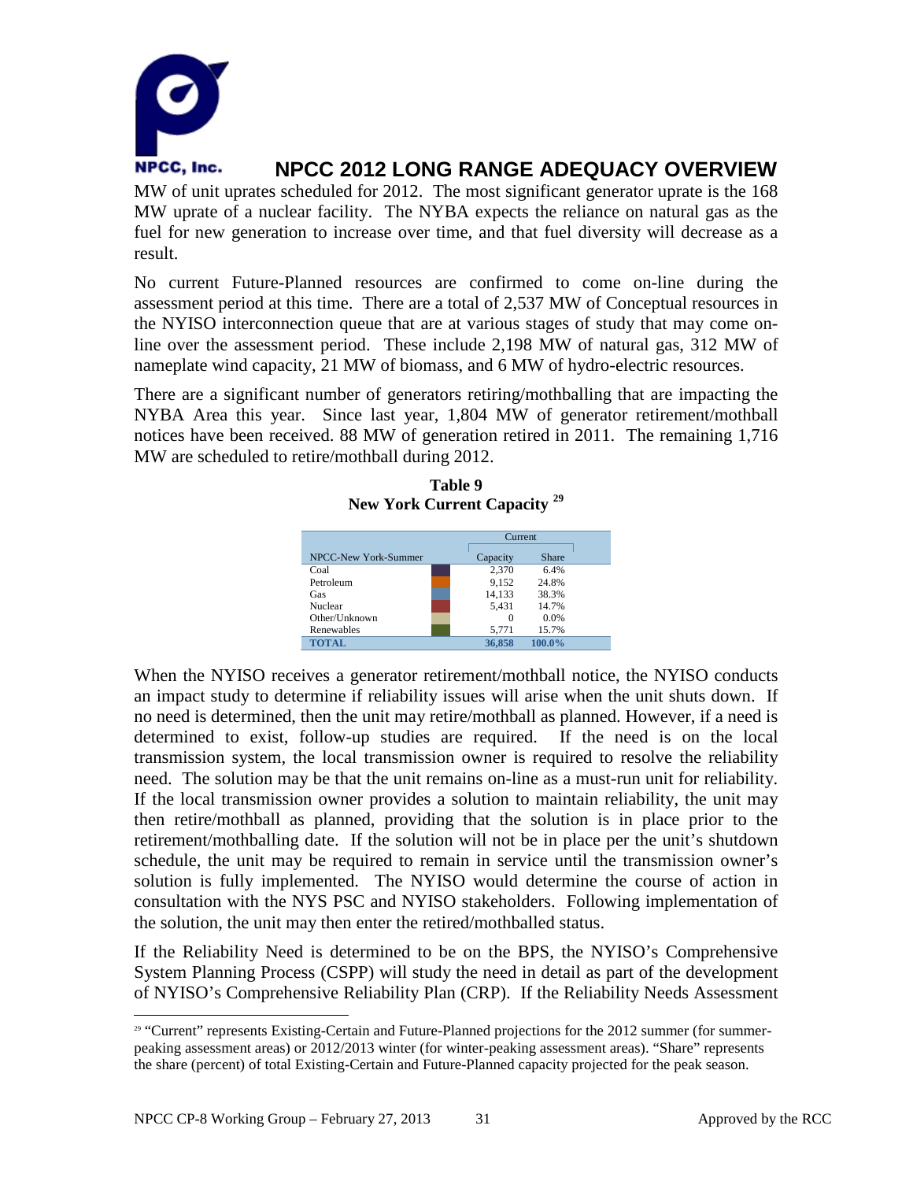MW of unit uprates scheduled for 2012. The most significant generator uprate is the 168 MW uprate of a nuclear facility. The NYBA expects the reliance on natural gas as the fuel for new generation to increase over time, and that fuel diversity will decrease as a result.

No current Future-Planned resources are confirmed to come on-line during the assessment period at this time. There are a total of 2,537 MW of Conceptual resources in the NYISO interconnection queue that are at various stages of study that may come on-line over the assessment period. These include 2,198 MW of natural gas, 312 MW of nameplate wind capacity, 21 MW of biomass, and 6 MW of hydro-electric resources.

There are a significant number of generators retiring/mothballing that are impacting the NYBA Area this year. Since last year, 1,804 MW of generator retirement/mothball notices have been received. 88 MW of generation retired in 2011. The remaining 1,716 MW are scheduled to retire/mothball during 2012.

**Table 9**
**New York Current Capacity [29]**

| NPCC-New York-Summer | Current Capacity | Current Share |
|---|---|---|
| Coal | 2,370 | 6.4% |
| Petroleum | 9,152 | 24.8% |
| Gas | 14,133 | 38.3% |
| Nuclear | 5,431 | 14.7% |
| Other/Unknown | 0 | 0.0% |
| Renewables | 5,771 | 15.7% |
| **TOTAL** | **36,858** | **100.0%** |

When the NYISO receives a generator retirement/mothball notice, the NYISO conducts an impact study to determine if reliability issues will arise when the unit shuts down. If no need is determined, then the unit may retire/mothball as planned. However, if a need is determined to exist, follow-up studies are required. If the need is on the local transmission system, the local transmission owner is required to resolve the reliability need. The solution may be that the unit remains on-line as a must-run unit for reliability. If the local transmission owner provides a solution to maintain reliability, the unit may then retire/mothball as planned, providing that the solution is in place prior to the retirement/mothballing date. If the solution will not be in place per the unit's shutdown schedule, the unit may be required to remain in service until the transmission owner's solution is fully implemented. The NYISO would determine the course of action in consultation with the NYS PSC and NYISO stakeholders. Following implementation of the solution, the unit may then enter the retired/mothballed status.

If the Reliability Need is determined to be on the BPS, the NYISO's Comprehensive System Planning Process (CSPP) will study the need in detail as part of the development of NYISO's Comprehensive Reliability Plan (CRP). If the Reliability Needs Assessment

[29] "Current" represents Existing-Certain and Future-Planned projections for the 2012 summer (for summer-peaking assessment areas) or 2012/2013 winter (for winter-peaking assessment areas). "Share" represents the share (percent) of total Existing-Certain and Future-Planned capacity projected for the peak season.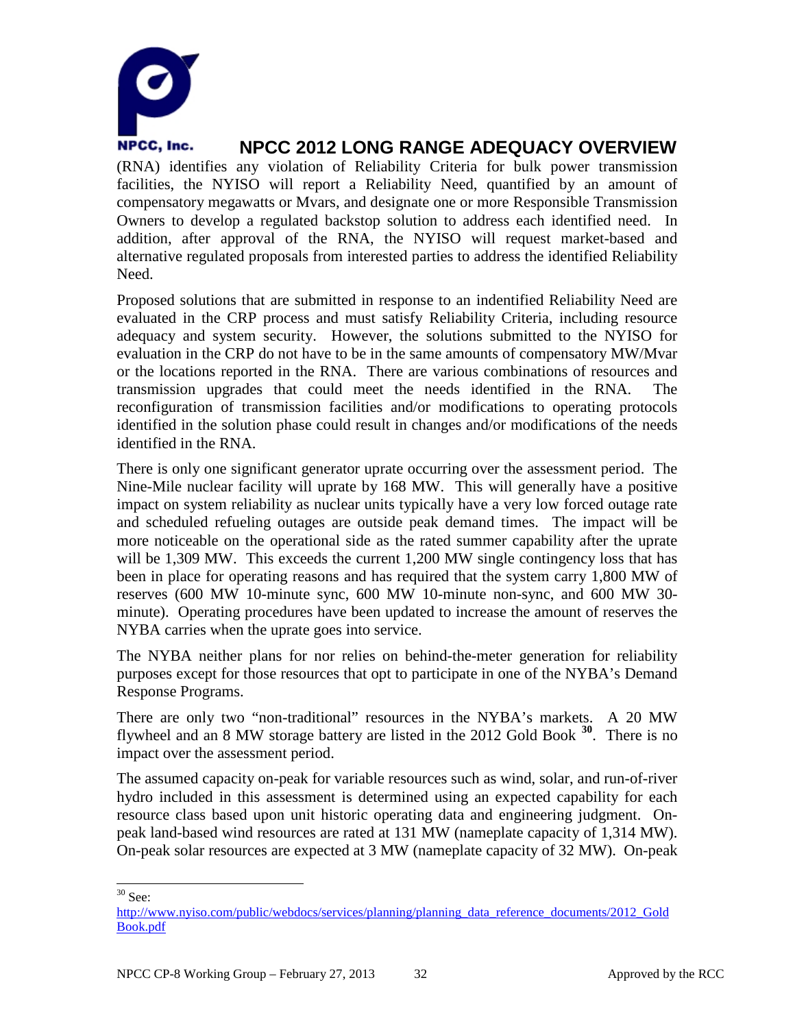(RNA) identifies any violation of Reliability Criteria for bulk power transmission facilities, the NYISO will report a Reliability Need, quantified by an amount of compensatory megawatts or Mvars, and designate one or more Responsible Transmission Owners to develop a regulated backstop solution to address each identified need. In addition, after approval of the RNA, the NYISO will request market-based and alternative regulated proposals from interested parties to address the identified Reliability Need.

Proposed solutions that are submitted in response to an indentified Reliability Need are evaluated in the CRP process and must satisfy Reliability Criteria, including resource adequacy and system security. However, the solutions submitted to the NYISO for evaluation in the CRP do not have to be in the same amounts of compensatory MW/Mvar or the locations reported in the RNA. There are various combinations of resources and transmission upgrades that could meet the needs identified in the RNA. The reconfiguration of transmission facilities and/or modifications to operating protocols identified in the solution phase could result in changes and/or modifications of the needs identified in the RNA.

There is only one significant generator uprate occurring over the assessment period. The Nine-Mile nuclear facility will uprate by 168 MW. This will generally have a positive impact on system reliability as nuclear units typically have a very low forced outage rate and scheduled refueling outages are outside peak demand times. The impact will be more noticeable on the operational side as the rated summer capability after the uprate will be 1,309 MW. This exceeds the current 1,200 MW single contingency loss that has been in place for operating reasons and has required that the system carry 1,800 MW of reserves (600 MW 10-minute sync, 600 MW 10-minute non-sync, and 600 MW 30-minute). Operating procedures have been updated to increase the amount of reserves the NYBA carries when the uprate goes into service.

The NYBA neither plans for nor relies on behind-the-meter generation for reliability purposes except for those resources that opt to participate in one of the NYBA's Demand Response Programs.

There are only two "non-traditional" resources in the NYBA's markets. A 20 MW flywheel and an 8 MW storage battery are listed in the 2012 Gold Book [30]. There is no impact over the assessment period.

The assumed capacity on-peak for variable resources such as wind, solar, and run-of-river hydro included in this assessment is determined using an expected capability for each resource class based upon unit historic operating data and engineering judgment. On-peak land-based wind resources are rated at 131 MW (nameplate capacity of 1,314 MW). On-peak solar resources are expected at 3 MW (nameplate capacity of 32 MW). On-peak

[30] See: http://www.nyiso.com/public/webdocs/services/planning/planning_data_reference_documents/2012_GoldBook.pdf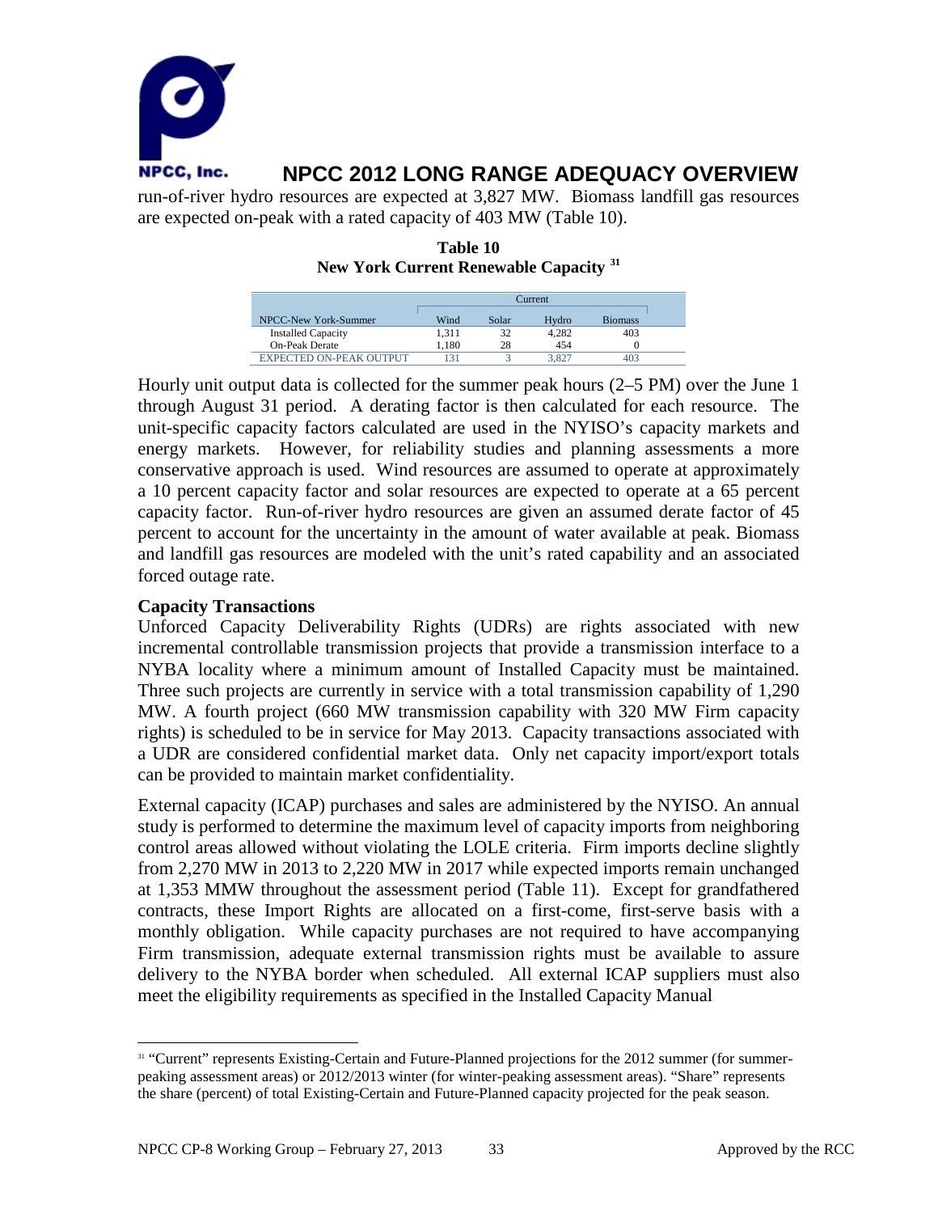run-of-river hydro resources are expected at 3,827 MW. Biomass landfill gas resources are expected on-peak with a rated capacity of 403 MW (Table 10).

**Table 10**
**New York Current Renewable Capacity [31]**

| | Current | | | |
|---|---|---|---|---|
| NPCC-New York-Summer | Wind | Solar | Hydro | Biomass |
| Installed Capacity | 1,311 | 32 | 4,282 | 403 |
| On-Peak Derate | 1,180 | 28 | 454 | 0 |
| EXPECTED ON-PEAK OUTPUT | 131 | 3 | 3,827 | 403 |

Hourly unit output data is collected for the summer peak hours (2–5 PM) over the June 1 through August 31 period. A derating factor is then calculated for each resource. The unit-specific capacity factors calculated are used in the NYISO's capacity markets and energy markets. However, for reliability studies and planning assessments a more conservative approach is used. Wind resources are assumed to operate at approximately a 10 percent capacity factor and solar resources are expected to operate at a 65 percent capacity factor. Run-of-river hydro resources are given an assumed derate factor of 45 percent to account for the uncertainty in the amount of water available at peak. Biomass and landfill gas resources are modeled with the unit's rated capability and an associated forced outage rate.

**Capacity Transactions**

Unforced Capacity Deliverability Rights (UDRs) are rights associated with new incremental controllable transmission projects that provide a transmission interface to a NYBA locality where a minimum amount of Installed Capacity must be maintained. Three such projects are currently in service with a total transmission capability of 1,290 MW. A fourth project (660 MW transmission capability with 320 MW Firm capacity rights) is scheduled to be in service for May 2013. Capacity transactions associated with a UDR are considered confidential market data. Only net capacity import/export totals can be provided to maintain market confidentiality.

External capacity (ICAP) purchases and sales are administered by the NYISO. An annual study is performed to determine the maximum level of capacity imports from neighboring control areas allowed without violating the LOLE criteria. Firm imports decline slightly from 2,270 MW in 2013 to 2,220 MW in 2017 while expected imports remain unchanged at 1,353 MMW throughout the assessment period (Table 11). Except for grandfathered contracts, these Import Rights are allocated on a first-come, first-serve basis with a monthly obligation. While capacity purchases are not required to have accompanying Firm transmission, adequate external transmission rights must be available to assure delivery to the NYBA border when scheduled. All external ICAP suppliers must also meet the eligibility requirements as specified in the Installed Capacity Manual

[31] "Current" represents Existing-Certain and Future-Planned projections for the 2012 summer (for summer-peaking assessment areas) or 2012/2013 winter (for winter-peaking assessment areas). "Share" represents the share (percent) of total Existing-Certain and Future-Planned capacity projected for the peak season.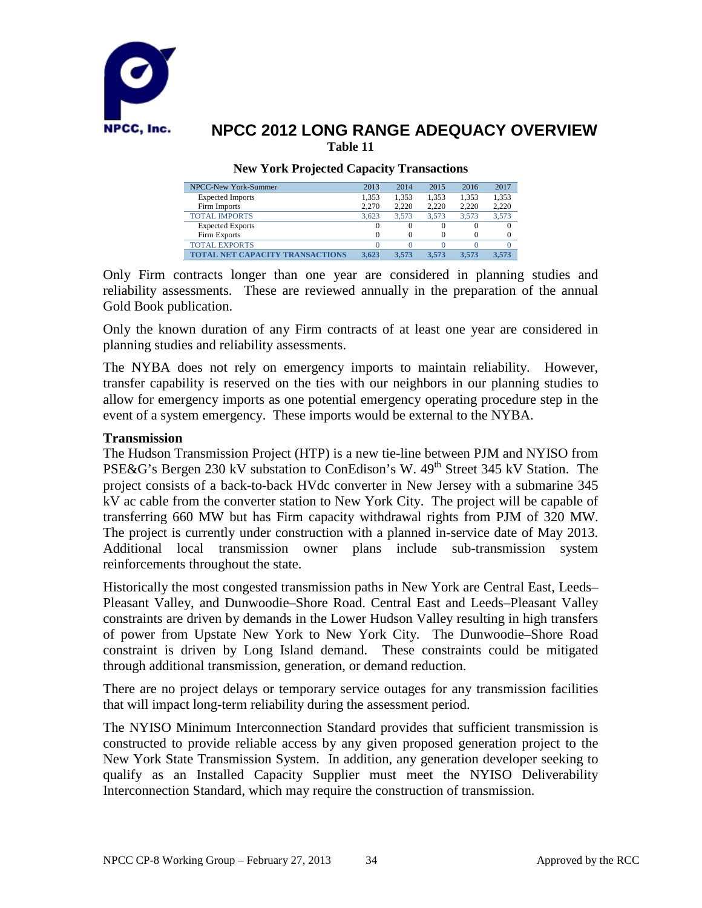# NPCC 2012 LONG RANGE ADEQUACY OVERVIEW

**Table 11**

**New York Projected Capacity Transactions**

| NPCC-New York-Summer | 2013 | 2014 | 2015 | 2016 | 2017 |
|---|---|---|---|---|---|
| Expected Imports | 1,353 | 1,353 | 1,353 | 1,353 | 1,353 |
| Firm Imports | 2,270 | 2,220 | 2,220 | 2,220 | 2,220 |
| TOTAL IMPORTS | 3,623 | 3,573 | 3,573 | 3,573 | 3,573 |
| Expected Exports | 0 | 0 | 0 | 0 | 0 |
| Firm Exports | 0 | 0 | 0 | 0 | 0 |
| TOTAL EXPORTS | 0 | 0 | 0 | 0 | 0 |
| **TOTAL NET CAPACITY TRANSACTIONS** | **3,623** | **3,573** | **3,573** | **3,573** | **3,573** |

Only Firm contracts longer than one year are considered in planning studies and reliability assessments. These are reviewed annually in the preparation of the annual Gold Book publication.

Only the known duration of any Firm contracts of at least one year are considered in planning studies and reliability assessments.

The NYBA does not rely on emergency imports to maintain reliability. However, transfer capability is reserved on the ties with our neighbors in our planning studies to allow for emergency imports as one potential emergency operating procedure step in the event of a system emergency. These imports would be external to the NYBA.

**Transmission**

The Hudson Transmission Project (HTP) is a new tie-line between PJM and NYISO from PSE&G's Bergen 230 kV substation to ConEdison's W. 49th Street 345 kV Station. The project consists of a back-to-back HVdc converter in New Jersey with a submarine 345 kV ac cable from the converter station to New York City. The project will be capable of transferring 660 MW but has Firm capacity withdrawal rights from PJM of 320 MW. The project is currently under construction with a planned in-service date of May 2013. Additional local transmission owner plans include sub-transmission system reinforcements throughout the state.

Historically the most congested transmission paths in New York are Central East, Leeds–Pleasant Valley, and Dunwoodie–Shore Road. Central East and Leeds–Pleasant Valley constraints are driven by demands in the Lower Hudson Valley resulting in high transfers of power from Upstate New York to New York City. The Dunwoodie–Shore Road constraint is driven by Long Island demand. These constraints could be mitigated through additional transmission, generation, or demand reduction.

There are no project delays or temporary service outages for any transmission facilities that will impact long-term reliability during the assessment period.

The NYISO Minimum Interconnection Standard provides that sufficient transmission is constructed to provide reliable access by any given proposed generation project to the New York State Transmission System. In addition, any generation developer seeking to qualify as an Installed Capacity Supplier must meet the NYISO Deliverability Interconnection Standard, which may require the construction of transmission.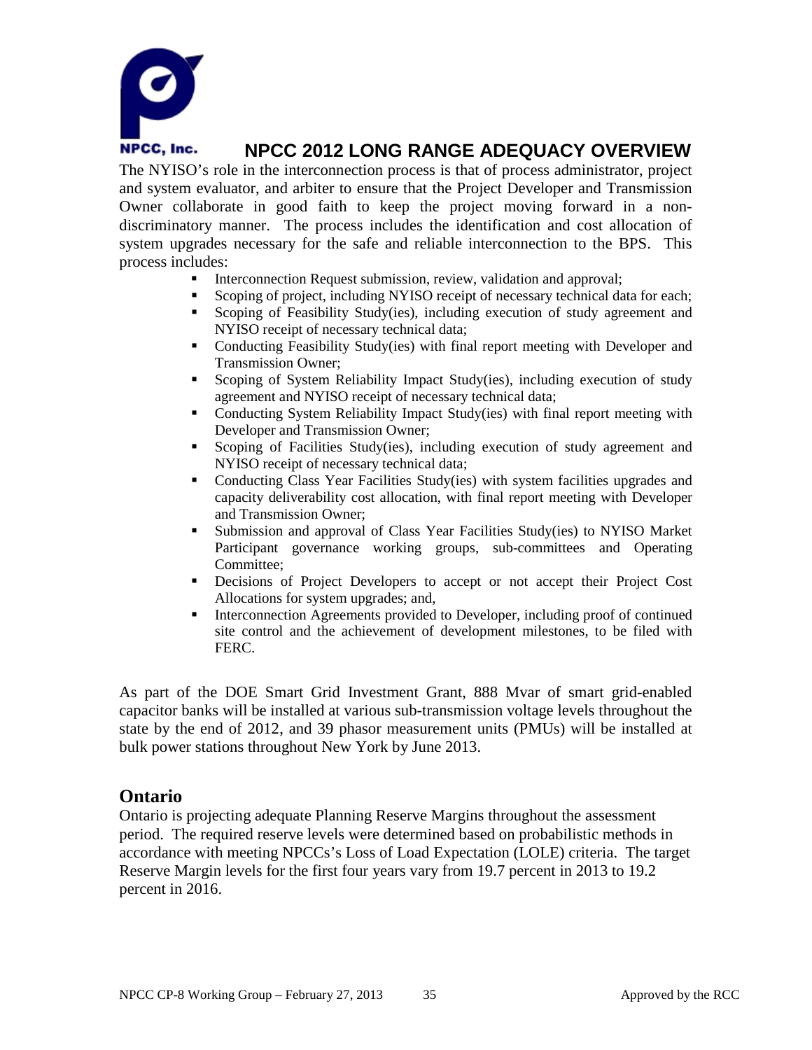The NYISO's role in the interconnection process is that of process administrator, project and system evaluator, and arbiter to ensure that the Project Developer and Transmission Owner collaborate in good faith to keep the project moving forward in a non-discriminatory manner. The process includes the identification and cost allocation of system upgrades necessary for the safe and reliable interconnection to the BPS. This process includes:

- Interconnection Request submission, review, validation and approval;
- Scoping of project, including NYISO receipt of necessary technical data for each;
- Scoping of Feasibility Study(ies), including execution of study agreement and NYISO receipt of necessary technical data;
- Conducting Feasibility Study(ies) with final report meeting with Developer and Transmission Owner;
- Scoping of System Reliability Impact Study(ies), including execution of study agreement and NYISO receipt of necessary technical data;
- Conducting System Reliability Impact Study(ies) with final report meeting with Developer and Transmission Owner;
- Scoping of Facilities Study(ies), including execution of study agreement and NYISO receipt of necessary technical data;
- Conducting Class Year Facilities Study(ies) with system facilities upgrades and capacity deliverability cost allocation, with final report meeting with Developer and Transmission Owner;
- Submission and approval of Class Year Facilities Study(ies) to NYISO Market Participant governance working groups, sub-committees and Operating Committee;
- Decisions of Project Developers to accept or not accept their Project Cost Allocations for system upgrades; and,
- Interconnection Agreements provided to Developer, including proof of continued site control and the achievement of development milestones, to be filed with FERC.

As part of the DOE Smart Grid Investment Grant, 888 Mvar of smart grid-enabled capacitor banks will be installed at various sub-transmission voltage levels throughout the state by the end of 2012, and 39 phasor measurement units (PMUs) will be installed at bulk power stations throughout New York by June 2013.

## Ontario

Ontario is projecting adequate Planning Reserve Margins throughout the assessment period. The required reserve levels were determined based on probabilistic methods in accordance with meeting NPCCs's Loss of Load Expectation (LOLE) criteria. The target Reserve Margin levels for the first four years vary from 19.7 percent in 2013 to 19.2 percent in 2016.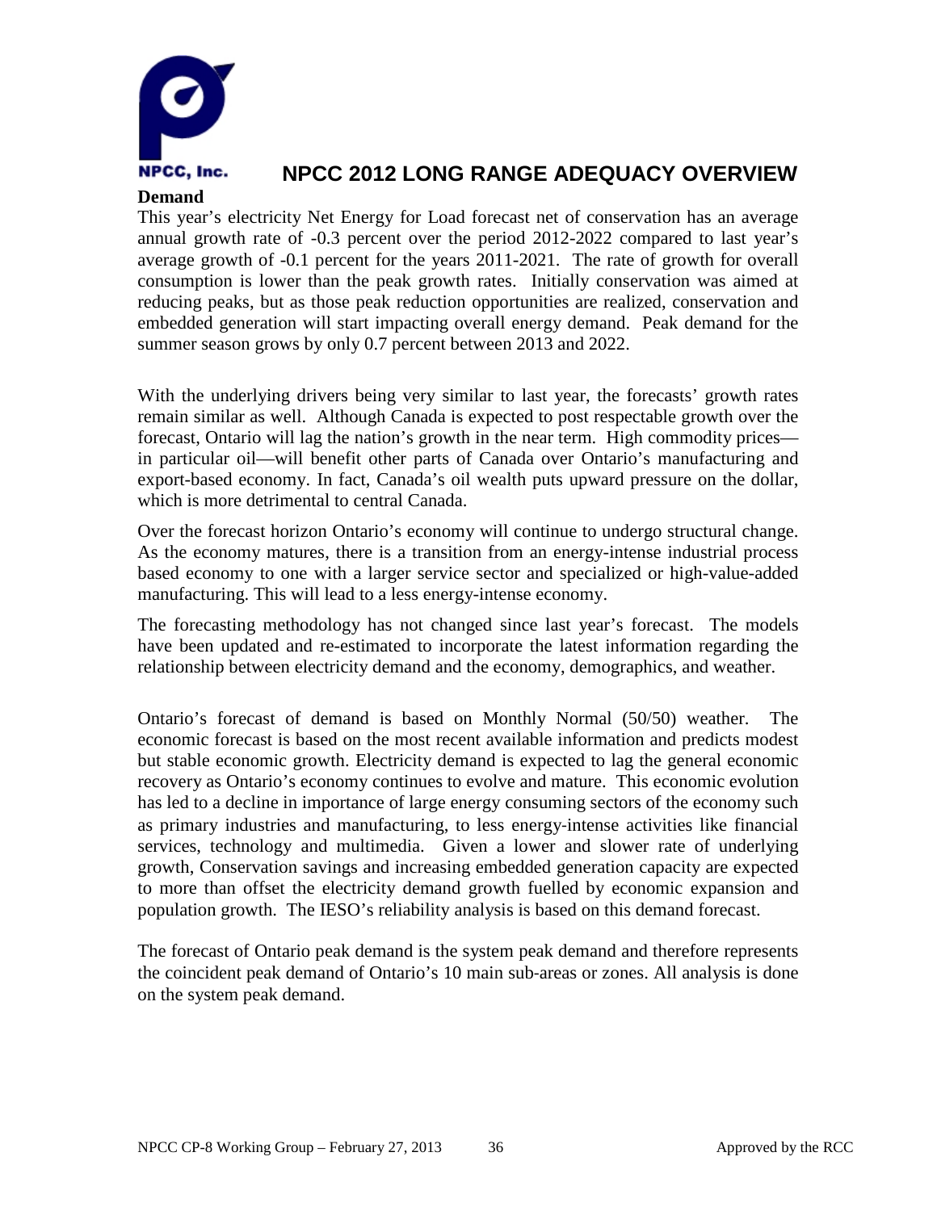**Demand**

This year's electricity Net Energy for Load forecast net of conservation has an average annual growth rate of -0.3 percent over the period 2012-2022 compared to last year's average growth of -0.1 percent for the years 2011-2021. The rate of growth for overall consumption is lower than the peak growth rates. Initially conservation was aimed at reducing peaks, but as those peak reduction opportunities are realized, conservation and embedded generation will start impacting overall energy demand. Peak demand for the summer season grows by only 0.7 percent between 2013 and 2022.

With the underlying drivers being very similar to last year, the forecasts' growth rates remain similar as well. Although Canada is expected to post respectable growth over the forecast, Ontario will lag the nation's growth in the near term. High commodity prices—in particular oil—will benefit other parts of Canada over Ontario's manufacturing and export-based economy. In fact, Canada's oil wealth puts upward pressure on the dollar, which is more detrimental to central Canada.

Over the forecast horizon Ontario's economy will continue to undergo structural change. As the economy matures, there is a transition from an energy-intense industrial process based economy to one with a larger service sector and specialized or high-value-added manufacturing. This will lead to a less energy-intense economy.

The forecasting methodology has not changed since last year's forecast. The models have been updated and re-estimated to incorporate the latest information regarding the relationship between electricity demand and the economy, demographics, and weather.

Ontario's forecast of demand is based on Monthly Normal (50/50) weather. The economic forecast is based on the most recent available information and predicts modest but stable economic growth. Electricity demand is expected to lag the general economic recovery as Ontario's economy continues to evolve and mature. This economic evolution has led to a decline in importance of large energy consuming sectors of the economy such as primary industries and manufacturing, to less energy-intense activities like financial services, technology and multimedia. Given a lower and slower rate of underlying growth, Conservation savings and increasing embedded generation capacity are expected to more than offset the electricity demand growth fuelled by economic expansion and population growth. The IESO's reliability analysis is based on this demand forecast.

The forecast of Ontario peak demand is the system peak demand and therefore represents the coincident peak demand of Ontario's 10 main sub-areas or zones. All analysis is done on the system peak demand.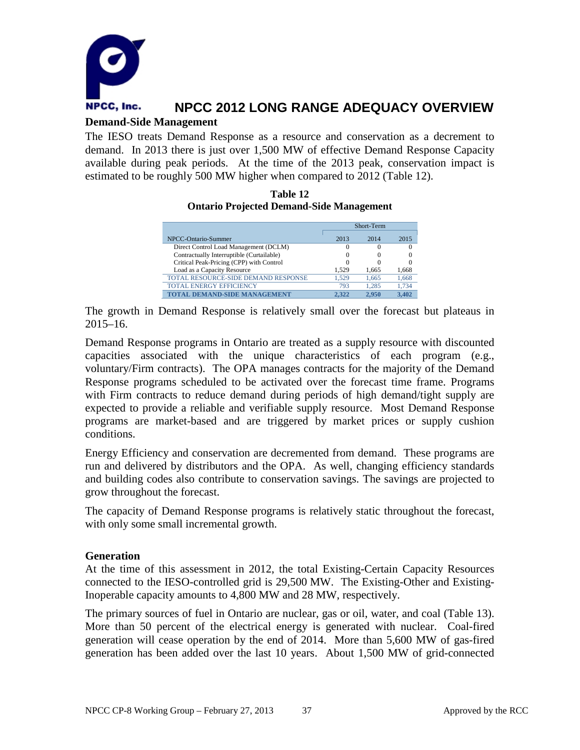## Demand-Side Management

The IESO treats Demand Response as a resource and conservation as a decrement to demand. In 2013 there is just over 1,500 MW of effective Demand Response Capacity available during peak periods. At the time of the 2013 peak, conservation impact is estimated to be roughly 500 MW higher when compared to 2012 (Table 12).

**Table 12**
**Ontario Projected Demand-Side Management**

| | Short-Term | | |
|---|---|---|---|
| NPCC-Ontario-Summer | 2013 | 2014 | 2015 |
| Direct Control Load Management (DCLM) | 0 | 0 | 0 |
| Contractually Interruptible (Curtailable) | 0 | 0 | 0 |
| Critical Peak-Pricing (CPP) with Control | 0 | 0 | 0 |
| Load as a Capacity Resource | 1,529 | 1,665 | 1,668 |
| TOTAL RESOURCE-SIDE DEMAND RESPONSE | 1,529 | 1,665 | 1,668 |
| TOTAL ENERGY EFFICIENCY | 793 | 1,285 | 1,734 |
| **TOTAL DEMAND-SIDE MANAGEMENT** | **2,322** | **2,950** | **3,402** |

The growth in Demand Response is relatively small over the forecast but plateaus in 2015–16.

Demand Response programs in Ontario are treated as a supply resource with discounted capacities associated with the unique characteristics of each program (e.g., voluntary/Firm contracts). The OPA manages contracts for the majority of the Demand Response programs scheduled to be activated over the forecast time frame. Programs with Firm contracts to reduce demand during periods of high demand/tight supply are expected to provide a reliable and verifiable supply resource. Most Demand Response programs are market-based and are triggered by market prices or supply cushion conditions.

Energy Efficiency and conservation are decremented from demand. These programs are run and delivered by distributors and the OPA. As well, changing efficiency standards and building codes also contribute to conservation savings. The savings are projected to grow throughout the forecast.

The capacity of Demand Response programs is relatively static throughout the forecast, with only some small incremental growth.

## Generation

At the time of this assessment in 2012, the total Existing-Certain Capacity Resources connected to the IESO-controlled grid is 29,500 MW. The Existing-Other and Existing-Inoperable capacity amounts to 4,800 MW and 28 MW, respectively.

The primary sources of fuel in Ontario are nuclear, gas or oil, water, and coal (Table 13). More than 50 percent of the electrical energy is generated with nuclear. Coal-fired generation will cease operation by the end of 2014. More than 5,600 MW of gas-fired generation has been added over the last 10 years. About 1,500 MW of grid-connected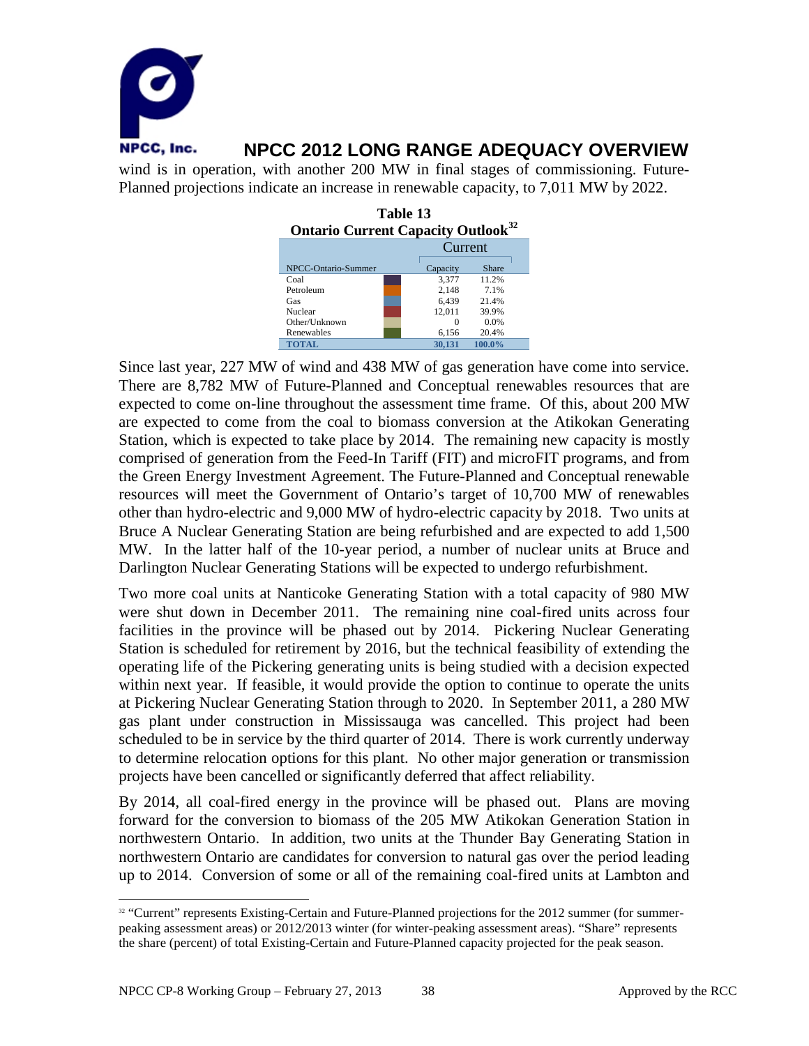wind is in operation, with another 200 MW in final stages of commissioning. Future-Planned projections indicate an increase in renewable capacity, to 7,011 MW by 2022.

**Table 13**
**Ontario Current Capacity Outlook**[32]

| NPCC-Ontario-Summer | Current | |
|---|---|---|
| | Capacity | Share |
| Coal | 3,377 | 11.2% |
| Petroleum | 2,148 | 7.1% |
| Gas | 6,439 | 21.4% |
| Nuclear | 12,011 | 39.9% |
| Other/Unknown | 0 | 0.0% |
| Renewables | 6,156 | 20.4% |
| **TOTAL** | **30,131** | **100.0%** |

Since last year, 227 MW of wind and 438 MW of gas generation have come into service. There are 8,782 MW of Future-Planned and Conceptual renewables resources that are expected to come on-line throughout the assessment time frame. Of this, about 200 MW are expected to come from the coal to biomass conversion at the Atikokan Generating Station, which is expected to take place by 2014. The remaining new capacity is mostly comprised of generation from the Feed-In Tariff (FIT) and microFIT programs, and from the Green Energy Investment Agreement. The Future-Planned and Conceptual renewable resources will meet the Government of Ontario's target of 10,700 MW of renewables other than hydro-electric and 9,000 MW of hydro-electric capacity by 2018. Two units at Bruce A Nuclear Generating Station are being refurbished and are expected to add 1,500 MW. In the latter half of the 10-year period, a number of nuclear units at Bruce and Darlington Nuclear Generating Stations will be expected to undergo refurbishment.

Two more coal units at Nanticoke Generating Station with a total capacity of 980 MW were shut down in December 2011. The remaining nine coal-fired units across four facilities in the province will be phased out by 2014. Pickering Nuclear Generating Station is scheduled for retirement by 2016, but the technical feasibility of extending the operating life of the Pickering generating units is being studied with a decision expected within next year. If feasible, it would provide the option to continue to operate the units at Pickering Nuclear Generating Station through to 2020. In September 2011, a 280 MW gas plant under construction in Mississauga was cancelled. This project had been scheduled to be in service by the third quarter of 2014. There is work currently underway to determine relocation options for this plant. No other major generation or transmission projects have been cancelled or significantly deferred that affect reliability.

By 2014, all coal-fired energy in the province will be phased out. Plans are moving forward for the conversion to biomass of the 205 MW Atikokan Generation Station in northwestern Ontario. In addition, two units at the Thunder Bay Generating Station in northwestern Ontario are candidates for conversion to natural gas over the period leading up to 2014. Conversion of some or all of the remaining coal-fired units at Lambton and

[32] "Current" represents Existing-Certain and Future-Planned projections for the 2012 summer (for summer-peaking assessment areas) or 2012/2013 winter (for winter-peaking assessment areas). "Share" represents the share (percent) of total Existing-Certain and Future-Planned capacity projected for the peak season.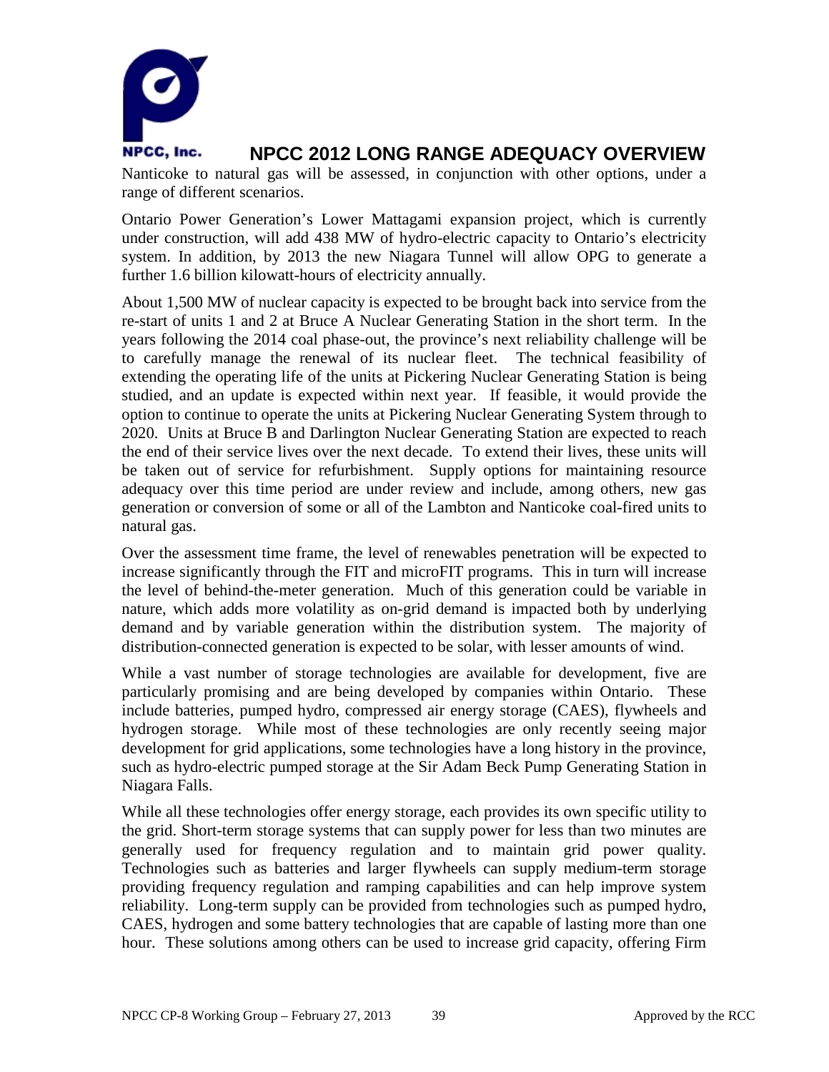Nanticoke to natural gas will be assessed, in conjunction with other options, under a range of different scenarios.

Ontario Power Generation's Lower Mattagami expansion project, which is currently under construction, will add 438 MW of hydro-electric capacity to Ontario's electricity system. In addition, by 2013 the new Niagara Tunnel will allow OPG to generate a further 1.6 billion kilowatt-hours of electricity annually.

About 1,500 MW of nuclear capacity is expected to be brought back into service from the re-start of units 1 and 2 at Bruce A Nuclear Generating Station in the short term. In the years following the 2014 coal phase-out, the province's next reliability challenge will be to carefully manage the renewal of its nuclear fleet. The technical feasibility of extending the operating life of the units at Pickering Nuclear Generating Station is being studied, and an update is expected within next year. If feasible, it would provide the option to continue to operate the units at Pickering Nuclear Generating System through to 2020. Units at Bruce B and Darlington Nuclear Generating Station are expected to reach the end of their service lives over the next decade. To extend their lives, these units will be taken out of service for refurbishment. Supply options for maintaining resource adequacy over this time period are under review and include, among others, new gas generation or conversion of some or all of the Lambton and Nanticoke coal-fired units to natural gas.

Over the assessment time frame, the level of renewables penetration will be expected to increase significantly through the FIT and microFIT programs. This in turn will increase the level of behind-the-meter generation. Much of this generation could be variable in nature, which adds more volatility as on-grid demand is impacted both by underlying demand and by variable generation within the distribution system. The majority of distribution-connected generation is expected to be solar, with lesser amounts of wind.

While a vast number of storage technologies are available for development, five are particularly promising and are being developed by companies within Ontario. These include batteries, pumped hydro, compressed air energy storage (CAES), flywheels and hydrogen storage. While most of these technologies are only recently seeing major development for grid applications, some technologies have a long history in the province, such as hydro-electric pumped storage at the Sir Adam Beck Pump Generating Station in Niagara Falls.

While all these technologies offer energy storage, each provides its own specific utility to the grid. Short-term storage systems that can supply power for less than two minutes are generally used for frequency regulation and to maintain grid power quality. Technologies such as batteries and larger flywheels can supply medium-term storage providing frequency regulation and ramping capabilities and can help improve system reliability. Long-term supply can be provided from technologies such as pumped hydro, CAES, hydrogen and some battery technologies that are capable of lasting more than one hour. These solutions among others can be used to increase grid capacity, offering Firm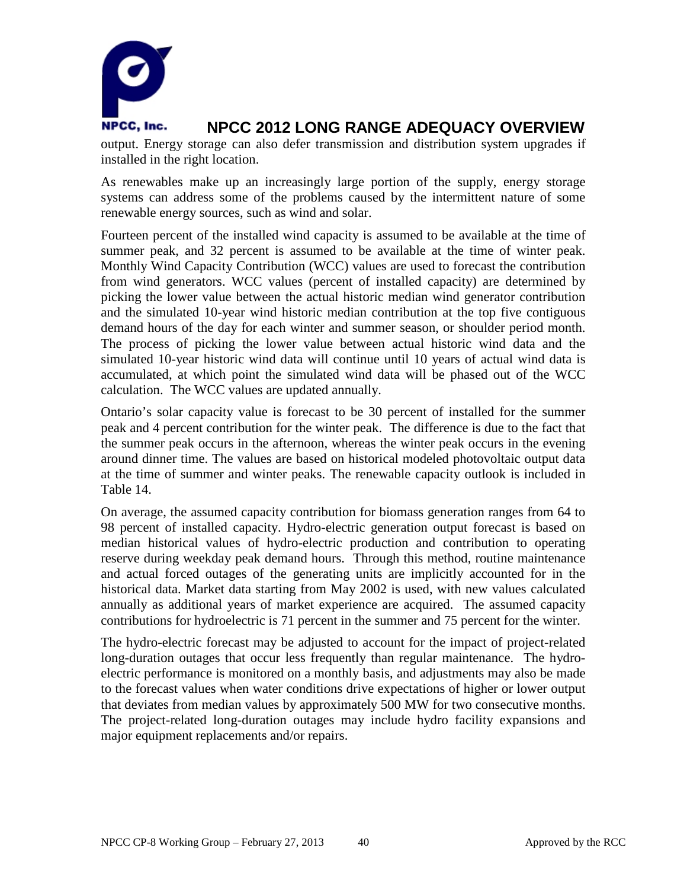output. Energy storage can also defer transmission and distribution system upgrades if installed in the right location.

As renewables make up an increasingly large portion of the supply, energy storage systems can address some of the problems caused by the intermittent nature of some renewable energy sources, such as wind and solar.

Fourteen percent of the installed wind capacity is assumed to be available at the time of summer peak, and 32 percent is assumed to be available at the time of winter peak. Monthly Wind Capacity Contribution (WCC) values are used to forecast the contribution from wind generators. WCC values (percent of installed capacity) are determined by picking the lower value between the actual historic median wind generator contribution and the simulated 10-year wind historic median contribution at the top five contiguous demand hours of the day for each winter and summer season, or shoulder period month. The process of picking the lower value between actual historic wind data and the simulated 10-year historic wind data will continue until 10 years of actual wind data is accumulated, at which point the simulated wind data will be phased out of the WCC calculation. The WCC values are updated annually.

Ontario's solar capacity value is forecast to be 30 percent of installed for the summer peak and 4 percent contribution for the winter peak. The difference is due to the fact that the summer peak occurs in the afternoon, whereas the winter peak occurs in the evening around dinner time. The values are based on historical modeled photovoltaic output data at the time of summer and winter peaks. The renewable capacity outlook is included in Table 14.

On average, the assumed capacity contribution for biomass generation ranges from 64 to 98 percent of installed capacity. Hydro-electric generation output forecast is based on median historical values of hydro-electric production and contribution to operating reserve during weekday peak demand hours. Through this method, routine maintenance and actual forced outages of the generating units are implicitly accounted for in the historical data. Market data starting from May 2002 is used, with new values calculated annually as additional years of market experience are acquired. The assumed capacity contributions for hydroelectric is 71 percent in the summer and 75 percent for the winter.

The hydro-electric forecast may be adjusted to account for the impact of project-related long-duration outages that occur less frequently than regular maintenance. The hydro-electric performance is monitored on a monthly basis, and adjustments may also be made to the forecast values when water conditions drive expectations of higher or lower output that deviates from median values by approximately 500 MW for two consecutive months. The project-related long-duration outages may include hydro facility expansions and major equipment replacements and/or repairs.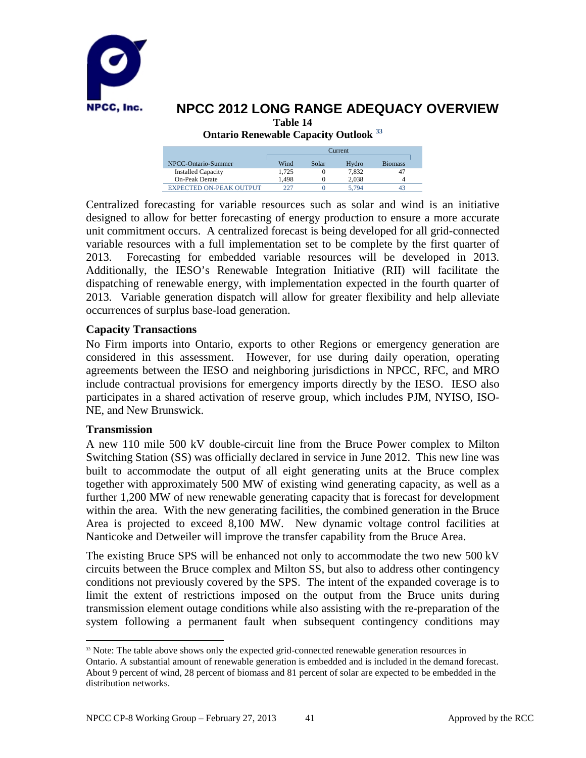**Table 14**

**Ontario Renewable Capacity Outlook** [33]

| NPCC-Ontario-Summer | Current | | | |
|---|---|---|---|---|
| | Wind | Solar | Hydro | Biomass |
| Installed Capacity | 1,725 | 0 | 7,832 | 47 |
| On-Peak Derate | 1,498 | 0 | 2,038 | 4 |
| EXPECTED ON-PEAK OUTPUT | 227 | 0 | 5,794 | 43 |

Centralized forecasting for variable resources such as solar and wind is an initiative designed to allow for better forecasting of energy production to ensure a more accurate unit commitment occurs. A centralized forecast is being developed for all grid-connected variable resources with a full implementation set to be complete by the first quarter of 2013. Forecasting for embedded variable resources will be developed in 2013. Additionally, the IESO's Renewable Integration Initiative (RII) will facilitate the dispatching of renewable energy, with implementation expected in the fourth quarter of 2013. Variable generation dispatch will allow for greater flexibility and help alleviate occurrences of surplus base-load generation.

### Capacity Transactions

No Firm imports into Ontario, exports to other Regions or emergency generation are considered in this assessment. However, for use during daily operation, operating agreements between the IESO and neighboring jurisdictions in NPCC, RFC, and MRO include contractual provisions for emergency imports directly by the IESO. IESO also participates in a shared activation of reserve group, which includes PJM, NYISO, ISO-NE, and New Brunswick.

### Transmission

A new 110 mile 500 kV double-circuit line from the Bruce Power complex to Milton Switching Station (SS) was officially declared in service in June 2012. This new line was built to accommodate the output of all eight generating units at the Bruce complex together with approximately 500 MW of existing wind generating capacity, as well as a further 1,200 MW of new renewable generating capacity that is forecast for development within the area. With the new generating facilities, the combined generation in the Bruce Area is projected to exceed 8,100 MW. New dynamic voltage control facilities at Nanticoke and Detweiler will improve the transfer capability from the Bruce Area.

The existing Bruce SPS will be enhanced not only to accommodate the two new 500 kV circuits between the Bruce complex and Milton SS, but also to address other contingency conditions not previously covered by the SPS. The intent of the expanded coverage is to limit the extent of restrictions imposed on the output from the Bruce units during transmission element outage conditions while also assisting with the re-preparation of the system following a permanent fault when subsequent contingency conditions may

[33] Note: The table above shows only the expected grid-connected renewable generation resources in Ontario. A substantial amount of renewable generation is embedded and is included in the demand forecast. About 9 percent of wind, 28 percent of biomass and 81 percent of solar are expected to be embedded in the distribution networks.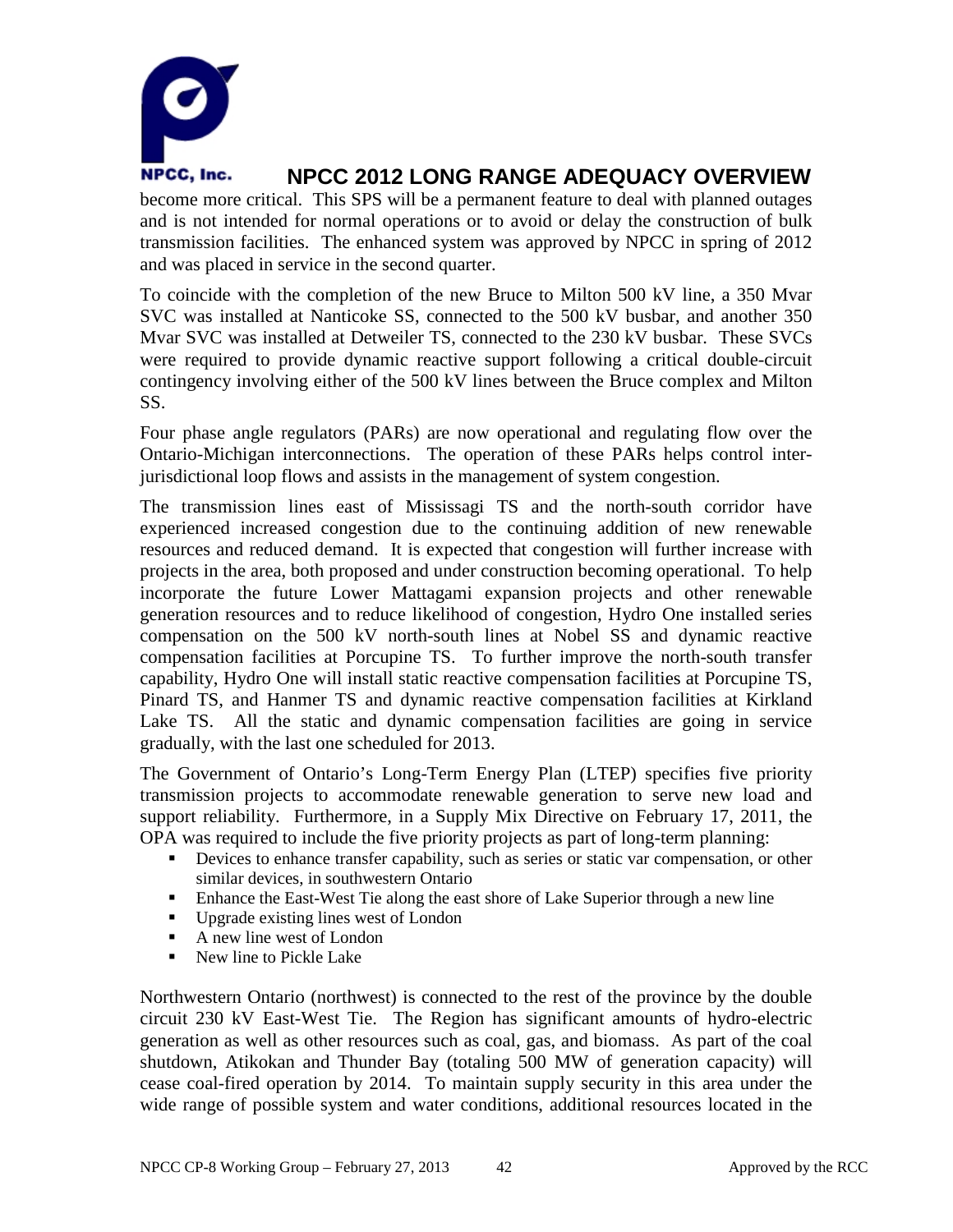become more critical. This SPS will be a permanent feature to deal with planned outages and is not intended for normal operations or to avoid or delay the construction of bulk transmission facilities. The enhanced system was approved by NPCC in spring of 2012 and was placed in service in the second quarter.

To coincide with the completion of the new Bruce to Milton 500 kV line, a 350 Mvar SVC was installed at Nanticoke SS, connected to the 500 kV busbar, and another 350 Mvar SVC was installed at Detweiler TS, connected to the 230 kV busbar. These SVCs were required to provide dynamic reactive support following a critical double-circuit contingency involving either of the 500 kV lines between the Bruce complex and Milton SS.

Four phase angle regulators (PARs) are now operational and regulating flow over the Ontario-Michigan interconnections. The operation of these PARs helps control inter-jurisdictional loop flows and assists in the management of system congestion.

The transmission lines east of Mississagi TS and the north-south corridor have experienced increased congestion due to the continuing addition of new renewable resources and reduced demand. It is expected that congestion will further increase with projects in the area, both proposed and under construction becoming operational. To help incorporate the future Lower Mattagami expansion projects and other renewable generation resources and to reduce likelihood of congestion, Hydro One installed series compensation on the 500 kV north-south lines at Nobel SS and dynamic reactive compensation facilities at Porcupine TS. To further improve the north-south transfer capability, Hydro One will install static reactive compensation facilities at Porcupine TS, Pinard TS, and Hanmer TS and dynamic reactive compensation facilities at Kirkland Lake TS. All the static and dynamic compensation facilities are going in service gradually, with the last one scheduled for 2013.

The Government of Ontario's Long-Term Energy Plan (LTEP) specifies five priority transmission projects to accommodate renewable generation to serve new load and support reliability. Furthermore, in a Supply Mix Directive on February 17, 2011, the OPA was required to include the five priority projects as part of long-term planning:

- Devices to enhance transfer capability, such as series or static var compensation, or other similar devices, in southwestern Ontario
- Enhance the East-West Tie along the east shore of Lake Superior through a new line
- Upgrade existing lines west of London
- A new line west of London
- New line to Pickle Lake

Northwestern Ontario (northwest) is connected to the rest of the province by the double circuit 230 kV East-West Tie. The Region has significant amounts of hydro-electric generation as well as other resources such as coal, gas, and biomass. As part of the coal shutdown, Atikokan and Thunder Bay (totaling 500 MW of generation capacity) will cease coal-fired operation by 2014. To maintain supply security in this area under the wide range of possible system and water conditions, additional resources located in the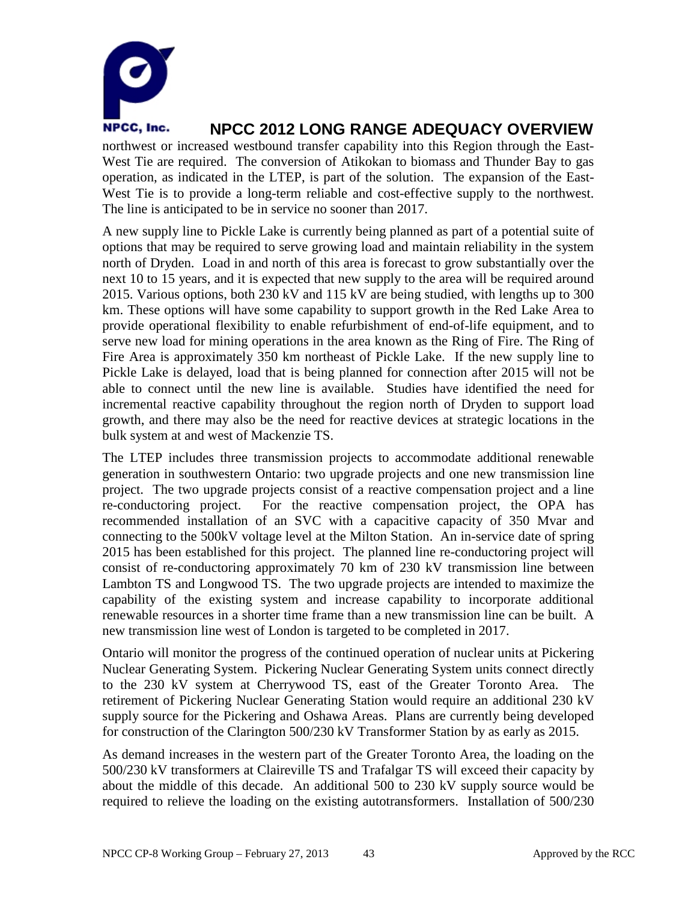northwest or increased westbound transfer capability into this Region through the East-West Tie are required. The conversion of Atikokan to biomass and Thunder Bay to gas operation, as indicated in the LTEP, is part of the solution. The expansion of the East-West Tie is to provide a long-term reliable and cost-effective supply to the northwest. The line is anticipated to be in service no sooner than 2017.

A new supply line to Pickle Lake is currently being planned as part of a potential suite of options that may be required to serve growing load and maintain reliability in the system north of Dryden. Load in and north of this area is forecast to grow substantially over the next 10 to 15 years, and it is expected that new supply to the area will be required around 2015. Various options, both 230 kV and 115 kV are being studied, with lengths up to 300 km. These options will have some capability to support growth in the Red Lake Area to provide operational flexibility to enable refurbishment of end-of-life equipment, and to serve new load for mining operations in the area known as the Ring of Fire. The Ring of Fire Area is approximately 350 km northeast of Pickle Lake. If the new supply line to Pickle Lake is delayed, load that is being planned for connection after 2015 will not be able to connect until the new line is available. Studies have identified the need for incremental reactive capability throughout the region north of Dryden to support load growth, and there may also be the need for reactive devices at strategic locations in the bulk system at and west of Mackenzie TS.

The LTEP includes three transmission projects to accommodate additional renewable generation in southwestern Ontario: two upgrade projects and one new transmission line project. The two upgrade projects consist of a reactive compensation project and a line re-conductoring project. For the reactive compensation project, the OPA has recommended installation of an SVC with a capacitive capacity of 350 Mvar and connecting to the 500kV voltage level at the Milton Station. An in-service date of spring 2015 has been established for this project. The planned line re-conductoring project will consist of re-conductoring approximately 70 km of 230 kV transmission line between Lambton TS and Longwood TS. The two upgrade projects are intended to maximize the capability of the existing system and increase capability to incorporate additional renewable resources in a shorter time frame than a new transmission line can be built. A new transmission line west of London is targeted to be completed in 2017.

Ontario will monitor the progress of the continued operation of nuclear units at Pickering Nuclear Generating System. Pickering Nuclear Generating System units connect directly to the 230 kV system at Cherrywood TS, east of the Greater Toronto Area. The retirement of Pickering Nuclear Generating Station would require an additional 230 kV supply source for the Pickering and Oshawa Areas. Plans are currently being developed for construction of the Clarington 500/230 kV Transformer Station by as early as 2015.

As demand increases in the western part of the Greater Toronto Area, the loading on the 500/230 kV transformers at Claireville TS and Trafalgar TS will exceed their capacity by about the middle of this decade. An additional 500 to 230 kV supply source would be required to relieve the loading on the existing autotransformers. Installation of 500/230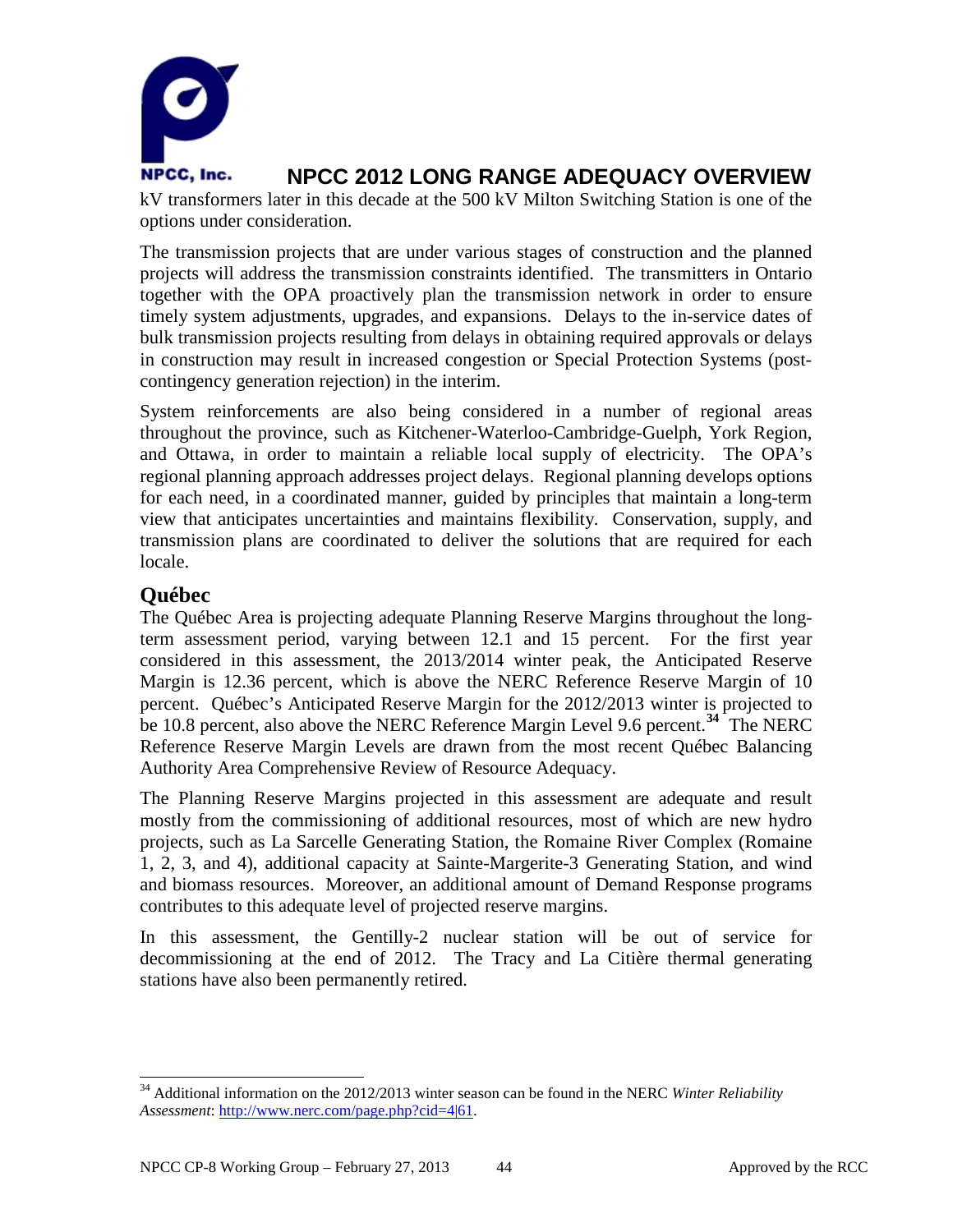kV transformers later in this decade at the 500 kV Milton Switching Station is one of the options under consideration.

The transmission projects that are under various stages of construction and the planned projects will address the transmission constraints identified. The transmitters in Ontario together with the OPA proactively plan the transmission network in order to ensure timely system adjustments, upgrades, and expansions. Delays to the in-service dates of bulk transmission projects resulting from delays in obtaining required approvals or delays in construction may result in increased congestion or Special Protection Systems (post-contingency generation rejection) in the interim.

System reinforcements are also being considered in a number of regional areas throughout the province, such as Kitchener-Waterloo-Cambridge-Guelph, York Region, and Ottawa, in order to maintain a reliable local supply of electricity. The OPA's regional planning approach addresses project delays. Regional planning develops options for each need, in a coordinated manner, guided by principles that maintain a long-term view that anticipates uncertainties and maintains flexibility. Conservation, supply, and transmission plans are coordinated to deliver the solutions that are required for each locale.

## Québec

The Québec Area is projecting adequate Planning Reserve Margins throughout the long-term assessment period, varying between 12.1 and 15 percent. For the first year considered in this assessment, the 2013/2014 winter peak, the Anticipated Reserve Margin is 12.36 percent, which is above the NERC Reference Reserve Margin of 10 percent. Québec's Anticipated Reserve Margin for the 2012/2013 winter is projected to be 10.8 percent, also above the NERC Reference Margin Level 9.6 percent.[34] The NERC Reference Reserve Margin Levels are drawn from the most recent Québec Balancing Authority Area Comprehensive Review of Resource Adequacy.

The Planning Reserve Margins projected in this assessment are adequate and result mostly from the commissioning of additional resources, most of which are new hydro projects, such as La Sarcelle Generating Station, the Romaine River Complex (Romaine 1, 2, 3, and 4), additional capacity at Sainte-Margerite-3 Generating Station, and wind and biomass resources. Moreover, an additional amount of Demand Response programs contributes to this adequate level of projected reserve margins.

In this assessment, the Gentilly-2 nuclear station will be out of service for decommissioning at the end of 2012. The Tracy and La Citière thermal generating stations have also been permanently retired.

---

[34] Additional information on the 2012/2013 winter season can be found in the NERC *Winter Reliability Assessment*: http://www.nerc.com/page.php?cid=4|61.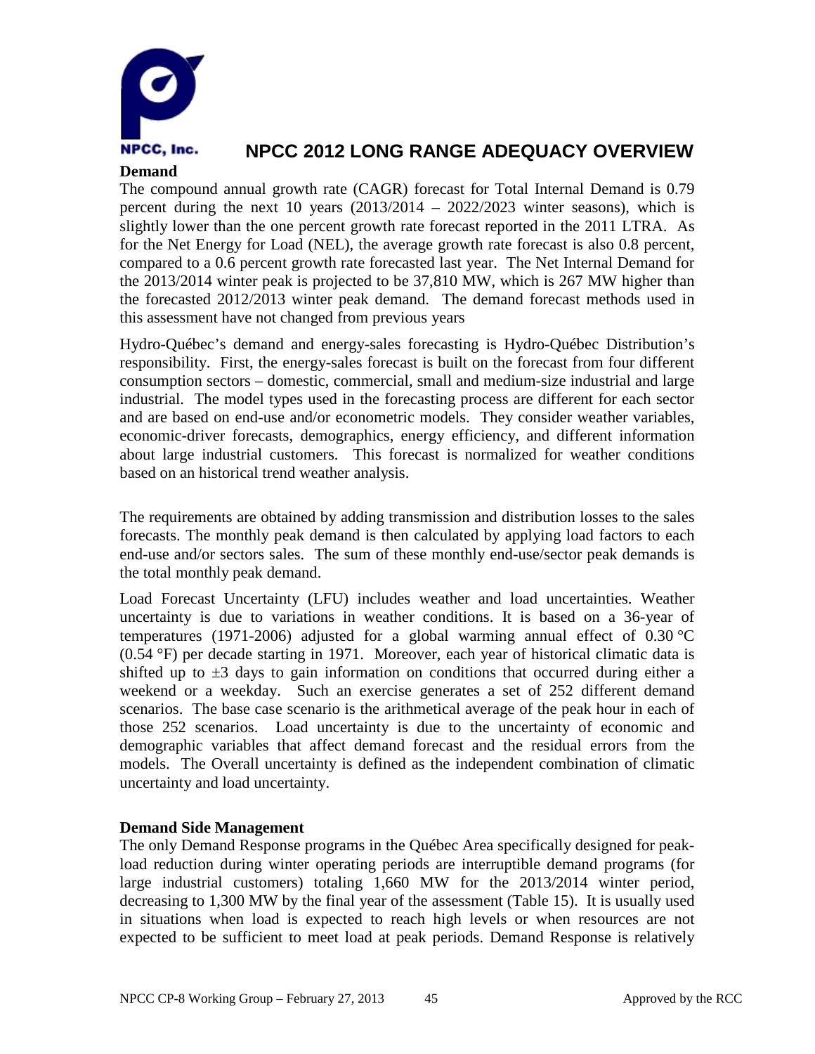**Demand**

The compound annual growth rate (CAGR) forecast for Total Internal Demand is 0.79 percent during the next 10 years (2013/2014 – 2022/2023 winter seasons), which is slightly lower than the one percent growth rate forecast reported in the 2011 LTRA. As for the Net Energy for Load (NEL), the average growth rate forecast is also 0.8 percent, compared to a 0.6 percent growth rate forecasted last year. The Net Internal Demand for the 2013/2014 winter peak is projected to be 37,810 MW, which is 267 MW higher than the forecasted 2012/2013 winter peak demand. The demand forecast methods used in this assessment have not changed from previous years

Hydro-Québec's demand and energy-sales forecasting is Hydro-Québec Distribution's responsibility. First, the energy-sales forecast is built on the forecast from four different consumption sectors – domestic, commercial, small and medium-size industrial and large industrial. The model types used in the forecasting process are different for each sector and are based on end-use and/or econometric models. They consider weather variables, economic-driver forecasts, demographics, energy efficiency, and different information about large industrial customers. This forecast is normalized for weather conditions based on an historical trend weather analysis.

The requirements are obtained by adding transmission and distribution losses to the sales forecasts. The monthly peak demand is then calculated by applying load factors to each end-use and/or sectors sales. The sum of these monthly end-use/sector peak demands is the total monthly peak demand.

Load Forecast Uncertainty (LFU) includes weather and load uncertainties. Weather uncertainty is due to variations in weather conditions. It is based on a 36-year of temperatures (1971-2006) adjusted for a global warming annual effect of 0.30 °C (0.54 °F) per decade starting in 1971. Moreover, each year of historical climatic data is shifted up to ±3 days to gain information on conditions that occurred during either a weekend or a weekday. Such an exercise generates a set of 252 different demand scenarios. The base case scenario is the arithmetical average of the peak hour in each of those 252 scenarios. Load uncertainty is due to the uncertainty of economic and demographic variables that affect demand forecast and the residual errors from the models. The Overall uncertainty is defined as the independent combination of climatic uncertainty and load uncertainty.

**Demand Side Management**

The only Demand Response programs in the Québec Area specifically designed for peak-load reduction during winter operating periods are interruptible demand programs (for large industrial customers) totaling 1,660 MW for the 2013/2014 winter period, decreasing to 1,300 MW by the final year of the assessment (Table 15). It is usually used in situations when load is expected to reach high levels or when resources are not expected to be sufficient to meet load at peak periods. Demand Response is relatively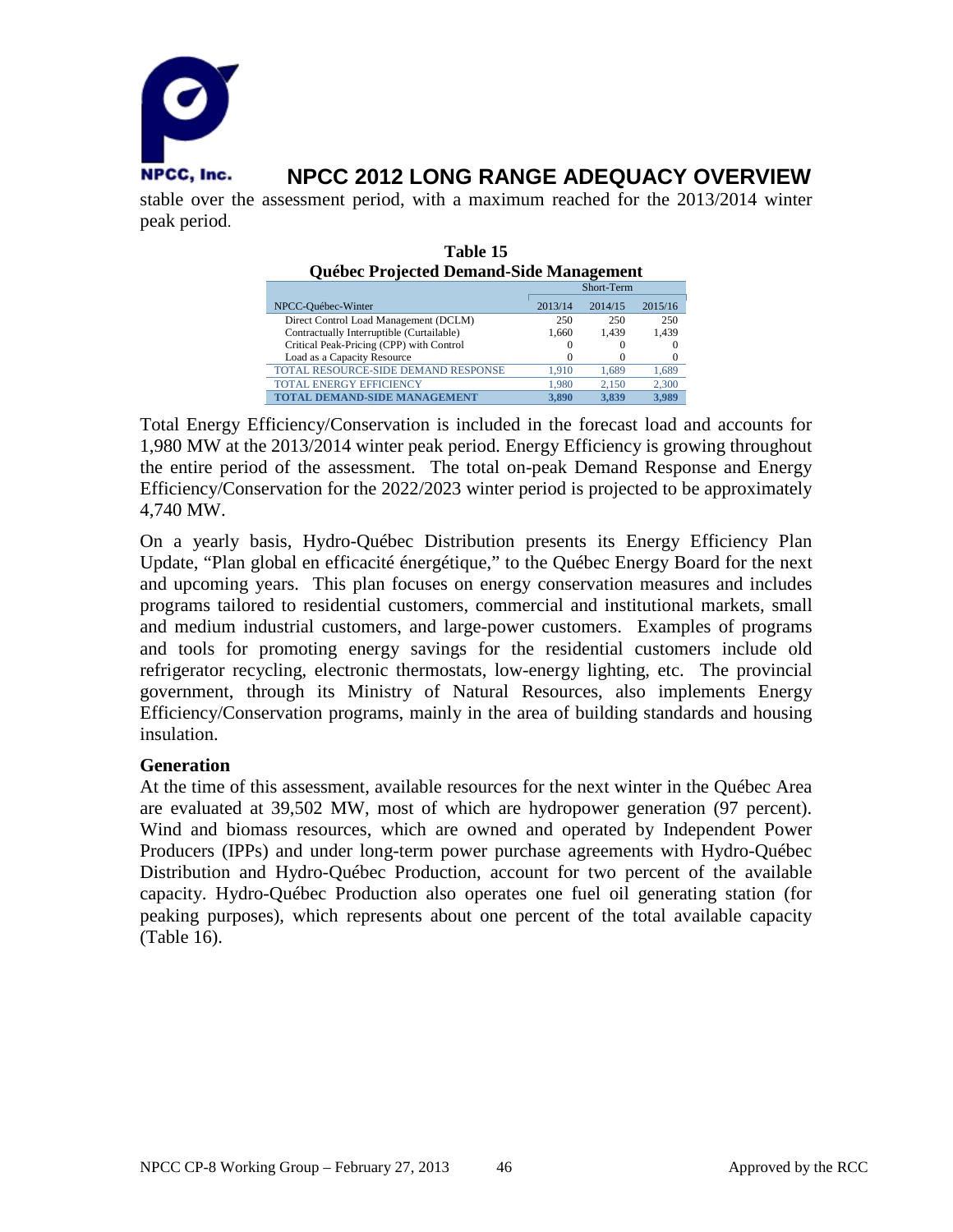stable over the assessment period, with a maximum reached for the 2013/2014 winter peak period.

**Table 15**
**Québec Projected Demand-Side Management**

| NPCC-Québec-Winter | Short-Term | | |
|---|---|---|---|
| | 2013/14 | 2014/15 | 2015/16 |
| Direct Control Load Management (DCLM) | 250 | 250 | 250 |
| Contractually Interruptible (Curtailable) | 1,660 | 1,439 | 1,439 |
| Critical Peak-Pricing (CPP) with Control | 0 | 0 | 0 |
| Load as a Capacity Resource | 0 | 0 | 0 |
| TOTAL RESOURCE-SIDE DEMAND RESPONSE | 1,910 | 1,689 | 1,689 |
| TOTAL ENERGY EFFICIENCY | 1,980 | 2,150 | 2,300 |
| **TOTAL DEMAND-SIDE MANAGEMENT** | **3,890** | **3,839** | **3,989** |

Total Energy Efficiency/Conservation is included in the forecast load and accounts for 1,980 MW at the 2013/2014 winter peak period. Energy Efficiency is growing throughout the entire period of the assessment. The total on-peak Demand Response and Energy Efficiency/Conservation for the 2022/2023 winter period is projected to be approximately 4,740 MW.

On a yearly basis, Hydro-Québec Distribution presents its Energy Efficiency Plan Update, "Plan global en efficacité énergétique," to the Québec Energy Board for the next and upcoming years. This plan focuses on energy conservation measures and includes programs tailored to residential customers, commercial and institutional markets, small and medium industrial customers, and large-power customers. Examples of programs and tools for promoting energy savings for the residential customers include old refrigerator recycling, electronic thermostats, low-energy lighting, etc. The provincial government, through its Ministry of Natural Resources, also implements Energy Efficiency/Conservation programs, mainly in the area of building standards and housing insulation.

**Generation**

At the time of this assessment, available resources for the next winter in the Québec Area are evaluated at 39,502 MW, most of which are hydropower generation (97 percent). Wind and biomass resources, which are owned and operated by Independent Power Producers (IPPs) and under long-term power purchase agreements with Hydro-Québec Distribution and Hydro-Québec Production, account for two percent of the available capacity. Hydro-Québec Production also operates one fuel oil generating station (for peaking purposes), which represents about one percent of the total available capacity (Table 16).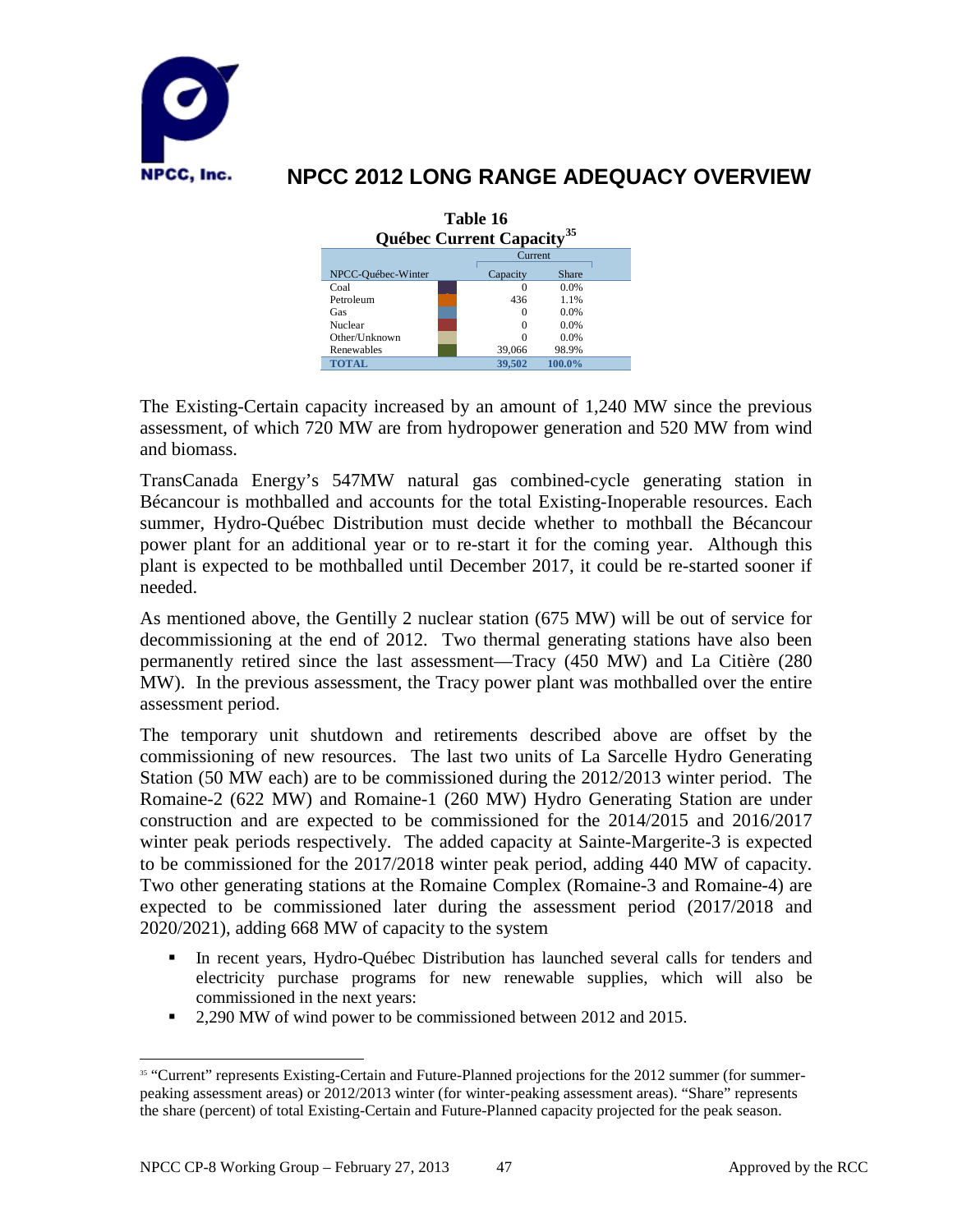**Table 16**
**Québec Current Capacity**[35]

| NPCC-Québec-Winter | | Current | |
|---|---|---|---|
| | | Capacity | Share |
| Coal | | 0 | 0.0% |
| Petroleum | | 436 | 1.1% |
| Gas | | 0 | 0.0% |
| Nuclear | | 0 | 0.0% |
| Other/Unknown | | 0 | 0.0% |
| Renewables | | 39,066 | 98.9% |
| **TOTAL** | | **39,502** | **100.0%** |

The Existing-Certain capacity increased by an amount of 1,240 MW since the previous assessment, of which 720 MW are from hydropower generation and 520 MW from wind and biomass.

TransCanada Energy's 547MW natural gas combined-cycle generating station in Bécancour is mothballed and accounts for the total Existing-Inoperable resources. Each summer, Hydro-Québec Distribution must decide whether to mothball the Bécancour power plant for an additional year or to re-start it for the coming year. Although this plant is expected to be mothballed until December 2017, it could be re-started sooner if needed.

As mentioned above, the Gentilly 2 nuclear station (675 MW) will be out of service for decommissioning at the end of 2012. Two thermal generating stations have also been permanently retired since the last assessment—Tracy (450 MW) and La Citière (280 MW). In the previous assessment, the Tracy power plant was mothballed over the entire assessment period.

The temporary unit shutdown and retirements described above are offset by the commissioning of new resources. The last two units of La Sarcelle Hydro Generating Station (50 MW each) are to be commissioned during the 2012/2013 winter period. The Romaine-2 (622 MW) and Romaine-1 (260 MW) Hydro Generating Station are under construction and are expected to be commissioned for the 2014/2015 and 2016/2017 winter peak periods respectively. The added capacity at Sainte-Margerite-3 is expected to be commissioned for the 2017/2018 winter peak period, adding 440 MW of capacity. Two other generating stations at the Romaine Complex (Romaine-3 and Romaine-4) are expected to be commissioned later during the assessment period (2017/2018 and 2020/2021), adding 668 MW of capacity to the system

- In recent years, Hydro-Québec Distribution has launched several calls for tenders and electricity purchase programs for new renewable supplies, which will also be commissioned in the next years:
- 2,290 MW of wind power to be commissioned between 2012 and 2015.

[35] "Current" represents Existing-Certain and Future-Planned projections for the 2012 summer (for summer-peaking assessment areas) or 2012/2013 winter (for winter-peaking assessment areas). "Share" represents the share (percent) of total Existing-Certain and Future-Planned capacity projected for the peak season.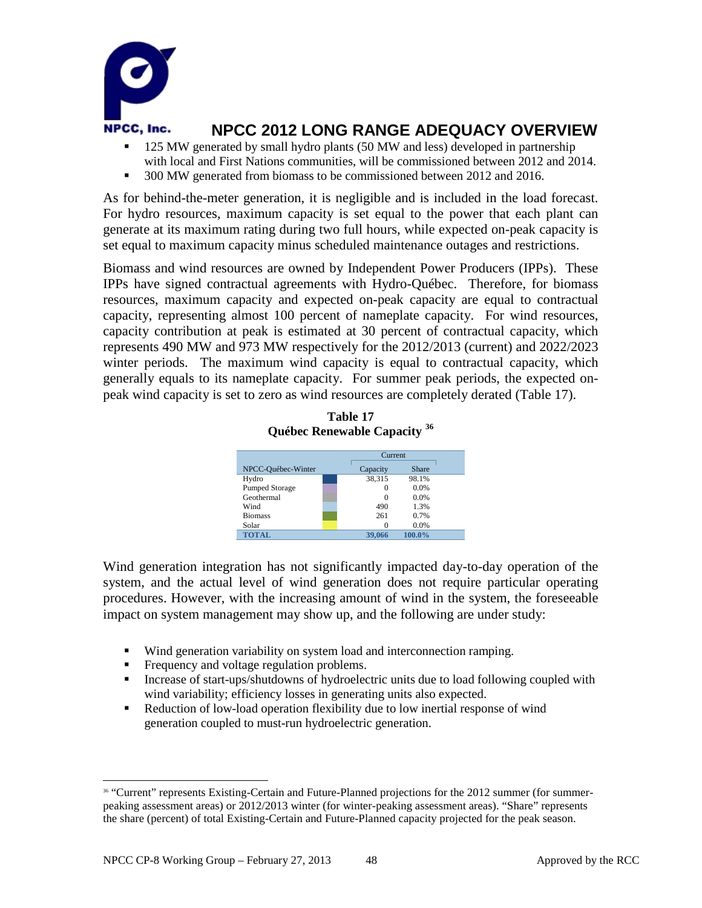- 125 MW generated by small hydro plants (50 MW and less) developed in partnership with local and First Nations communities, will be commissioned between 2012 and 2014.
- 300 MW generated from biomass to be commissioned between 2012 and 2016.

As for behind-the-meter generation, it is negligible and is included in the load forecast. For hydro resources, maximum capacity is set equal to the power that each plant can generate at its maximum rating during two full hours, while expected on-peak capacity is set equal to maximum capacity minus scheduled maintenance outages and restrictions.

Biomass and wind resources are owned by Independent Power Producers (IPPs). These IPPs have signed contractual agreements with Hydro-Québec. Therefore, for biomass resources, maximum capacity and expected on-peak capacity are equal to contractual capacity, representing almost 100 percent of nameplate capacity. For wind resources, capacity contribution at peak is estimated at 30 percent of contractual capacity, which represents 490 MW and 973 MW respectively for the 2012/2013 (current) and 2022/2023 winter periods. The maximum wind capacity is equal to contractual capacity, which generally equals to its nameplate capacity. For summer peak periods, the expected on-peak wind capacity is set to zero as wind resources are completely derated (Table 17).

**Table 17**
**Québec Renewable Capacity [36]**

| NPCC-Québec-Winter | Current | |
|---|---|---|
| | Capacity | Share |
| Hydro | 38,315 | 98.1% |
| Pumped Storage | 0 | 0.0% |
| Geothermal | 0 | 0.0% |
| Wind | 490 | 1.3% |
| Biomass | 261 | 0.7% |
| Solar | 0 | 0.0% |
| **TOTAL** | **39,066** | **100.0%** |

Wind generation integration has not significantly impacted day-to-day operation of the system, and the actual level of wind generation does not require particular operating procedures. However, with the increasing amount of wind in the system, the foreseeable impact on system management may show up, and the following are under study:

- Wind generation variability on system load and interconnection ramping.
- Frequency and voltage regulation problems.
- Increase of start-ups/shutdowns of hydroelectric units due to load following coupled with wind variability; efficiency losses in generating units also expected.
- Reduction of low-load operation flexibility due to low inertial response of wind generation coupled to must-run hydroelectric generation.

[36] "Current" represents Existing-Certain and Future-Planned projections for the 2012 summer (for summer-peaking assessment areas) or 2012/2013 winter (for winter-peaking assessment areas). "Share" represents the share (percent) of total Existing-Certain and Future-Planned capacity projected for the peak season.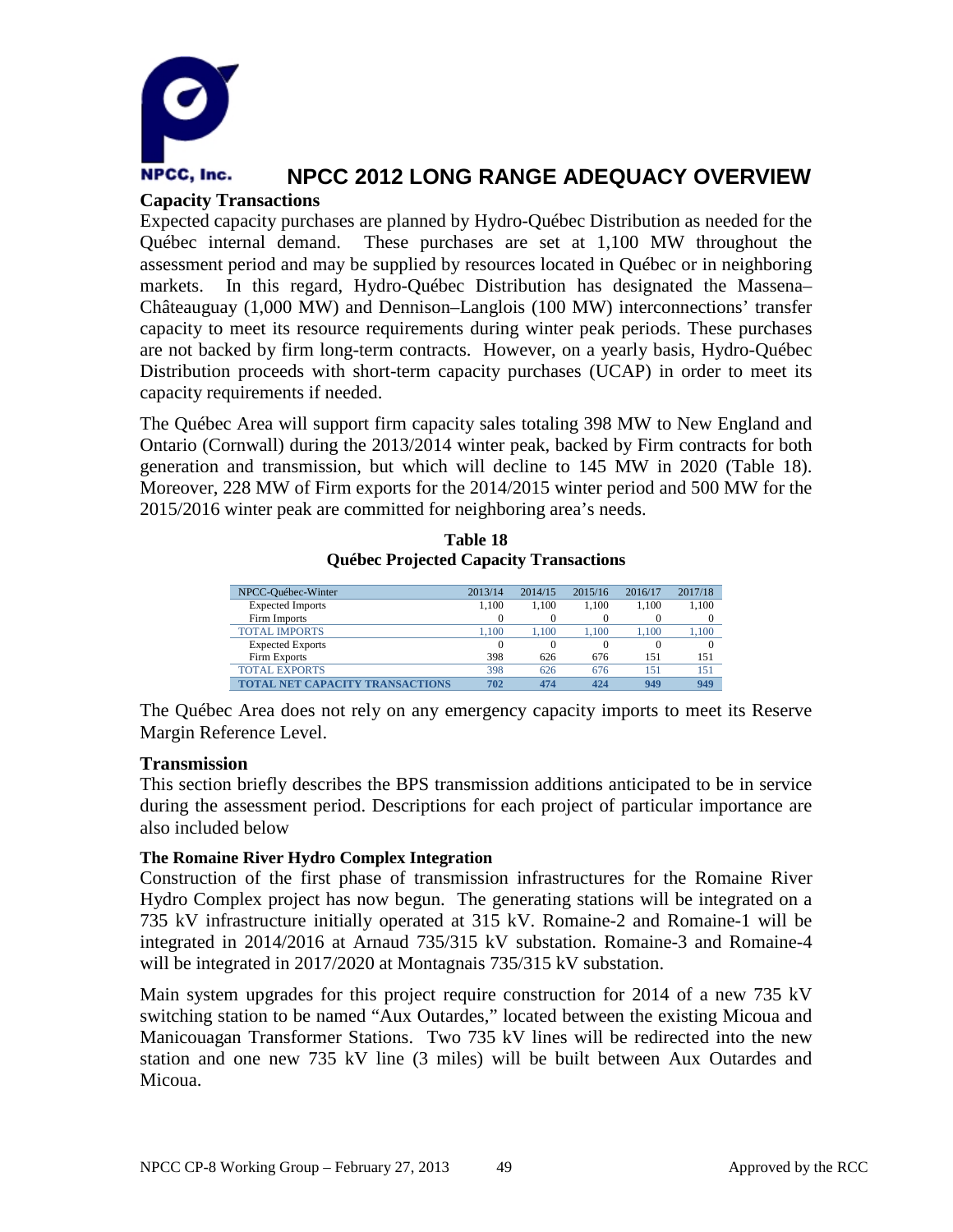**Capacity Transactions**

Expected capacity purchases are planned by Hydro-Québec Distribution as needed for the Québec internal demand. These purchases are set at 1,100 MW throughout the assessment period and may be supplied by resources located in Québec or in neighboring markets. In this regard, Hydro-Québec Distribution has designated the Massena–Châteauguay (1,000 MW) and Dennison–Langlois (100 MW) interconnections' transfer capacity to meet its resource requirements during winter peak periods. These purchases are not backed by firm long-term contracts. However, on a yearly basis, Hydro-Québec Distribution proceeds with short-term capacity purchases (UCAP) in order to meet its capacity requirements if needed.

The Québec Area will support firm capacity sales totaling 398 MW to New England and Ontario (Cornwall) during the 2013/2014 winter peak, backed by Firm contracts for both generation and transmission, but which will decline to 145 MW in 2020 (Table 18). Moreover, 228 MW of Firm exports for the 2014/2015 winter period and 500 MW for the 2015/2016 winter peak are committed for neighboring area's needs.

**Table 18**
**Québec Projected Capacity Transactions**

| NPCC-Québec-Winter | 2013/14 | 2014/15 | 2015/16 | 2016/17 | 2017/18 |
|---|---|---|---|---|---|
| Expected Imports | 1,100 | 1,100 | 1,100 | 1,100 | 1,100 |
| Firm Imports | 0 | 0 | 0 | 0 | 0 |
| TOTAL IMPORTS | 1,100 | 1,100 | 1,100 | 1,100 | 1,100 |
| Expected Exports | 0 | 0 | 0 | 0 | 0 |
| Firm Exports | 398 | 626 | 676 | 151 | 151 |
| TOTAL EXPORTS | 398 | 626 | 676 | 151 | 151 |
| **TOTAL NET CAPACITY TRANSACTIONS** | **702** | **474** | **424** | **949** | **949** |

The Québec Area does not rely on any emergency capacity imports to meet its Reserve Margin Reference Level.

**Transmission**

This section briefly describes the BPS transmission additions anticipated to be in service during the assessment period. Descriptions for each project of particular importance are also included below

**The Romaine River Hydro Complex Integration**

Construction of the first phase of transmission infrastructures for the Romaine River Hydro Complex project has now begun. The generating stations will be integrated on a 735 kV infrastructure initially operated at 315 kV. Romaine-2 and Romaine-1 will be integrated in 2014/2016 at Arnaud 735/315 kV substation. Romaine-3 and Romaine-4 will be integrated in 2017/2020 at Montagnais 735/315 kV substation.

Main system upgrades for this project require construction for 2014 of a new 735 kV switching station to be named "Aux Outardes," located between the existing Micoua and Manicouagan Transformer Stations. Two 735 kV lines will be redirected into the new station and one new 735 kV line (3 miles) will be built between Aux Outardes and Micoua.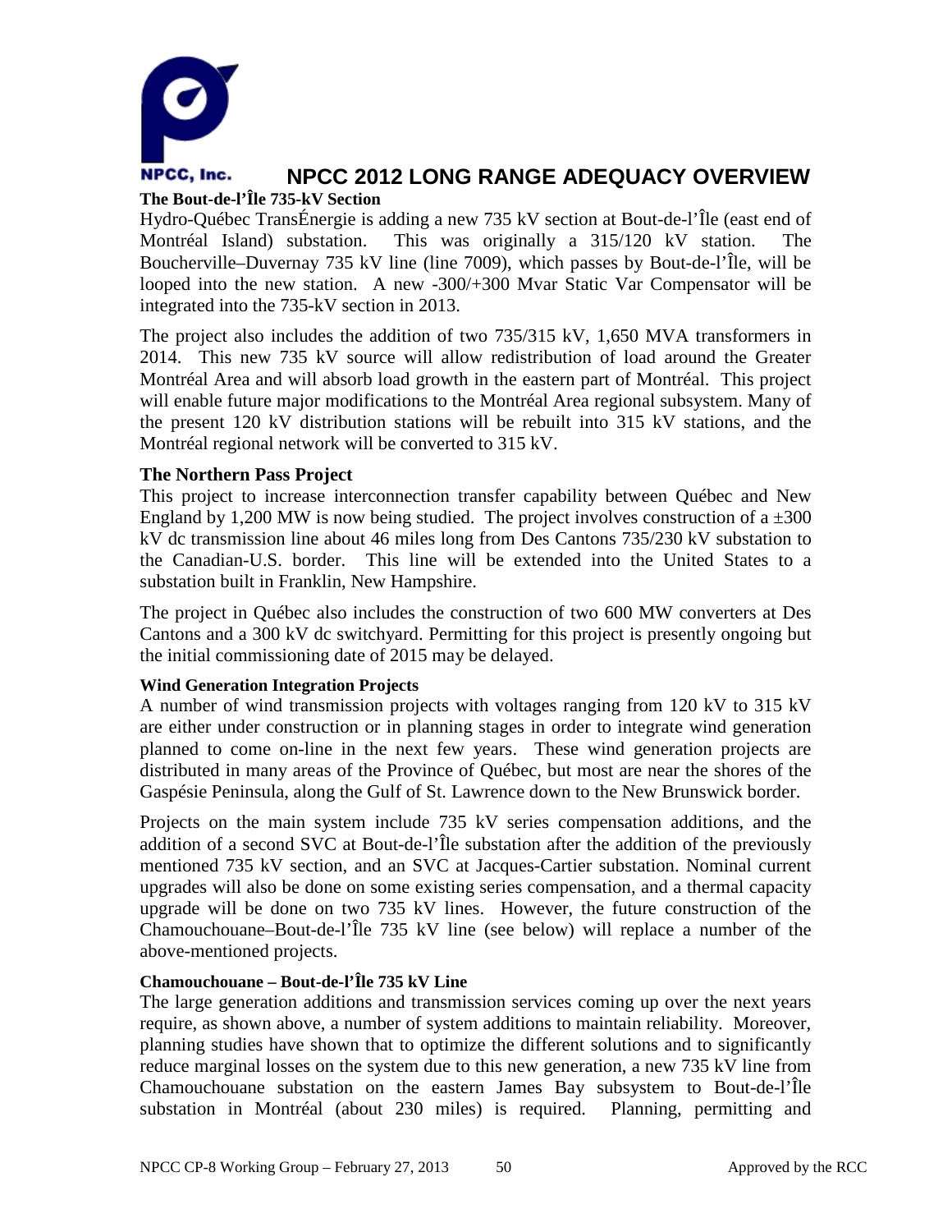### The Bout-de-l'Île 735-kV Section

Hydro-Québec TransÉnergie is adding a new 735 kV section at Bout-de-l'Île (east end of Montréal Island) substation. This was originally a 315/120 kV station. The Boucherville–Duvernay 735 kV line (line 7009), which passes by Bout-de-l'Île, will be looped into the new station. A new -300/+300 Mvar Static Var Compensator will be integrated into the 735-kV section in 2013.

The project also includes the addition of two 735/315 kV, 1,650 MVA transformers in 2014. This new 735 kV source will allow redistribution of load around the Greater Montréal Area and will absorb load growth in the eastern part of Montréal. This project will enable future major modifications to the Montréal Area regional subsystem. Many of the present 120 kV distribution stations will be rebuilt into 315 kV stations, and the Montréal regional network will be converted to 315 kV.

### The Northern Pass Project

This project to increase interconnection transfer capability between Québec and New England by 1,200 MW is now being studied. The project involves construction of a ±300 kV dc transmission line about 46 miles long from Des Cantons 735/230 kV substation to the Canadian-U.S. border. This line will be extended into the United States to a substation built in Franklin, New Hampshire.

The project in Québec also includes the construction of two 600 MW converters at Des Cantons and a 300 kV dc switchyard. Permitting for this project is presently ongoing but the initial commissioning date of 2015 may be delayed.

### Wind Generation Integration Projects

A number of wind transmission projects with voltages ranging from 120 kV to 315 kV are either under construction or in planning stages in order to integrate wind generation planned to come on-line in the next few years. These wind generation projects are distributed in many areas of the Province of Québec, but most are near the shores of the Gaspésie Peninsula, along the Gulf of St. Lawrence down to the New Brunswick border.

Projects on the main system include 735 kV series compensation additions, and the addition of a second SVC at Bout-de-l'Île substation after the addition of the previously mentioned 735 kV section, and an SVC at Jacques-Cartier substation. Nominal current upgrades will also be done on some existing series compensation, and a thermal capacity upgrade will be done on two 735 kV lines. However, the future construction of the Chamouchouane–Bout-de-l'Île 735 kV line (see below) will replace a number of the above-mentioned projects.

### Chamouchouane – Bout-de-l'Île 735 kV Line

The large generation additions and transmission services coming up over the next years require, as shown above, a number of system additions to maintain reliability. Moreover, planning studies have shown that to optimize the different solutions and to significantly reduce marginal losses on the system due to this new generation, a new 735 kV line from Chamouchouane substation on the eastern James Bay subsystem to Bout-de-l'Île substation in Montréal (about 230 miles) is required. Planning, permitting and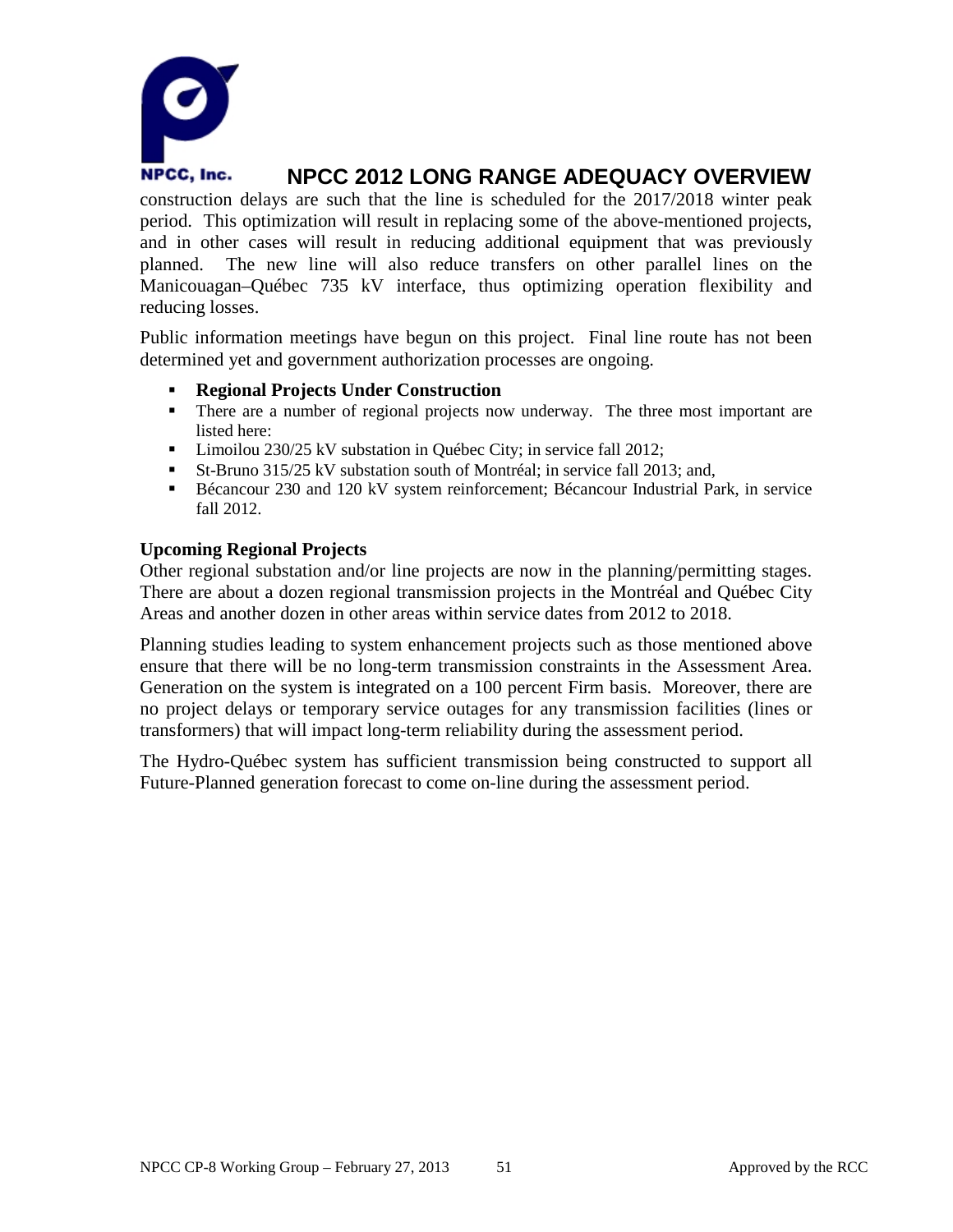construction delays are such that the line is scheduled for the 2017/2018 winter peak period. This optimization will result in replacing some of the above-mentioned projects, and in other cases will result in reducing additional equipment that was previously planned. The new line will also reduce transfers on other parallel lines on the Manicouagan–Québec 735 kV interface, thus optimizing operation flexibility and reducing losses.

Public information meetings have begun on this project. Final line route has not been determined yet and government authorization processes are ongoing.

- **Regional Projects Under Construction**
- There are a number of regional projects now underway. The three most important are listed here:
- Limoilou 230/25 kV substation in Québec City; in service fall 2012;
- St-Bruno 315/25 kV substation south of Montréal; in service fall 2013; and,
- Bécancour 230 and 120 kV system reinforcement; Bécancour Industrial Park, in service fall 2012.

**Upcoming Regional Projects**

Other regional substation and/or line projects are now in the planning/permitting stages. There are about a dozen regional transmission projects in the Montréal and Québec City Areas and another dozen in other areas within service dates from 2012 to 2018.

Planning studies leading to system enhancement projects such as those mentioned above ensure that there will be no long-term transmission constraints in the Assessment Area. Generation on the system is integrated on a 100 percent Firm basis. Moreover, there are no project delays or temporary service outages for any transmission facilities (lines or transformers) that will impact long-term reliability during the assessment period.

The Hydro-Québec system has sufficient transmission being constructed to support all Future-Planned generation forecast to come on-line during the assessment period.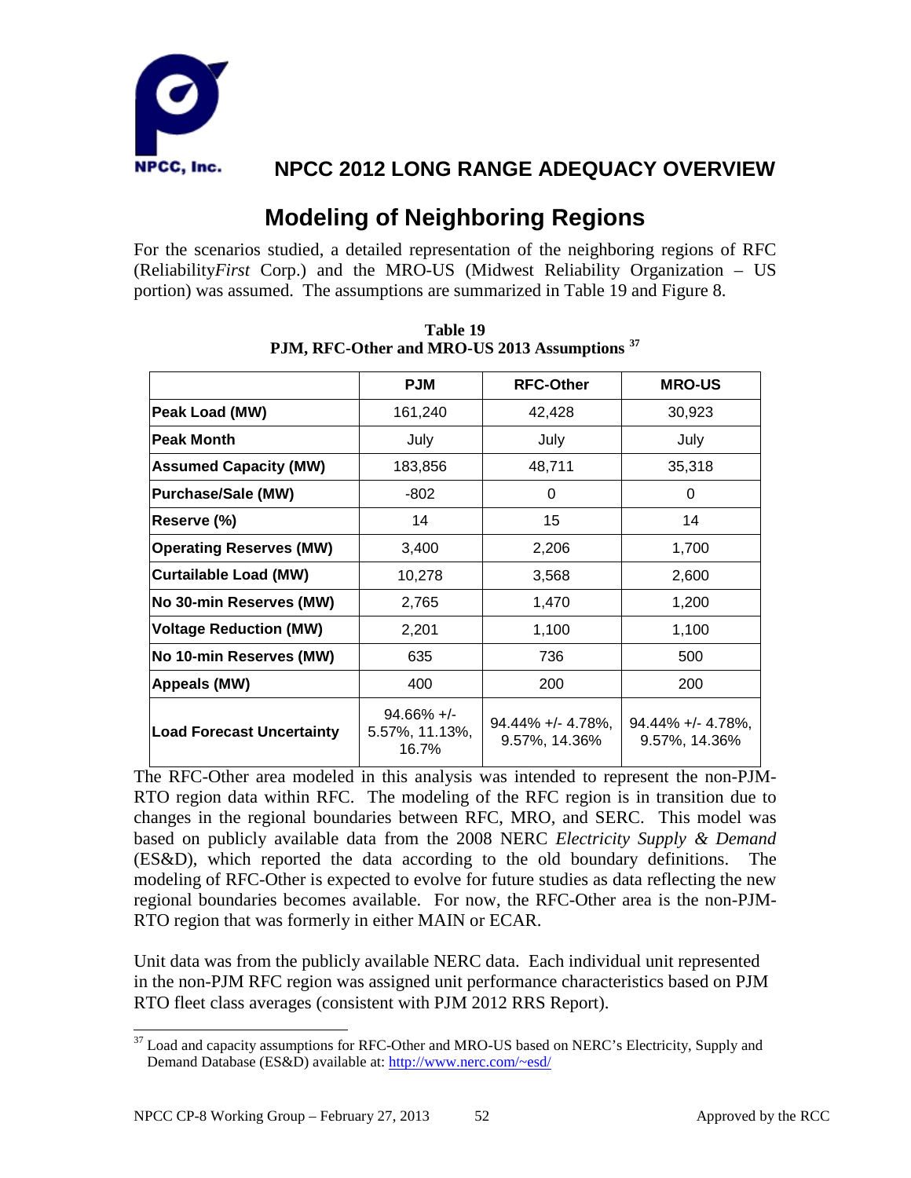## Modeling of Neighboring Regions

For the scenarios studied, a detailed representation of the neighboring regions of RFC (Reliability*First* Corp.) and the MRO-US (Midwest Reliability Organization – US portion) was assumed. The assumptions are summarized in Table 19 and Figure 8.

**Table 19**
**PJM, RFC-Other and MRO-US 2013 Assumptions [37]**

| | PJM | RFC-Other | MRO-US |
|---|---|---|---|
| **Peak Load (MW)** | 161,240 | 42,428 | 30,923 |
| **Peak Month** | July | July | July |
| **Assumed Capacity (MW)** | 183,856 | 48,711 | 35,318 |
| **Purchase/Sale (MW)** | -802 | 0 | 0 |
| **Reserve (%)** | 14 | 15 | 14 |
| **Operating Reserves (MW)** | 3,400 | 2,206 | 1,700 |
| **Curtailable Load (MW)** | 10,278 | 3,568 | 2,600 |
| **No 30-min Reserves (MW)** | 2,765 | 1,470 | 1,200 |
| **Voltage Reduction (MW)** | 2,201 | 1,100 | 1,100 |
| **No 10-min Reserves (MW)** | 635 | 736 | 500 |
| **Appeals (MW)** | 400 | 200 | 200 |
| **Load Forecast Uncertainty** | 94.66% +/- 5.57%, 11.13%, 16.7% | 94.44% +/- 4.78%, 9.57%, 14.36% | 94.44% +/- 4.78%, 9.57%, 14.36% |

The RFC-Other area modeled in this analysis was intended to represent the non-PJM-RTO region data within RFC. The modeling of the RFC region is in transition due to changes in the regional boundaries between RFC, MRO, and SERC. This model was based on publicly available data from the 2008 NERC *Electricity Supply & Demand* (ES&D), which reported the data according to the old boundary definitions. The modeling of RFC-Other is expected to evolve for future studies as data reflecting the new regional boundaries becomes available. For now, the RFC-Other area is the non-PJM-RTO region that was formerly in either MAIN or ECAR.

Unit data was from the publicly available NERC data. Each individual unit represented in the non-PJM RFC region was assigned unit performance characteristics based on PJM RTO fleet class averages (consistent with PJM 2012 RRS Report).

[37] Load and capacity assumptions for RFC-Other and MRO-US based on NERC's Electricity, Supply and Demand Database (ES&D) available at: http://www.nerc.com/~esd/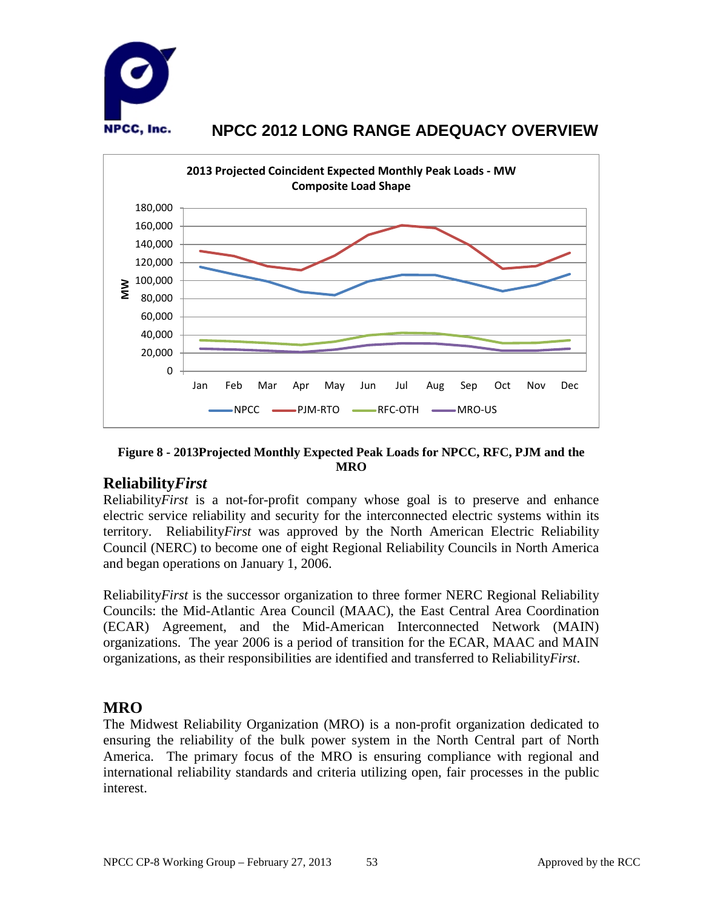Figure 8 - 2013Projected Monthly Expected Peak Loads for NPCC, RFC, PJM and the MRO

## Reliability*First*

Reliability*First* is a not-for-profit company whose goal is to preserve and enhance electric service reliability and security for the interconnected electric systems within its territory. Reliability*First* was approved by the North American Electric Reliability Council (NERC) to become one of eight Regional Reliability Councils in North America and began operations on January 1, 2006.

Reliability*First* is the successor organization to three former NERC Regional Reliability Councils: the Mid-Atlantic Area Council (MAAC), the East Central Area Coordination (ECAR) Agreement, and the Mid-American Interconnected Network (MAIN) organizations. The year 2006 is a period of transition for the ECAR, MAAC and MAIN organizations, as their responsibilities are identified and transferred to Reliability*First*.

## MRO

The Midwest Reliability Organization (MRO) is a non-profit organization dedicated to ensuring the reliability of the bulk power system in the North Central part of North America. The primary focus of the MRO is ensuring compliance with regional and international reliability standards and criteria utilizing open, fair processes in the public interest.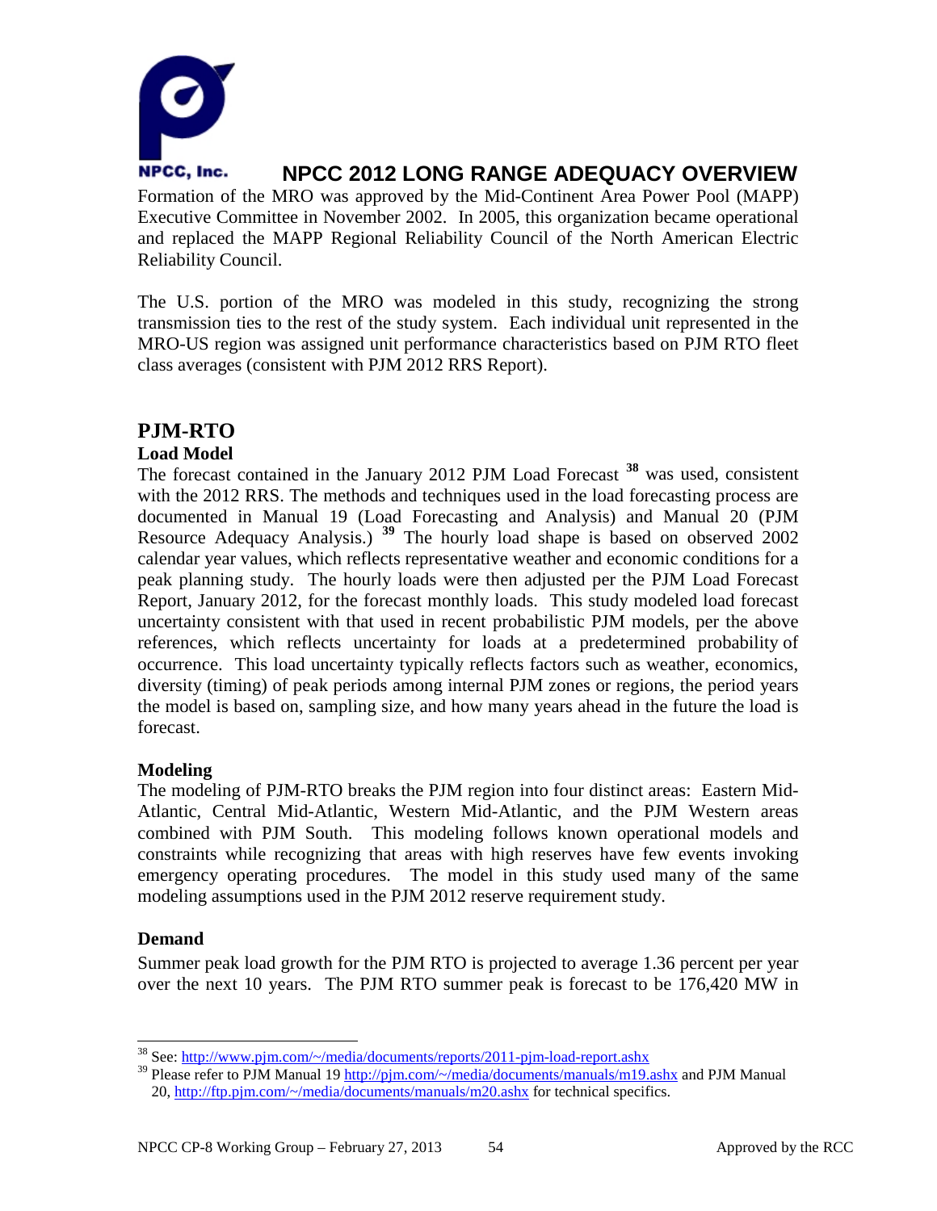Formation of the MRO was approved by the Mid-Continent Area Power Pool (MAPP) Executive Committee in November 2002. In 2005, this organization became operational and replaced the MAPP Regional Reliability Council of the North American Electric Reliability Council.

The U.S. portion of the MRO was modeled in this study, recognizing the strong transmission ties to the rest of the study system. Each individual unit represented in the MRO-US region was assigned unit performance characteristics based on PJM RTO fleet class averages (consistent with PJM 2012 RRS Report).

## PJM-RTO

### Load Model

The forecast contained in the January 2012 PJM Load Forecast [38] was used, consistent with the 2012 RRS. The methods and techniques used in the load forecasting process are documented in Manual 19 (Load Forecasting and Analysis) and Manual 20 (PJM Resource Adequacy Analysis.) [39] The hourly load shape is based on observed 2002 calendar year values, which reflects representative weather and economic conditions for a peak planning study. The hourly loads were then adjusted per the PJM Load Forecast Report, January 2012, for the forecast monthly loads. This study modeled load forecast uncertainty consistent with that used in recent probabilistic PJM models, per the above references, which reflects uncertainty for loads at a predetermined probability of occurrence. This load uncertainty typically reflects factors such as weather, economics, diversity (timing) of peak periods among internal PJM zones or regions, the period years the model is based on, sampling size, and how many years ahead in the future the load is forecast.

### Modeling

The modeling of PJM-RTO breaks the PJM region into four distinct areas: Eastern Mid-Atlantic, Central Mid-Atlantic, Western Mid-Atlantic, and the PJM Western areas combined with PJM South. This modeling follows known operational models and constraints while recognizing that areas with high reserves have few events invoking emergency operating procedures. The model in this study used many of the same modeling assumptions used in the PJM 2012 reserve requirement study.

### Demand

Summer peak load growth for the PJM RTO is projected to average 1.36 percent per year over the next 10 years. The PJM RTO summer peak is forecast to be 176,420 MW in

---

[38] See: http://www.pjm.com/~/media/documents/reports/2011-pjm-load-report.ashx

[39] Please refer to PJM Manual 19 http://pjm.com/~/media/documents/manuals/m19.ashx and PJM Manual 20, http://ftp.pjm.com/~/media/documents/manuals/m20.ashx for technical specifics.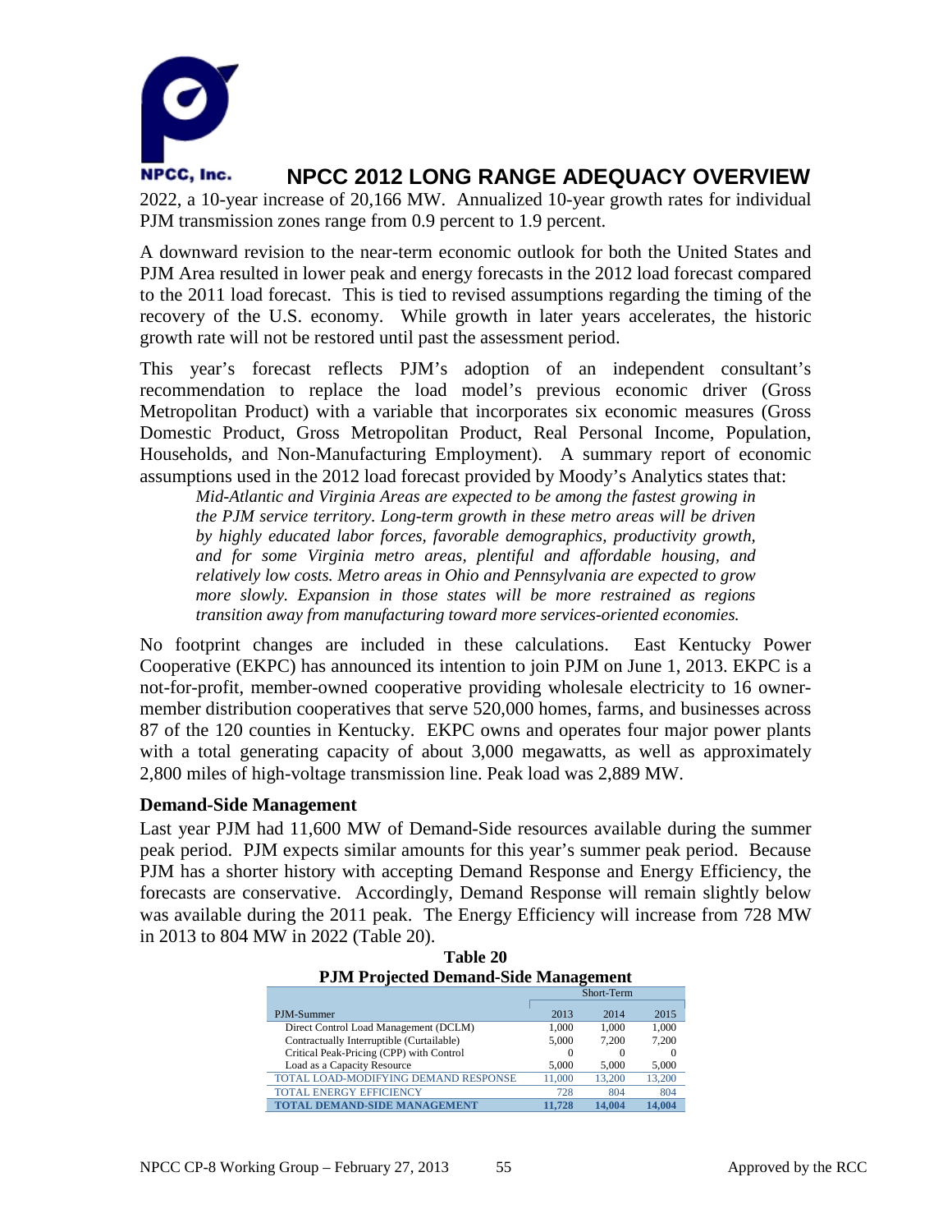2022, a 10-year increase of 20,166 MW. Annualized 10-year growth rates for individual PJM transmission zones range from 0.9 percent to 1.9 percent.

A downward revision to the near-term economic outlook for both the United States and PJM Area resulted in lower peak and energy forecasts in the 2012 load forecast compared to the 2011 load forecast. This is tied to revised assumptions regarding the timing of the recovery of the U.S. economy. While growth in later years accelerates, the historic growth rate will not be restored until past the assessment period.

This year's forecast reflects PJM's adoption of an independent consultant's recommendation to replace the load model's previous economic driver (Gross Metropolitan Product) with a variable that incorporates six economic measures (Gross Domestic Product, Gross Metropolitan Product, Real Personal Income, Population, Households, and Non-Manufacturing Employment). A summary report of economic assumptions used in the 2012 load forecast provided by Moody's Analytics states that:

> *Mid-Atlantic and Virginia Areas are expected to be among the fastest growing in the PJM service territory. Long-term growth in these metro areas will be driven by highly educated labor forces, favorable demographics, productivity growth, and for some Virginia metro areas, plentiful and affordable housing, and relatively low costs. Metro areas in Ohio and Pennsylvania are expected to grow more slowly. Expansion in those states will be more restrained as regions transition away from manufacturing toward more services-oriented economies.*

No footprint changes are included in these calculations. East Kentucky Power Cooperative (EKPC) has announced its intention to join PJM on June 1, 2013. EKPC is a not-for-profit, member-owned cooperative providing wholesale electricity to 16 owner-member distribution cooperatives that serve 520,000 homes, farms, and businesses across 87 of the 120 counties in Kentucky. EKPC owns and operates four major power plants with a total generating capacity of about 3,000 megawatts, as well as approximately 2,800 miles of high-voltage transmission line. Peak load was 2,889 MW.

### Demand-Side Management

Last year PJM had 11,600 MW of Demand-Side resources available during the summer peak period. PJM expects similar amounts for this year's summer peak period. Because PJM has a shorter history with accepting Demand Response and Energy Efficiency, the forecasts are conservative. Accordingly, Demand Response will remain slightly below was available during the 2011 peak. The Energy Efficiency will increase from 728 MW in 2013 to 804 MW in 2022 (Table 20).

**Table 20**
**PJM Projected Demand-Side Management**

| | Short-Term | | |
|---|---|---|---|
| PJM-Summer | 2013 | 2014 | 2015 |
| Direct Control Load Management (DCLM) | 1,000 | 1,000 | 1,000 |
| Contractually Interruptible (Curtailable) | 5,000 | 7,200 | 7,200 |
| Critical Peak-Pricing (CPP) with Control | 0 | 0 | 0 |
| Load as a Capacity Resource | 5,000 | 5,000 | 5,000 |
| TOTAL LOAD-MODIFYING DEMAND RESPONSE | 11,000 | 13,200 | 13,200 |
| TOTAL ENERGY EFFICIENCY | 728 | 804 | 804 |
| **TOTAL DEMAND-SIDE MANAGEMENT** | **11,728** | **14,004** | **14,004** |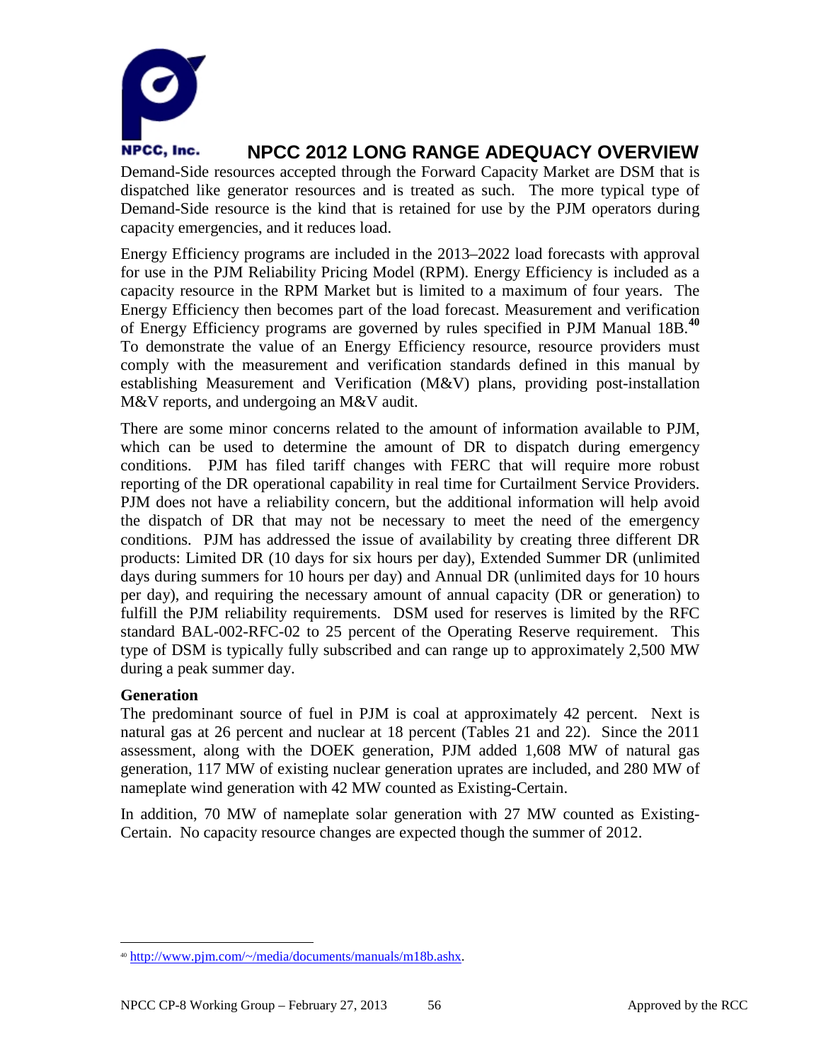Demand-Side resources accepted through the Forward Capacity Market are DSM that is dispatched like generator resources and is treated as such. The more typical type of Demand-Side resource is the kind that is retained for use by the PJM operators during capacity emergencies, and it reduces load.

Energy Efficiency programs are included in the 2013–2022 load forecasts with approval for use in the PJM Reliability Pricing Model (RPM). Energy Efficiency is included as a capacity resource in the RPM Market but is limited to a maximum of four years. The Energy Efficiency then becomes part of the load forecast. Measurement and verification of Energy Efficiency programs are governed by rules specified in PJM Manual 18B.[40] To demonstrate the value of an Energy Efficiency resource, resource providers must comply with the measurement and verification standards defined in this manual by establishing Measurement and Verification (M&V) plans, providing post-installation M&V reports, and undergoing an M&V audit.

There are some minor concerns related to the amount of information available to PJM, which can be used to determine the amount of DR to dispatch during emergency conditions. PJM has filed tariff changes with FERC that will require more robust reporting of the DR operational capability in real time for Curtailment Service Providers. PJM does not have a reliability concern, but the additional information will help avoid the dispatch of DR that may not be necessary to meet the need of the emergency conditions. PJM has addressed the issue of availability by creating three different DR products: Limited DR (10 days for six hours per day), Extended Summer DR (unlimited days during summers for 10 hours per day) and Annual DR (unlimited days for 10 hours per day), and requiring the necessary amount of annual capacity (DR or generation) to fulfill the PJM reliability requirements. DSM used for reserves is limited by the RFC standard BAL-002-RFC-02 to 25 percent of the Operating Reserve requirement. This type of DSM is typically fully subscribed and can range up to approximately 2,500 MW during a peak summer day.

**Generation**

The predominant source of fuel in PJM is coal at approximately 42 percent. Next is natural gas at 26 percent and nuclear at 18 percent (Tables 21 and 22). Since the 2011 assessment, along with the DOEK generation, PJM added 1,608 MW of natural gas generation, 117 MW of existing nuclear generation uprates are included, and 280 MW of nameplate wind generation with 42 MW counted as Existing-Certain.

In addition, 70 MW of nameplate solar generation with 27 MW counted as Existing-Certain. No capacity resource changes are expected though the summer of 2012.

---

[40] http://www.pjm.com/~/media/documents/manuals/m18b.ashx.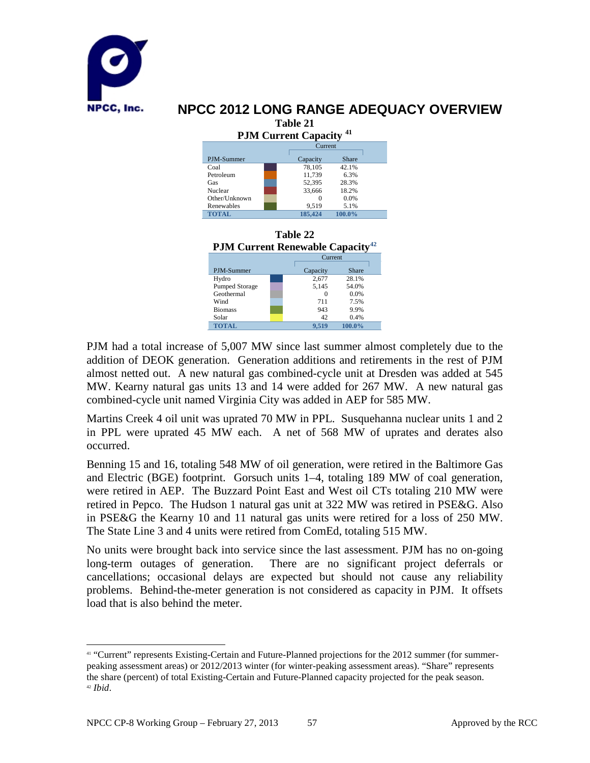**Table 21**
**PJM Current Capacity** [41]

| PJM-Summer | | Current Capacity | Current Share |
|---|---|---|---|
| Coal | | 78,105 | 42.1% |
| Petroleum | | 11,739 | 6.3% |
| Gas | | 52,395 | 28.3% |
| Nuclear | | 33,666 | 18.2% |
| Other/Unknown | | 0 | 0.0% |
| Renewables | | 9,519 | 5.1% |
| **TOTAL** | | **185,424** | **100.0%** |

**Table 22**
**PJM Current Renewable Capacity** [42]

| PJM-Summer | | Current Capacity | Current Share |
|---|---|---|---|
| Hydro | | 2,677 | 28.1% |
| Pumped Storage | | 5,145 | 54.0% |
| Geothermal | | 0 | 0.0% |
| Wind | | 711 | 7.5% |
| Biomass | | 943 | 9.9% |
| Solar | | 42 | 0.4% |
| **TOTAL** | | **9,519** | **100.0%** |

PJM had a total increase of 5,007 MW since last summer almost completely due to the addition of DEOK generation. Generation additions and retirements in the rest of PJM almost netted out. A new natural gas combined-cycle unit at Dresden was added at 545 MW. Kearny natural gas units 13 and 14 were added for 267 MW. A new natural gas combined-cycle unit named Virginia City was added in AEP for 585 MW.

Martins Creek 4 oil unit was uprated 70 MW in PPL. Susquehanna nuclear units 1 and 2 in PPL were uprated 45 MW each. A net of 568 MW of uprates and derates also occurred.

Benning 15 and 16, totaling 548 MW of oil generation, were retired in the Baltimore Gas and Electric (BGE) footprint. Gorsuch units 1–4, totaling 189 MW of coal generation, were retired in AEP. The Buzzard Point East and West oil CTs totaling 210 MW were retired in Pepco. The Hudson 1 natural gas unit at 322 MW was retired in PSE&G. Also in PSE&G the Kearny 10 and 11 natural gas units were retired for a loss of 250 MW. The State Line 3 and 4 units were retired from ComEd, totaling 515 MW.

No units were brought back into service since the last assessment. PJM has no on-going long-term outages of generation. There are no significant project deferrals or cancellations; occasional delays are expected but should not cause any reliability problems. Behind-the-meter generation is not considered as capacity in PJM. It offsets load that is also behind the meter.

[41] "Current" represents Existing-Certain and Future-Planned projections for the 2012 summer (for summer-peaking assessment areas) or 2012/2013 winter (for winter-peaking assessment areas). "Share" represents the share (percent) of total Existing-Certain and Future-Planned capacity projected for the peak season.

[42] *Ibid*.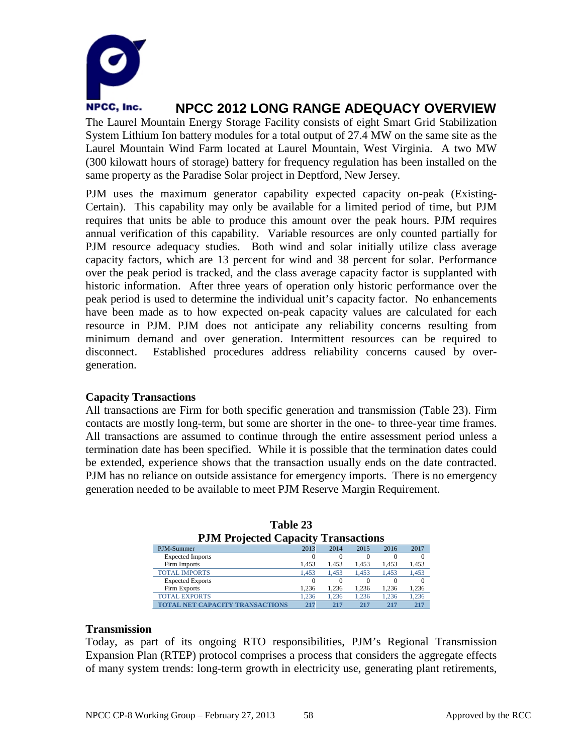The Laurel Mountain Energy Storage Facility consists of eight Smart Grid Stabilization System Lithium Ion battery modules for a total output of 27.4 MW on the same site as the Laurel Mountain Wind Farm located at Laurel Mountain, West Virginia. A two MW (300 kilowatt hours of storage) battery for frequency regulation has been installed on the same property as the Paradise Solar project in Deptford, New Jersey.

PJM uses the maximum generator capability expected capacity on-peak (Existing-Certain). This capability may only be available for a limited period of time, but PJM requires that units be able to produce this amount over the peak hours. PJM requires annual verification of this capability. Variable resources are only counted partially for PJM resource adequacy studies. Both wind and solar initially utilize class average capacity factors, which are 13 percent for wind and 38 percent for solar. Performance over the peak period is tracked, and the class average capacity factor is supplanted with historic information. After three years of operation only historic performance over the peak period is used to determine the individual unit's capacity factor. No enhancements have been made as to how expected on-peak capacity values are calculated for each resource in PJM. PJM does not anticipate any reliability concerns resulting from minimum demand and over generation. Intermittent resources can be required to disconnect. Established procedures address reliability concerns caused by over-generation.

### Capacity Transactions

All transactions are Firm for both specific generation and transmission (Table 23). Firm contacts are mostly long-term, but some are shorter in the one- to three-year time frames. All transactions are assumed to continue through the entire assessment period unless a termination date has been specified. While it is possible that the termination dates could be extended, experience shows that the transaction usually ends on the date contracted. PJM has no reliance on outside assistance for emergency imports. There is no emergency generation needed to be available to meet PJM Reserve Margin Requirement.

**Table 23**
**PJM Projected Capacity Transactions**

| PJM-Summer | 2013 | 2014 | 2015 | 2016 | 2017 |
|---|---|---|---|---|---|
| Expected Imports | 0 | 0 | 0 | 0 | 0 |
| Firm Imports | 1,453 | 1,453 | 1,453 | 1,453 | 1,453 |
| TOTAL IMPORTS | 1,453 | 1,453 | 1,453 | 1,453 | 1,453 |
| Expected Exports | 0 | 0 | 0 | 0 | 0 |
| Firm Exports | 1,236 | 1,236 | 1,236 | 1,236 | 1,236 |
| TOTAL EXPORTS | 1,236 | 1,236 | 1,236 | 1,236 | 1,236 |
| **TOTAL NET CAPACITY TRANSACTIONS** | **217** | **217** | **217** | **217** | **217** |

### Transmission

Today, as part of its ongoing RTO responsibilities, PJM's Regional Transmission Expansion Plan (RTEP) protocol comprises a process that considers the aggregate effects of many system trends: long-term growth in electricity use, generating plant retirements,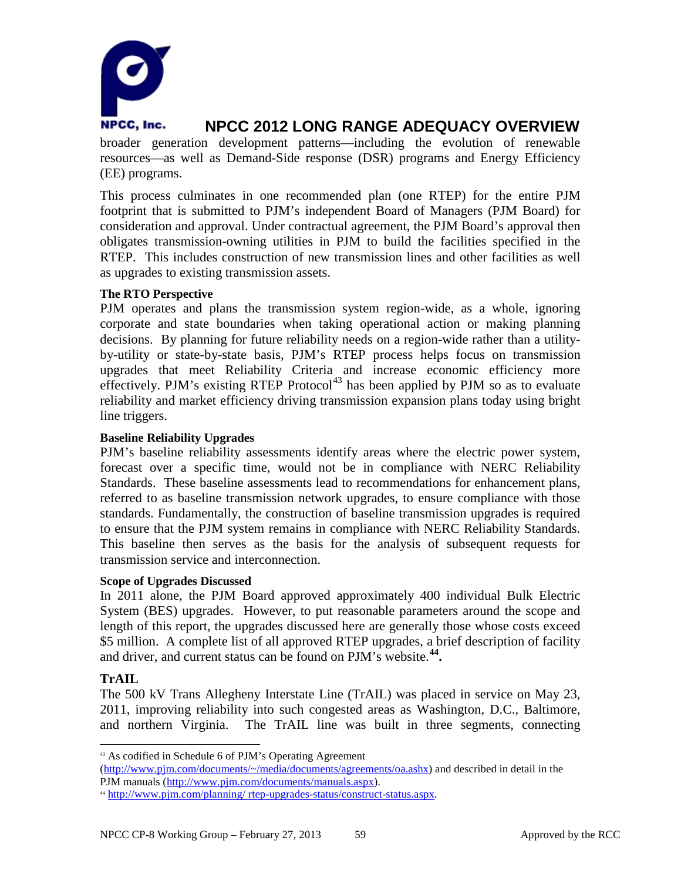broader generation development patterns—including the evolution of renewable resources—as well as Demand-Side response (DSR) programs and Energy Efficiency (EE) programs.

This process culminates in one recommended plan (one RTEP) for the entire PJM footprint that is submitted to PJM's independent Board of Managers (PJM Board) for consideration and approval. Under contractual agreement, the PJM Board's approval then obligates transmission-owning utilities in PJM to build the facilities specified in the RTEP. This includes construction of new transmission lines and other facilities as well as upgrades to existing transmission assets.

**The RTO Perspective**

PJM operates and plans the transmission system region-wide, as a whole, ignoring corporate and state boundaries when taking operational action or making planning decisions. By planning for future reliability needs on a region-wide rather than a utility-by-utility or state-by-state basis, PJM's RTEP process helps focus on transmission upgrades that meet Reliability Criteria and increase economic efficiency more effectively. PJM's existing RTEP Protocol[43] has been applied by PJM so as to evaluate reliability and market efficiency driving transmission expansion plans today using bright line triggers.

**Baseline Reliability Upgrades**

PJM's baseline reliability assessments identify areas where the electric power system, forecast over a specific time, would not be in compliance with NERC Reliability Standards. These baseline assessments lead to recommendations for enhancement plans, referred to as baseline transmission network upgrades, to ensure compliance with those standards. Fundamentally, the construction of baseline transmission upgrades is required to ensure that the PJM system remains in compliance with NERC Reliability Standards. This baseline then serves as the basis for the analysis of subsequent requests for transmission service and interconnection.

**Scope of Upgrades Discussed**

In 2011 alone, the PJM Board approved approximately 400 individual Bulk Electric System (BES) upgrades. However, to put reasonable parameters around the scope and length of this report, the upgrades discussed here are generally those whose costs exceed $5 million. A complete list of all approved RTEP upgrades, a brief description of facility and driver, and current status can be found on PJM's website.[44]**.**

### TrAIL

The 500 kV Trans Allegheny Interstate Line (TrAIL) was placed in service on May 23, 2011, improving reliability into such congested areas as Washington, D.C., Baltimore, and northern Virginia. The TrAIL line was built in three segments, connecting

---

[43] As codified in Schedule 6 of PJM's Operating Agreement (http://www.pjm.com/documents/~/media/documents/agreements/oa.ashx) and described in detail in the PJM manuals (http://www.pjm.com/documents/manuals.aspx).

[44] http://www.pjm.com/planning/ rtep-upgrades-status/construct-status.aspx.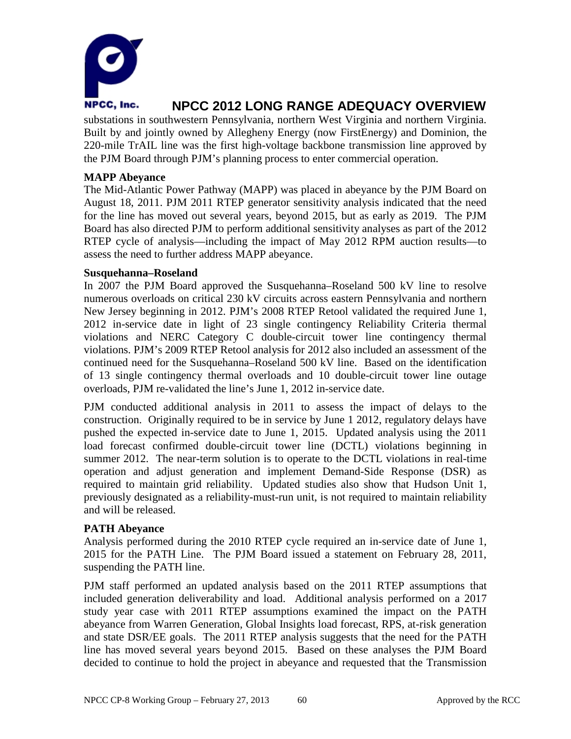substations in southwestern Pennsylvania, northern West Virginia and northern Virginia. Built by and jointly owned by Allegheny Energy (now FirstEnergy) and Dominion, the 220-mile TrAIL line was the first high-voltage backbone transmission line approved by the PJM Board through PJM's planning process to enter commercial operation.

**MAPP Abeyance**

The Mid-Atlantic Power Pathway (MAPP) was placed in abeyance by the PJM Board on August 18, 2011. PJM 2011 RTEP generator sensitivity analysis indicated that the need for the line has moved out several years, beyond 2015, but as early as 2019. The PJM Board has also directed PJM to perform additional sensitivity analyses as part of the 2012 RTEP cycle of analysis—including the impact of May 2012 RPM auction results—to assess the need to further address MAPP abeyance.

**Susquehanna–Roseland**

In 2007 the PJM Board approved the Susquehanna–Roseland 500 kV line to resolve numerous overloads on critical 230 kV circuits across eastern Pennsylvania and northern New Jersey beginning in 2012. PJM's 2008 RTEP Retool validated the required June 1, 2012 in-service date in light of 23 single contingency Reliability Criteria thermal violations and NERC Category C double-circuit tower line contingency thermal violations. PJM's 2009 RTEP Retool analysis for 2012 also included an assessment of the continued need for the Susquehanna–Roseland 500 kV line. Based on the identification of 13 single contingency thermal overloads and 10 double-circuit tower line outage overloads, PJM re-validated the line's June 1, 2012 in-service date.

PJM conducted additional analysis in 2011 to assess the impact of delays to the construction. Originally required to be in service by June 1 2012, regulatory delays have pushed the expected in-service date to June 1, 2015. Updated analysis using the 2011 load forecast confirmed double-circuit tower line (DCTL) violations beginning in summer 2012. The near-term solution is to operate to the DCTL violations in real-time operation and adjust generation and implement Demand-Side Response (DSR) as required to maintain grid reliability. Updated studies also show that Hudson Unit 1, previously designated as a reliability-must-run unit, is not required to maintain reliability and will be released.

**PATH Abeyance**

Analysis performed during the 2010 RTEP cycle required an in-service date of June 1, 2015 for the PATH Line. The PJM Board issued a statement on February 28, 2011, suspending the PATH line.

PJM staff performed an updated analysis based on the 2011 RTEP assumptions that included generation deliverability and load. Additional analysis performed on a 2017 study year case with 2011 RTEP assumptions examined the impact on the PATH abeyance from Warren Generation, Global Insights load forecast, RPS, at-risk generation and state DSR/EE goals. The 2011 RTEP analysis suggests that the need for the PATH line has moved several years beyond 2015. Based on these analyses the PJM Board decided to continue to hold the project in abeyance and requested that the Transmission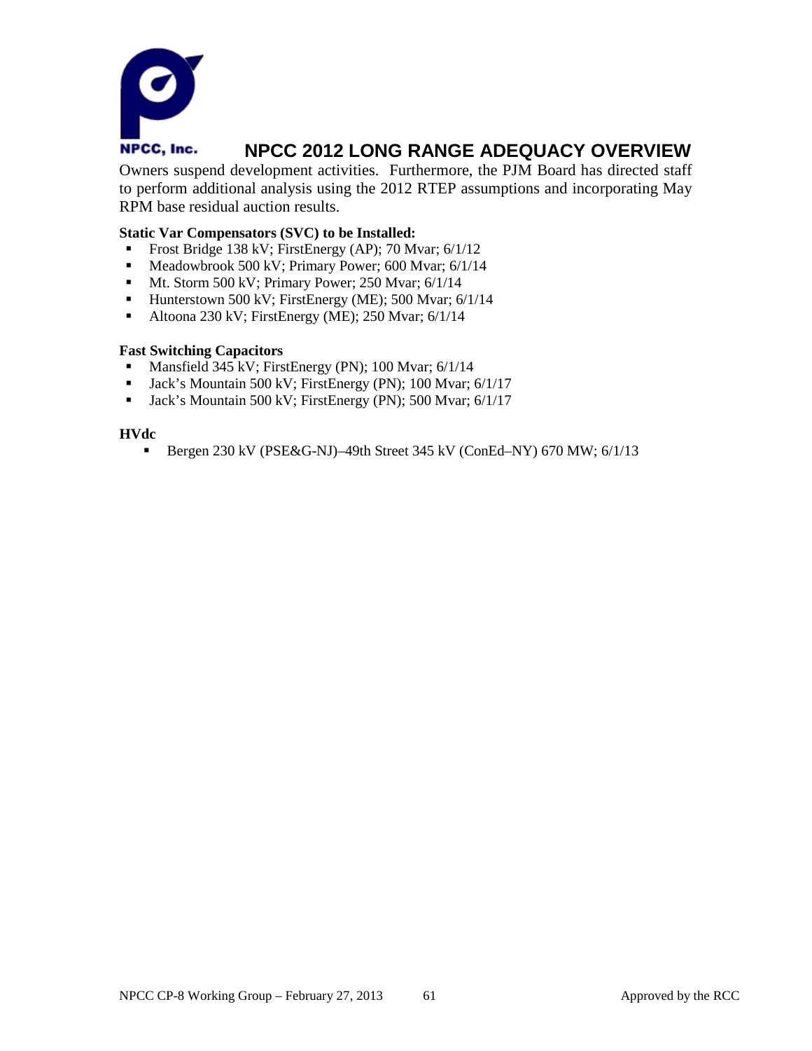Owners suspend development activities. Furthermore, the PJM Board has directed staff to perform additional analysis using the 2012 RTEP assumptions and incorporating May RPM base residual auction results.

**Static Var Compensators (SVC) to be Installed:**

- Frost Bridge 138 kV; FirstEnergy (AP); 70 Mvar; 6/1/12
- Meadowbrook 500 kV; Primary Power; 600 Mvar; 6/1/14
- Mt. Storm 500 kV; Primary Power; 250 Mvar; 6/1/14
- Hunterstown 500 kV; FirstEnergy (ME); 500 Mvar; 6/1/14
- Altoona 230 kV; FirstEnergy (ME); 250 Mvar; 6/1/14

**Fast Switching Capacitors**

- Mansfield 345 kV; FirstEnergy (PN); 100 Mvar; 6/1/14
- Jack's Mountain 500 kV; FirstEnergy (PN); 100 Mvar; 6/1/17
- Jack's Mountain 500 kV; FirstEnergy (PN); 500 Mvar; 6/1/17

**HVdc**

- Bergen 230 kV (PSE&G-NJ)–49th Street 345 kV (ConEd–NY) 670 MW; 6/1/13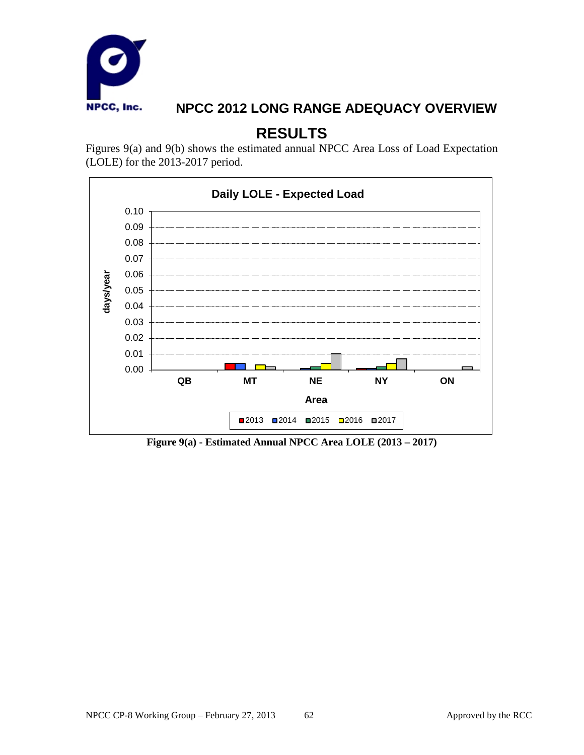# RESULTS

Figures 9(a) and 9(b) shows the estimated annual NPCC Area Loss of Load Expectation (LOLE) for the 2013-2017 period.

**Figure 9(a) - Estimated Annual NPCC Area LOLE (2013 – 2017)**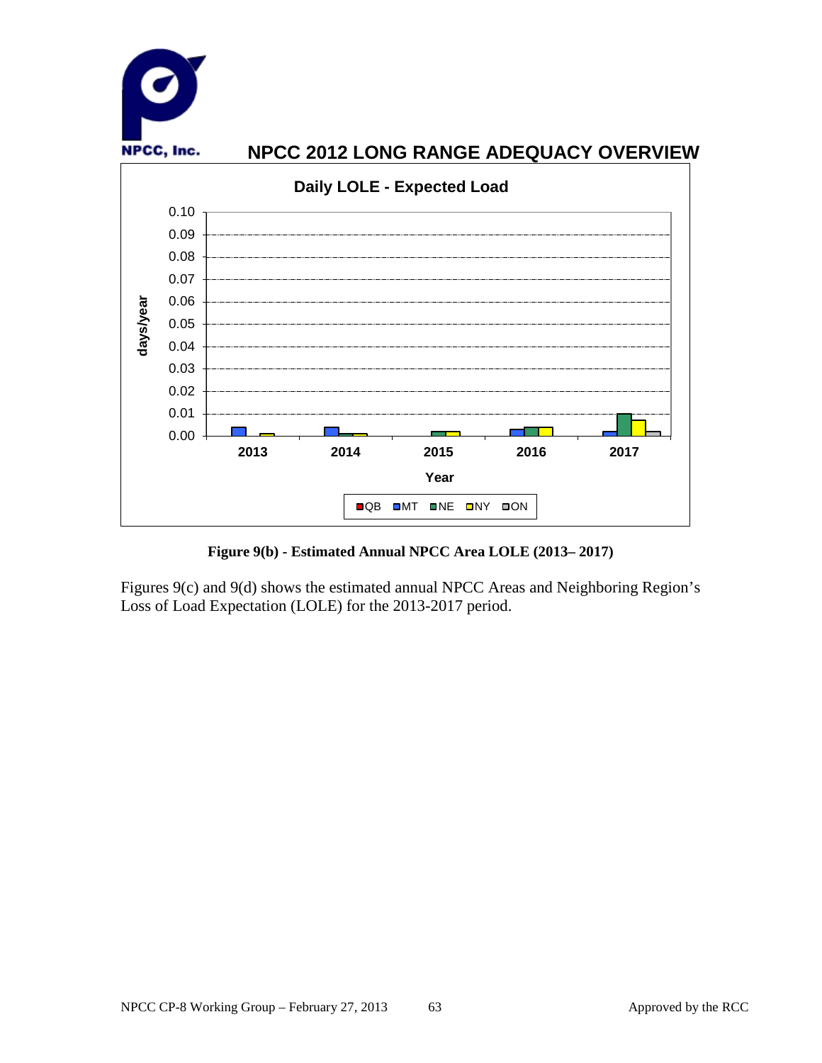**Figure 9(b) - Estimated Annual NPCC Area LOLE (2013– 2017)**

Figures 9(c) and 9(d) shows the estimated annual NPCC Areas and Neighboring Region's Loss of Load Expectation (LOLE) for the 2013-2017 period.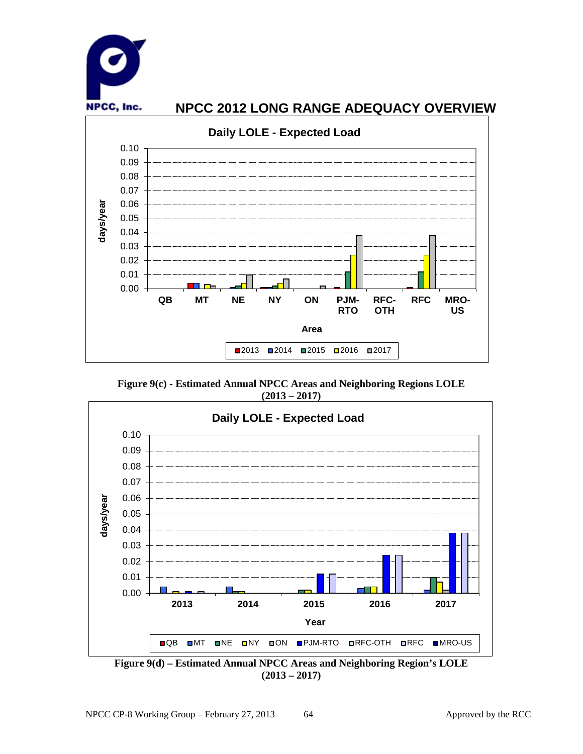# NPCC 2012 LONG RANGE ADEQUACY OVERVIEW

**Figure 9(c) - Estimated Annual NPCC Areas and Neighboring Regions LOLE (2013 – 2017)**

**Figure 9(d) – Estimated Annual NPCC Areas and Neighboring Region's LOLE (2013 – 2017)**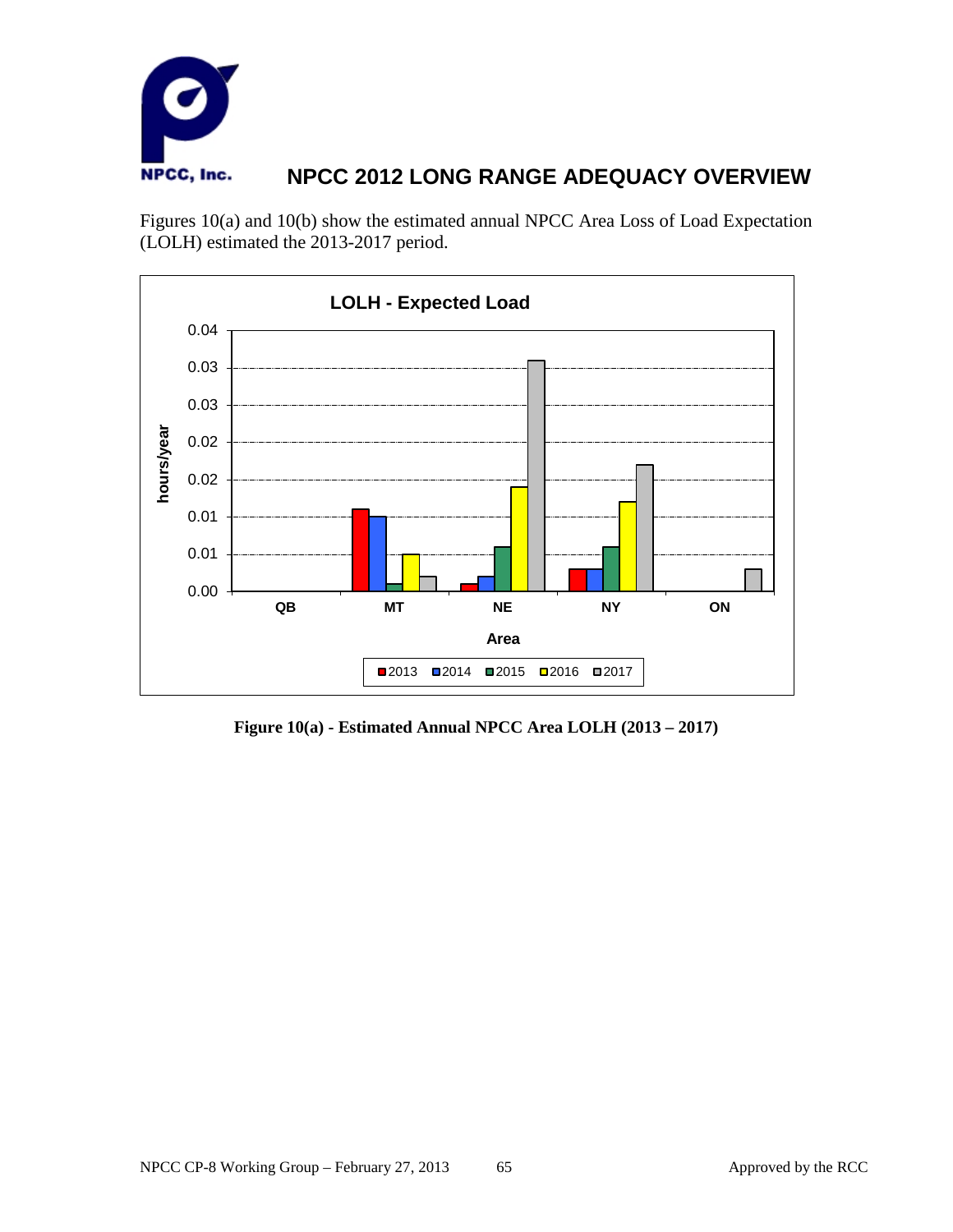Figures 10(a) and 10(b) show the estimated annual NPCC Area Loss of Load Expectation (LOLH) estimated the 2013-2017 period.

**Figure 10(a) - Estimated Annual NPCC Area LOLH (2013 – 2017)**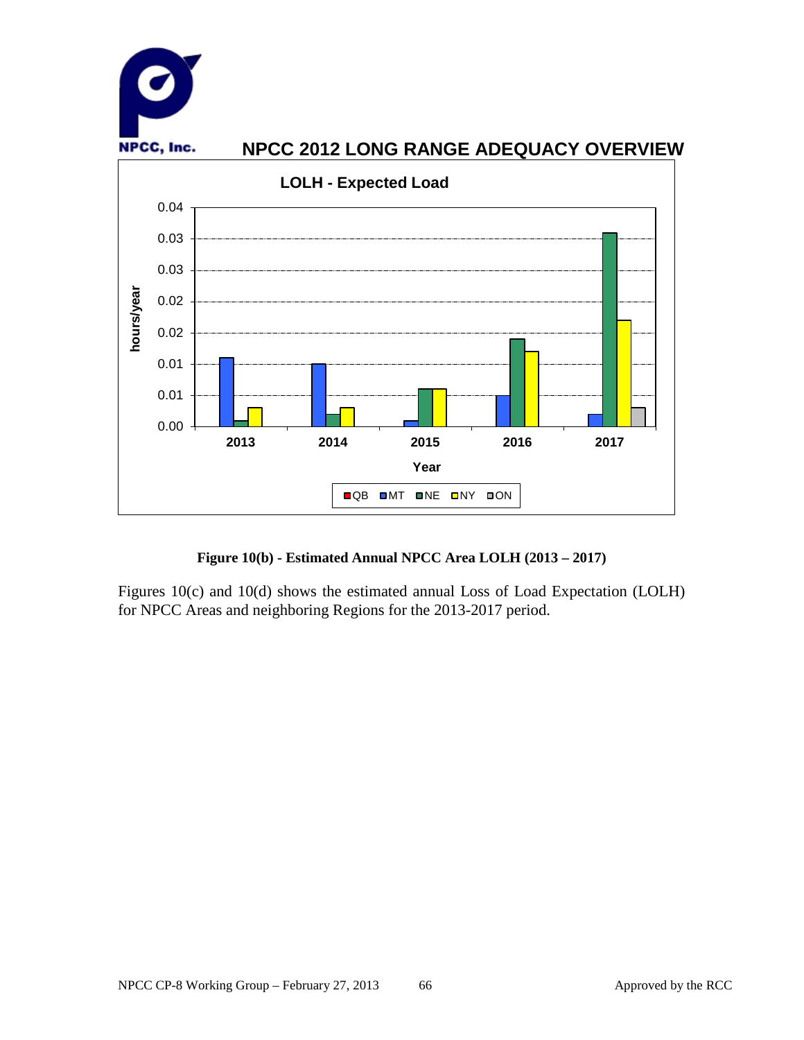**LOLH - Expected Load**

| Year | QB | MT | NE | NY | ON |
|---|---|---|---|---|---|
| 2013 | | 0.011 | 0.001 | 0.003 | |
| 2014 | | 0.010 | 0.002 | 0.003 | |
| 2015 | | 0.001 | 0.006 | 0.006 | |
| 2016 | | 0.005 | 0.014 | 0.012 | |
| 2017 | | 0.002 | 0.031 | 0.017 | 0.003 |

*Values are estimated from the bar heights in the chart (y-axis: hours/year; x-axis: Year).*

**Figure 10(b) - Estimated Annual NPCC Area LOLH (2013 – 2017)**

Figures 10(c) and 10(d) shows the estimated annual Loss of Load Expectation (LOLH) for NPCC Areas and neighboring Regions for the 2013-2017 period.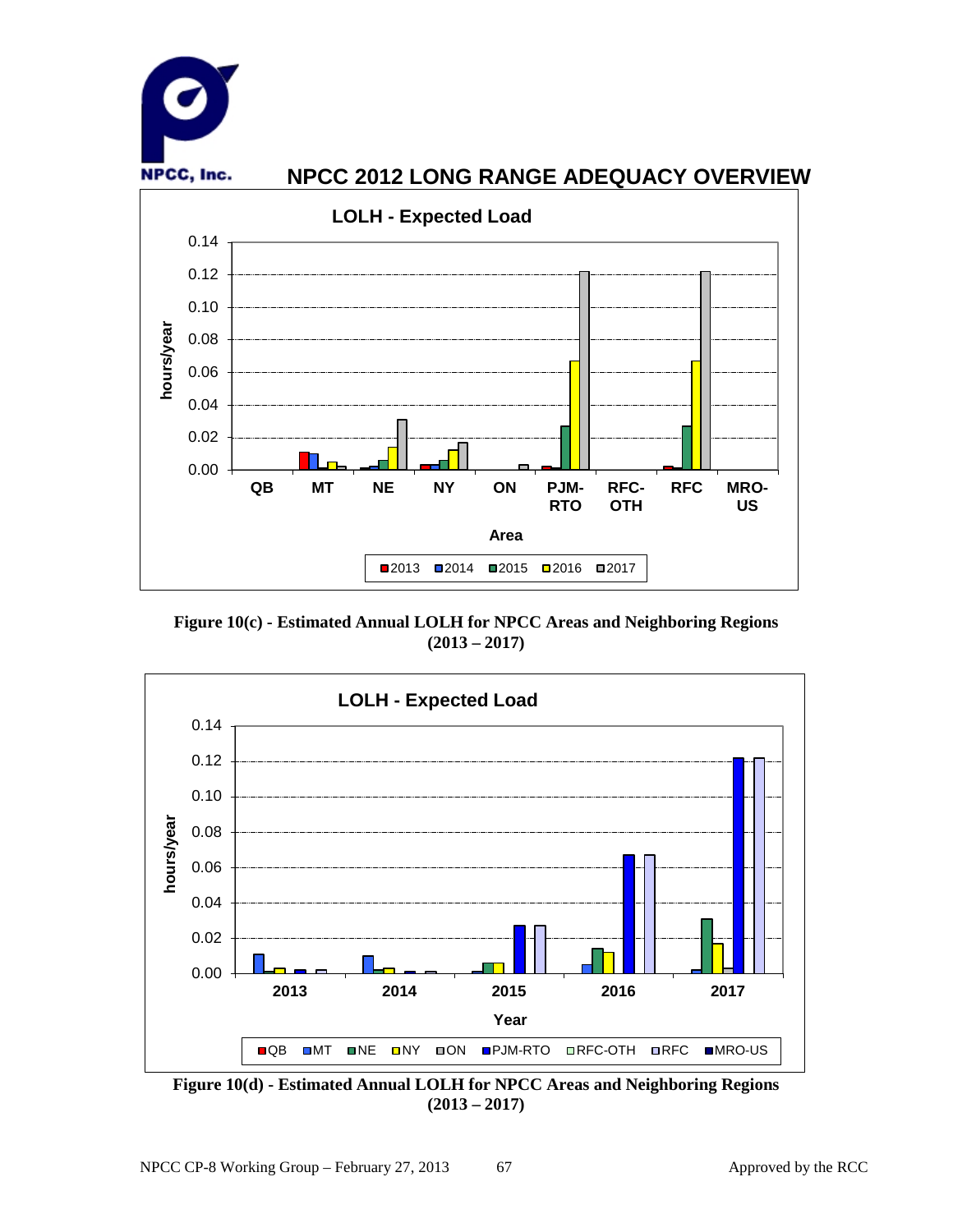# NPCC 2012 LONG RANGE ADEQUACY OVERVIEW

**Figure 10(c) - Estimated Annual LOLH for NPCC Areas and Neighboring Regions (2013 – 2017)**

**Figure 10(d) - Estimated Annual LOLH for NPCC Areas and Neighboring Regions (2013 – 2017)**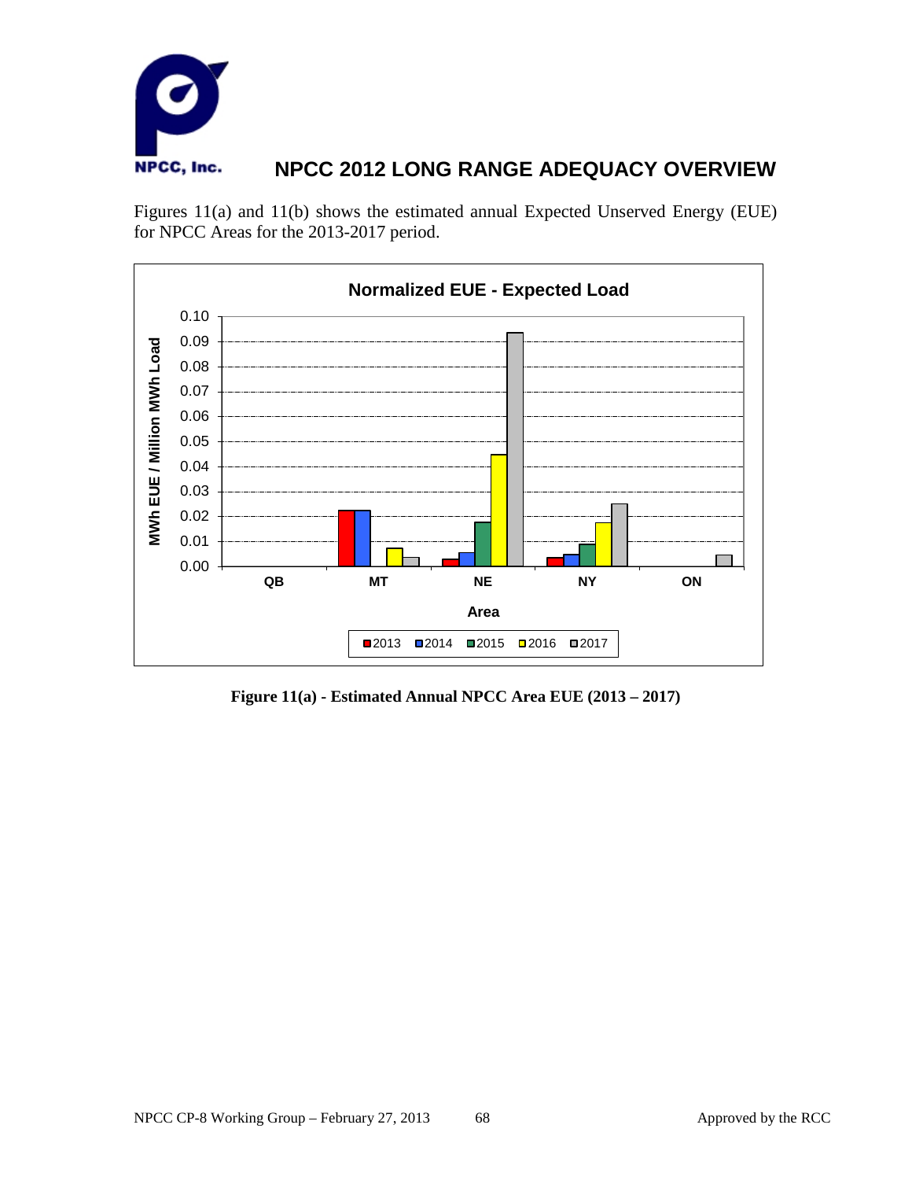Figures 11(a) and 11(b) shows the estimated annual Expected Unserved Energy (EUE) for NPCC Areas for the 2013-2017 period.

**Figure 11(a) - Estimated Annual NPCC Area EUE (2013 – 2017)**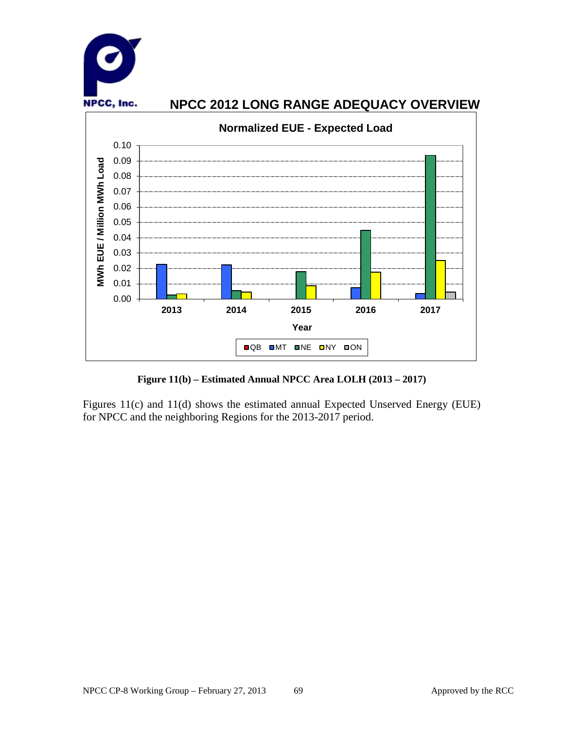Figure 11(b) – Estimated Annual NPCC Area LOLH (2013 – 2017)

Figures 11(c) and 11(d) shows the estimated annual Expected Unserved Energy (EUE) for NPCC and the neighboring Regions for the 2013-2017 period.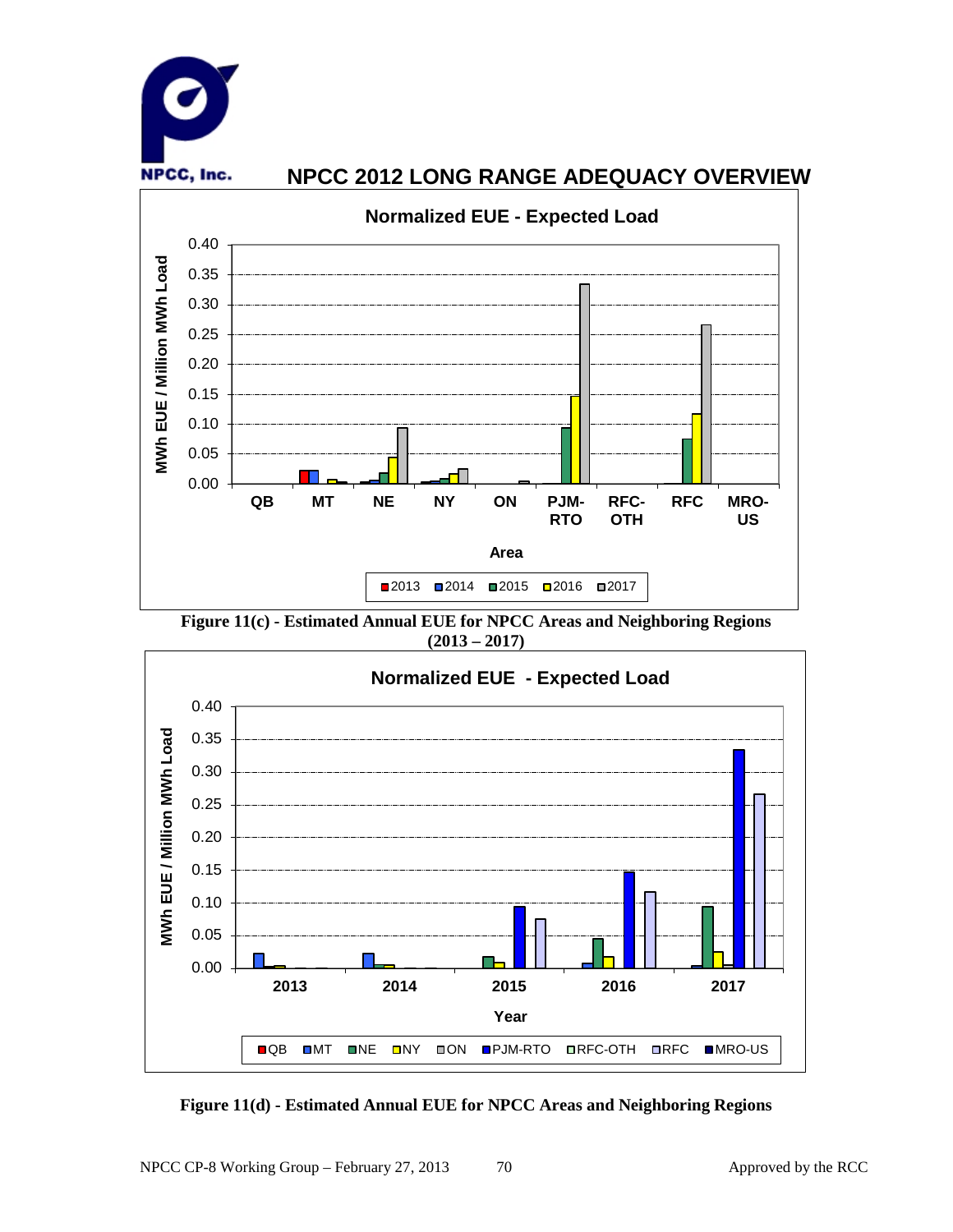## NPCC 2012 LONG RANGE ADEQUACY OVERVIEW

**Figure 11(c) - Estimated Annual EUE for NPCC Areas and Neighboring Regions (2013 – 2017)**

**Figure 11(d) - Estimated Annual EUE for NPCC Areas and Neighboring Regions**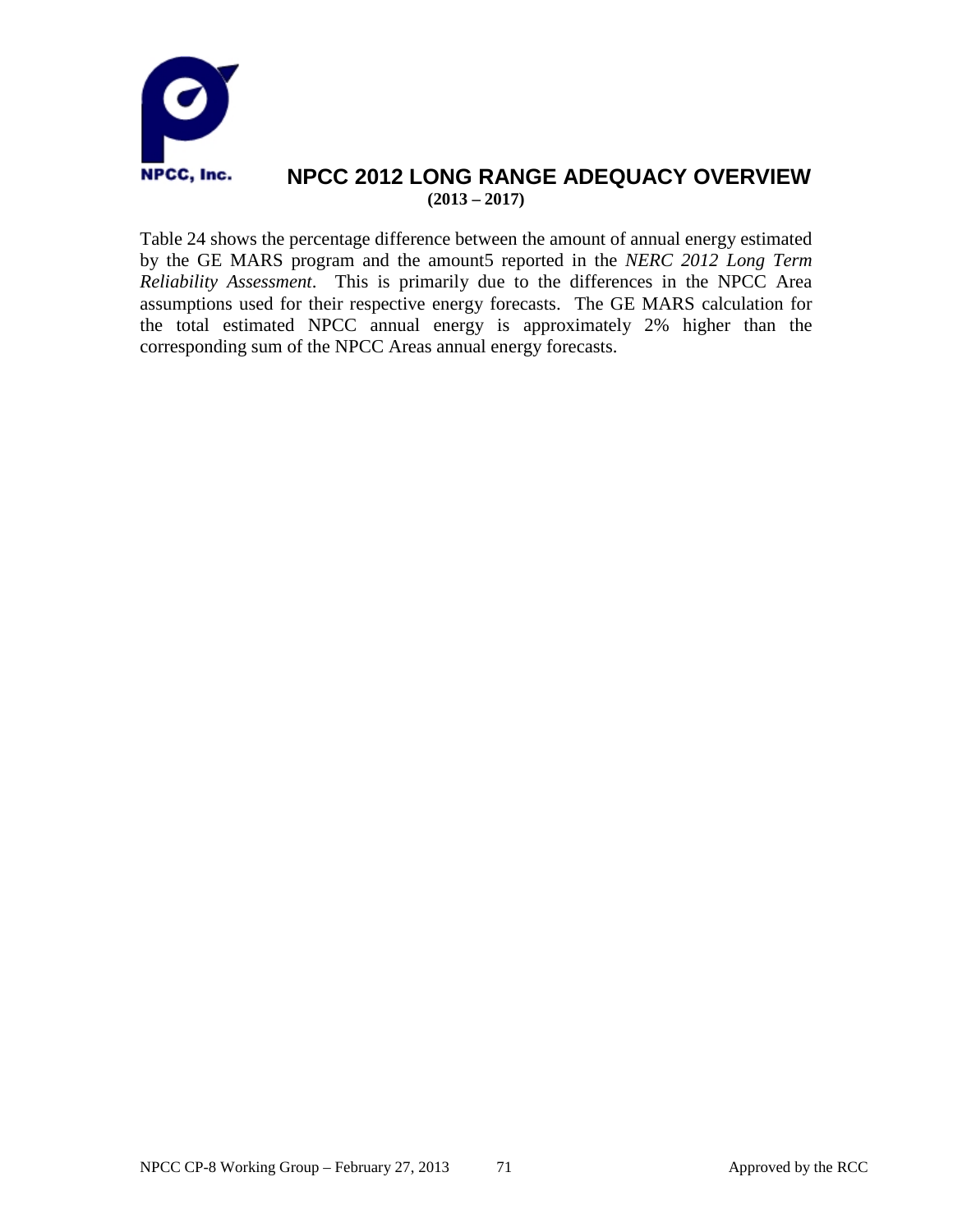Table 24 shows the percentage difference between the amount of annual energy estimated by the GE MARS program and the amount5 reported in the *NERC 2012 Long Term Reliability Assessment*. This is primarily due to the differences in the NPCC Area assumptions used for their respective energy forecasts. The GE MARS calculation for the total estimated NPCC annual energy is approximately 2% higher than the corresponding sum of the NPCC Areas annual energy forecasts.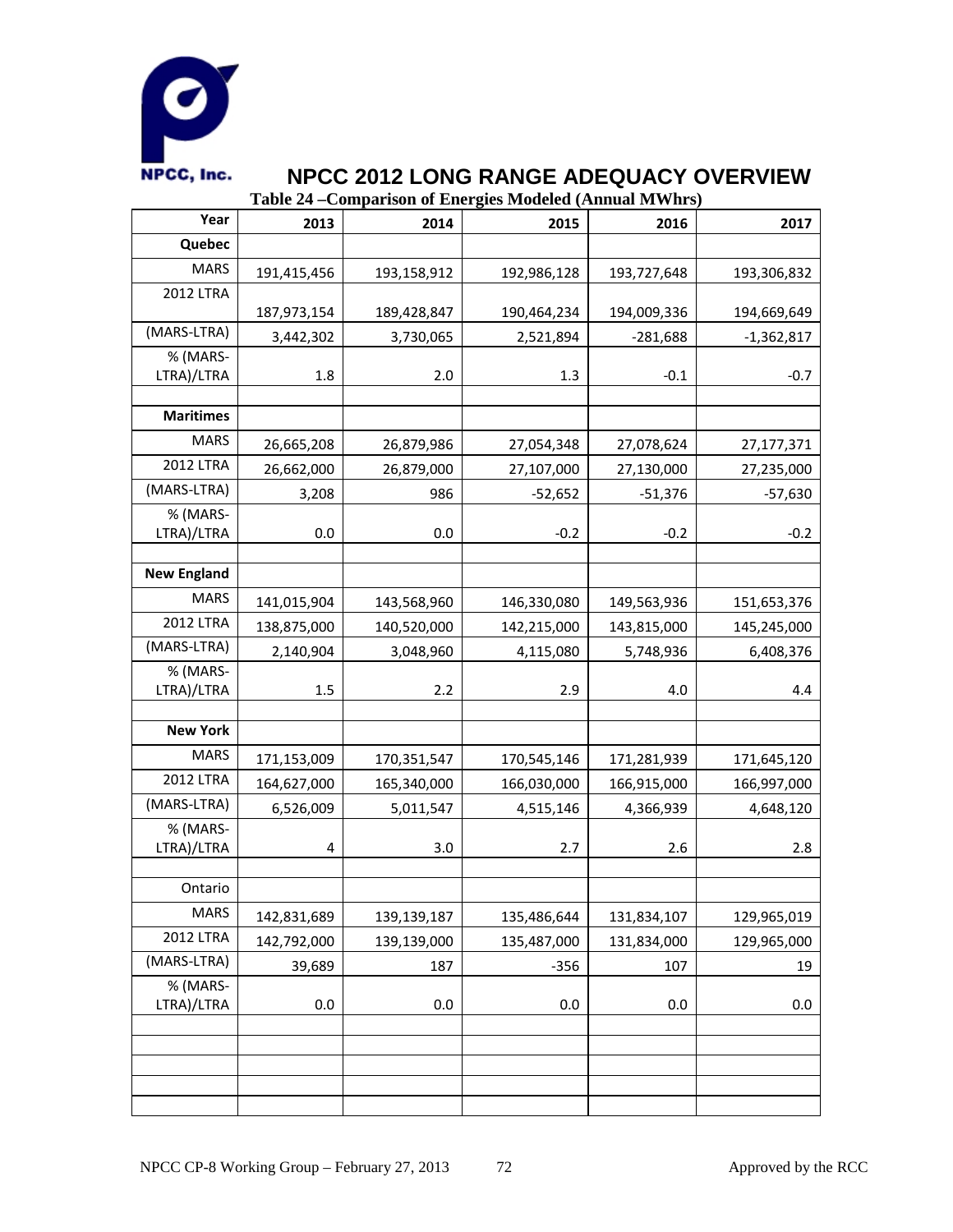## NPCC 2012 LONG RANGE ADEQUACY OVERVIEW

**Table 24 –Comparison of Energies Modeled (Annual MWhrs)**

| Year | 2013 | 2014 | 2015 | 2016 | 2017 |
|---|---|---|---|---|---|
| **Quebec** | | | | | |
| MARS | 191,415,456 | 193,158,912 | 192,986,128 | 193,727,648 | 193,306,832 |
| 2012 LTRA | 187,973,154 | 189,428,847 | 190,464,234 | 194,009,336 | 194,669,649 |
| (MARS-LTRA) | 3,442,302 | 3,730,065 | 2,521,894 | -281,688 | -1,362,817 |
| % (MARS-LTRA)/LTRA | 1.8 | 2.0 | 1.3 | -0.1 | -0.7 |
| | | | | | |
| **Maritimes** | | | | | |
| MARS | 26,665,208 | 26,879,986 | 27,054,348 | 27,078,624 | 27,177,371 |
| 2012 LTRA | 26,662,000 | 26,879,000 | 27,107,000 | 27,130,000 | 27,235,000 |
| (MARS-LTRA) | 3,208 | 986 | -52,652 | -51,376 | -57,630 |
| % (MARS-LTRA)/LTRA | 0.0 | 0.0 | -0.2 | -0.2 | -0.2 |
| | | | | | |
| **New England** | | | | | |
| MARS | 141,015,904 | 143,568,960 | 146,330,080 | 149,563,936 | 151,653,376 |
| 2012 LTRA | 138,875,000 | 140,520,000 | 142,215,000 | 143,815,000 | 145,245,000 |
| (MARS-LTRA) | 2,140,904 | 3,048,960 | 4,115,080 | 5,748,936 | 6,408,376 |
| % (MARS-LTRA)/LTRA | 1.5 | 2.2 | 2.9 | 4.0 | 4.4 |
| | | | | | |
| **New York** | | | | | |
| MARS | 171,153,009 | 170,351,547 | 170,545,146 | 171,281,939 | 171,645,120 |
| 2012 LTRA | 164,627,000 | 165,340,000 | 166,030,000 | 166,915,000 | 166,997,000 |
| (MARS-LTRA) | 6,526,009 | 5,011,547 | 4,515,146 | 4,366,939 | 4,648,120 |
| % (MARS-LTRA)/LTRA | 4 | 3.0 | 2.7 | 2.6 | 2.8 |
| | | | | | |
| Ontario | | | | | |
| MARS | 142,831,689 | 139,139,187 | 135,486,644 | 131,834,107 | 129,965,019 |
| 2012 LTRA | 142,792,000 | 139,139,000 | 135,487,000 | 131,834,000 | 129,965,000 |
| (MARS-LTRA) | 39,689 | 187 | -356 | 107 | 19 |
| % (MARS-LTRA)/LTRA | 0.0 | 0.0 | 0.0 | 0.0 | 0.0 |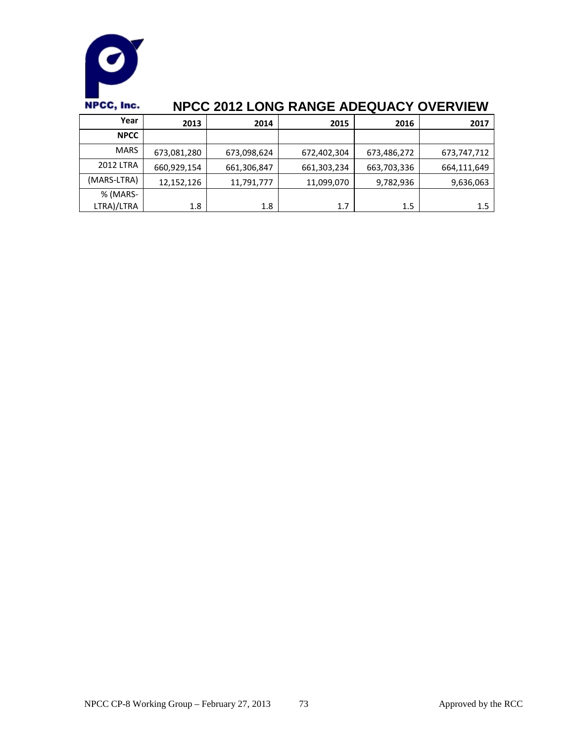NPCC, Inc.

# NPCC 2012 LONG RANGE ADEQUACY OVERVIEW

| Year | 2013 | 2014 | 2015 | 2016 | 2017 |
|---|---|---|---|---|---|
| **NPCC** | | | | | |
| MARS | 673,081,280 | 673,098,624 | 672,402,304 | 673,486,272 | 673,747,712 |
| 2012 LTRA | 660,929,154 | 661,306,847 | 661,303,234 | 663,703,336 | 664,111,649 |
| (MARS-LTRA) | 12,152,126 | 11,791,777 | 11,099,070 | 9,782,936 | 9,636,063 |
| % (MARS-LTRA)/LTRA | 1.8 | 1.8 | 1.7 | 1.5 | 1.5 |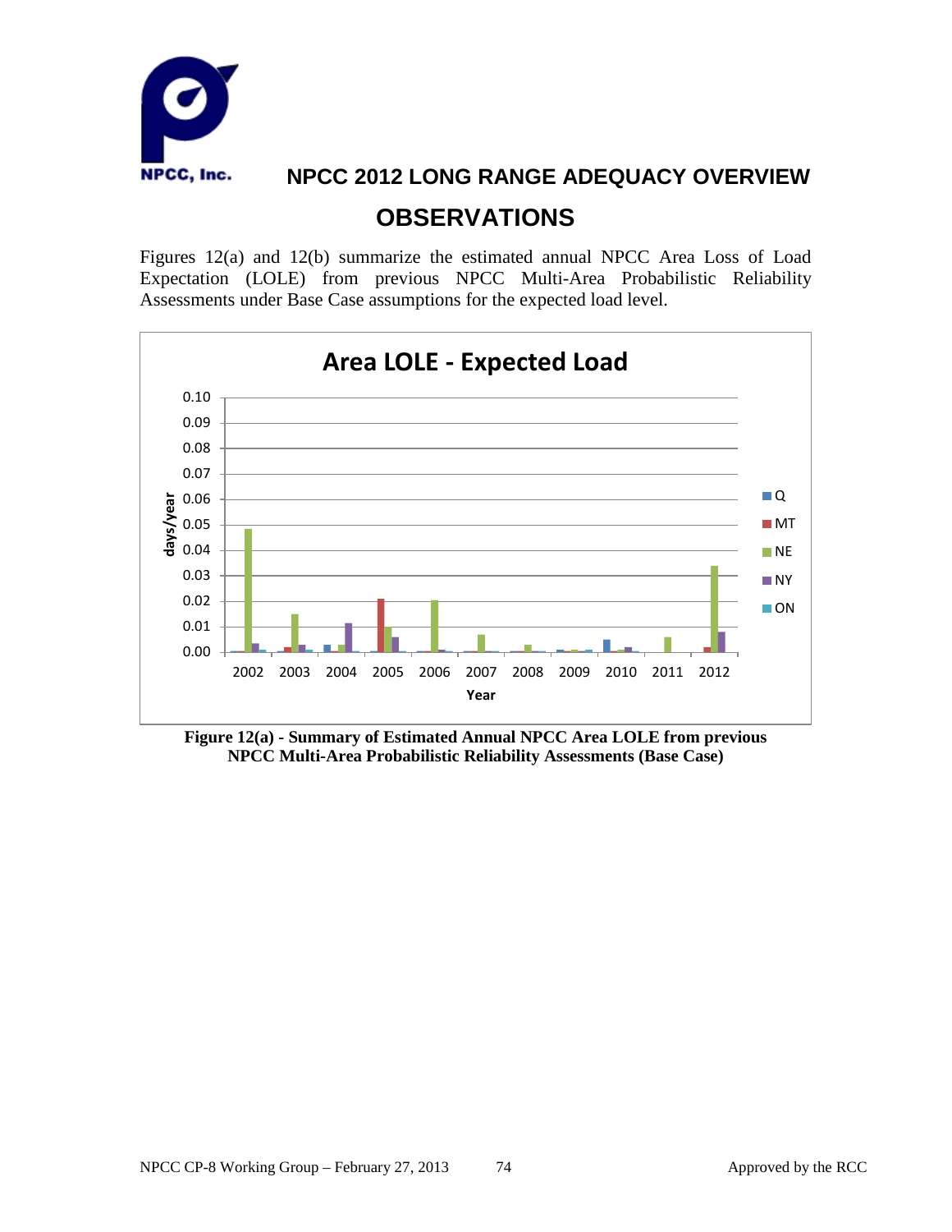## OBSERVATIONS

Figures 12(a) and 12(b) summarize the estimated annual NPCC Area Loss of Load Expectation (LOLE) from previous NPCC Multi-Area Probabilistic Reliability Assessments under Base Case assumptions for the expected load level.

**Figure 12(a) - Summary of Estimated Annual NPCC Area LOLE from previous NPCC Multi-Area Probabilistic Reliability Assessments (Base Case)**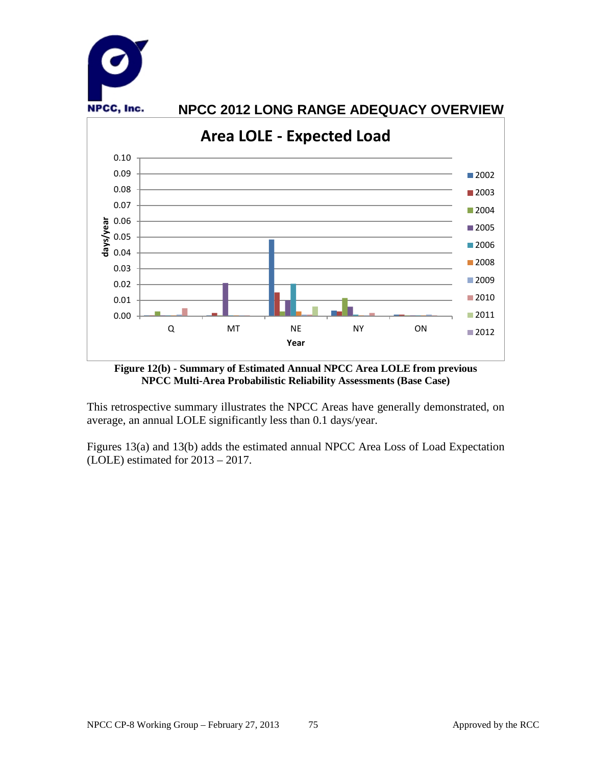**Figure 12(b) - Summary of Estimated Annual NPCC Area LOLE from previous NPCC Multi-Area Probabilistic Reliability Assessments (Base Case)**

This retrospective summary illustrates the NPCC Areas have generally demonstrated, on average, an annual LOLE significantly less than 0.1 days/year.

Figures 13(a) and 13(b) adds the estimated annual NPCC Area Loss of Load Expectation (LOLE) estimated for 2013 – 2017.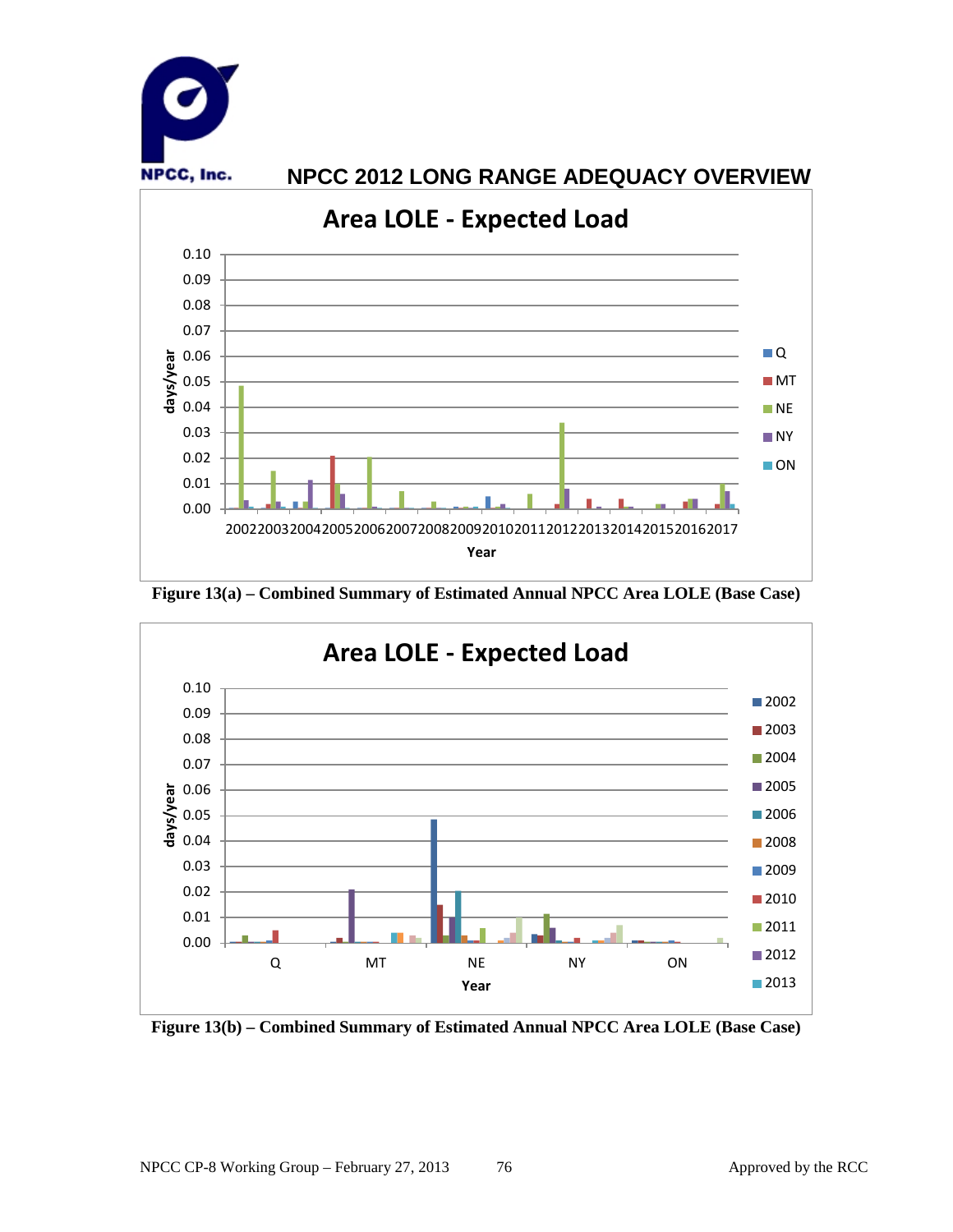# NPCC 2012 LONG RANGE ADEQUACY OVERVIEW

Figure 13(a) – Combined Summary of Estimated Annual NPCC Area LOLE (Base Case)

Figure 13(b) – Combined Summary of Estimated Annual NPCC Area LOLE (Base Case)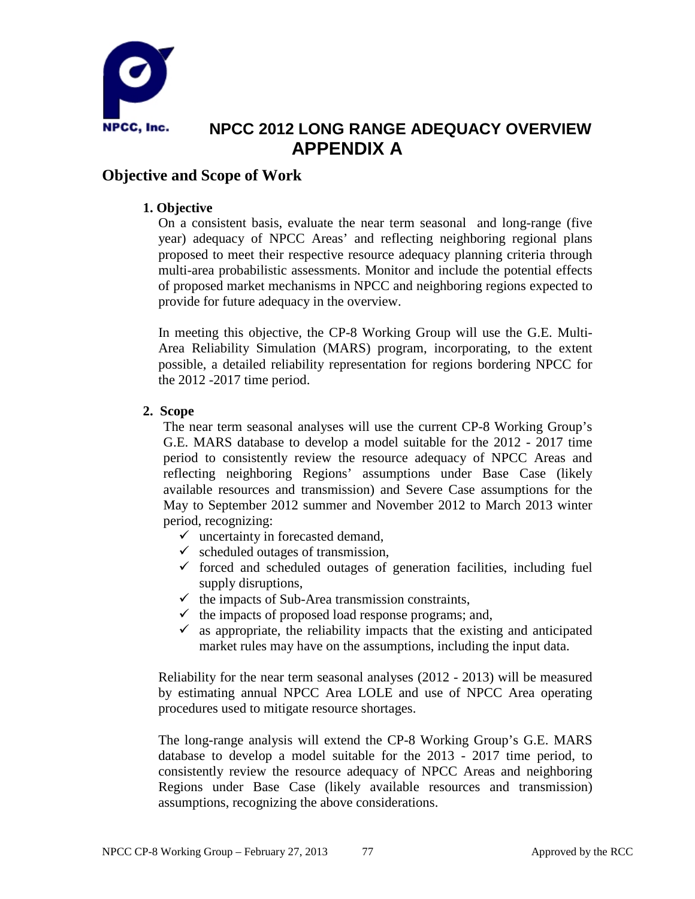# NPCC 2012 LONG RANGE ADEQUACY OVERVIEW
## APPENDIX A

## Objective and Scope of Work

### 1. Objective

On a consistent basis, evaluate the near term seasonal and long-range (five year) adequacy of NPCC Areas' and reflecting neighboring regional plans proposed to meet their respective resource adequacy planning criteria through multi-area probabilistic assessments. Monitor and include the potential effects of proposed market mechanisms in NPCC and neighboring regions expected to provide for future adequacy in the overview.

In meeting this objective, the CP-8 Working Group will use the G.E. Multi-Area Reliability Simulation (MARS) program, incorporating, to the extent possible, a detailed reliability representation for regions bordering NPCC for the 2012 -2017 time period.

### 2. Scope

The near term seasonal analyses will use the current CP-8 Working Group's G.E. MARS database to develop a model suitable for the 2012 - 2017 time period to consistently review the resource adequacy of NPCC Areas and reflecting neighboring Regions' assumptions under Base Case (likely available resources and transmission) and Severe Case assumptions for the May to September 2012 summer and November 2012 to March 2013 winter period, recognizing:

- ✓ uncertainty in forecasted demand,
- ✓ scheduled outages of transmission,
- ✓ forced and scheduled outages of generation facilities, including fuel supply disruptions,
- ✓ the impacts of Sub-Area transmission constraints,
- ✓ the impacts of proposed load response programs; and,
- ✓ as appropriate, the reliability impacts that the existing and anticipated market rules may have on the assumptions, including the input data.

Reliability for the near term seasonal analyses (2012 - 2013) will be measured by estimating annual NPCC Area LOLE and use of NPCC Area operating procedures used to mitigate resource shortages.

The long-range analysis will extend the CP-8 Working Group's G.E. MARS database to develop a model suitable for the 2013 - 2017 time period, to consistently review the resource adequacy of NPCC Areas and neighboring Regions under Base Case (likely available resources and transmission) assumptions, recognizing the above considerations.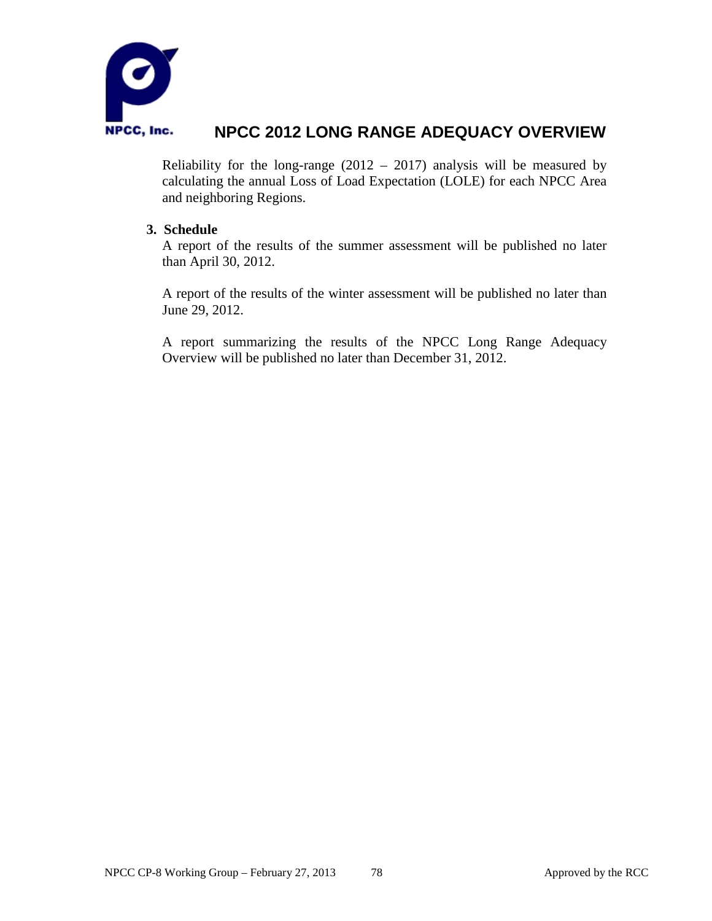Reliability for the long-range (2012 – 2017) analysis will be measured by calculating the annual Loss of Load Expectation (LOLE) for each NPCC Area and neighboring Regions.

**3. Schedule**

A report of the results of the summer assessment will be published no later than April 30, 2012.

A report of the results of the winter assessment will be published no later than June 29, 2012.

A report summarizing the results of the NPCC Long Range Adequacy Overview will be published no later than December 31, 2012.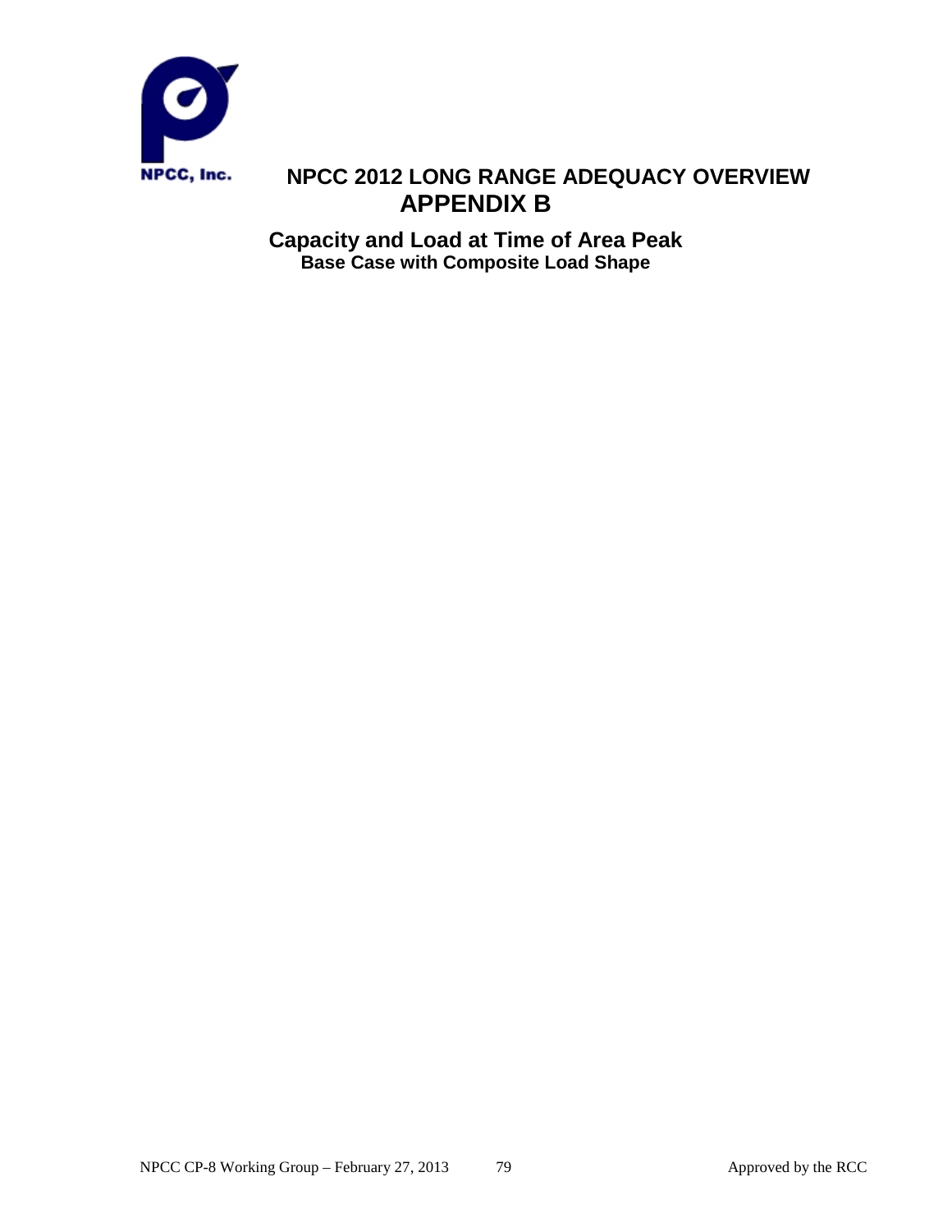NPCC, Inc.

# NPCC 2012 LONG RANGE ADEQUACY OVERVIEW

# APPENDIX B

## Capacity and Load at Time of Area Peak

### Base Case with Composite Load Shape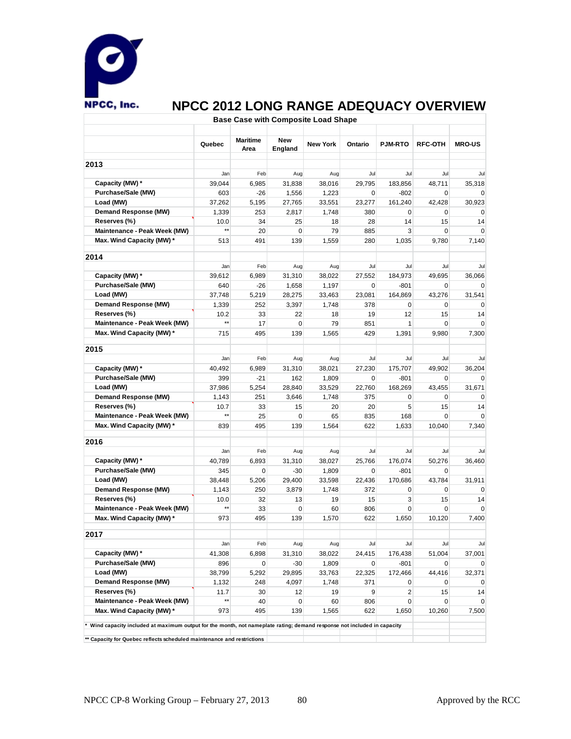NPCC, Inc.

# NPCC 2012 LONG RANGE ADEQUACY OVERVIEW

## Base Case with Composite Load Shape

| | Quebec | Maritime Area | New England | New York | Ontario | PJM-RTO | RFC-OTH | MRO-US |
|---|---|---|---|---|---|---|---|---|
| **2013** | | | | | | | | |
| | Jan | Feb | Aug | Aug | Jul | Jul | Jul | Jul |
| **Capacity (MW) *** | 39,044 | 6,985 | 31,838 | 38,016 | 29,795 | 183,856 | 48,711 | 35,318 |
| **Purchase/Sale (MW)** | 603 | -26 | 1,556 | 1,223 | 0 | -802 | 0 | 0 |
| **Load (MW)** | 37,262 | 5,195 | 27,765 | 33,551 | 23,277 | 161,240 | 42,428 | 30,923 |
| **Demand Response (MW)** | 1,339 | 253 | 2,817 | 1,748 | 380 | 0 | 0 | 0 |
| **Reserves (%)** | 10.0 | 34 | 25 | 18 | 28 | 14 | 15 | 14 |
| **Maintenance - Peak Week (MW)** | ** | 20 | 0 | 79 | 885 | 3 | 0 | 0 |
| **Max. Wind Capacity (MW) *** | 513 | 491 | 139 | 1,559 | 280 | 1,035 | 9,780 | 7,140 |
| **2014** | | | | | | | | |
| | Jan | Feb | Aug | Aug | Jul | Jul | Jul | Jul |
| **Capacity (MW) *** | 39,612 | 6,989 | 31,310 | 38,022 | 27,552 | 184,973 | 49,695 | 36,066 |
| **Purchase/Sale (MW)** | 640 | -26 | 1,658 | 1,197 | 0 | -801 | 0 | 0 |
| **Load (MW)** | 37,748 | 5,219 | 28,275 | 33,463 | 23,081 | 164,869 | 43,276 | 31,541 |
| **Demand Response (MW)** | 1,339 | 252 | 3,397 | 1,748 | 378 | 0 | 0 | 0 |
| **Reserves (%)** | 10.2 | 33 | 22 | 18 | 19 | 12 | 15 | 14 |
| **Maintenance - Peak Week (MW)** | ** | 17 | 0 | 79 | 851 | 1 | 0 | 0 |
| **Max. Wind Capacity (MW) *** | 715 | 495 | 139 | 1,565 | 429 | 1,391 | 9,980 | 7,300 |
| **2015** | | | | | | | | |
| | Jan | Feb | Aug | Aug | Jul | Jul | Jul | Jul |
| **Capacity (MW) *** | 40,492 | 6,989 | 31,310 | 38,021 | 27,230 | 175,707 | 49,902 | 36,204 |
| **Purchase/Sale (MW)** | 399 | -21 | 162 | 1,809 | 0 | -801 | 0 | 0 |
| **Load (MW)** | 37,986 | 5,254 | 28,840 | 33,529 | 22,760 | 168,269 | 43,455 | 31,671 |
| **Demand Response (MW)** | 1,143 | 251 | 3,646 | 1,748 | 375 | 0 | 0 | 0 |
| **Reserves (%)** | 10.7 | 33 | 15 | 20 | 20 | 5 | 15 | 14 |
| **Maintenance - Peak Week (MW)** | ** | 25 | 0 | 65 | 835 | 168 | 0 | 0 |
| **Max. Wind Capacity (MW) *** | 839 | 495 | 139 | 1,564 | 622 | 1,633 | 10,040 | 7,340 |
| **2016** | | | | | | | | |
| | Jan | Feb | Aug | Aug | Jul | Jul | Jul | Jul |
| **Capacity (MW) *** | 40,789 | 6,893 | 31,310 | 38,027 | 25,766 | 176,074 | 50,276 | 36,460 |
| **Purchase/Sale (MW)** | 345 | 0 | -30 | 1,809 | 0 | -801 | 0 | |
| **Load (MW)** | 38,448 | 5,206 | 29,400 | 33,598 | 22,436 | 170,686 | 43,784 | 31,911 |
| **Demand Response (MW)** | 1,143 | 250 | 3,879 | 1,748 | 372 | 0 | 0 | 0 |
| **Reserves (%)** | 10.0 | 32 | 13 | 19 | 15 | 3 | 15 | 14 |
| **Maintenance - Peak Week (MW)** | ** | 33 | 0 | 60 | 806 | 0 | 0 | 0 |
| **Max. Wind Capacity (MW) *** | 973 | 495 | 139 | 1,570 | 622 | 1,650 | 10,120 | 7,400 |
| **2017** | | | | | | | | |
| | Jan | Feb | Aug | Aug | Jul | Jul | Jul | Jul |
| **Capacity (MW) *** | 41,308 | 6,898 | 31,310 | 38,022 | 24,415 | 176,438 | 51,004 | 37,001 |
| **Purchase/Sale (MW)** | 896 | 0 | -30 | 1,809 | 0 | -801 | 0 | 0 |
| **Load (MW)** | 38,799 | 5,292 | 29,895 | 33,763 | 22,325 | 172,466 | 44,416 | 32,371 |
| **Demand Response (MW)** | 1,132 | 248 | 4,097 | 1,748 | 371 | 0 | 0 | 0 |
| **Reserves (%)** | 11.7 | 30 | 12 | 19 | 9 | 2 | 15 | 14 |
| **Maintenance - Peak Week (MW)** | ** | 40 | 0 | 60 | 806 | 0 | 0 | 0 |
| **Max. Wind Capacity (MW) *** | 973 | 495 | 139 | 1,565 | 622 | 1,650 | 10,260 | 7,500 |

* Wind capacity included at maximum output for the month, not nameplate rating; demand response not included in capacity

** Capacity for Quebec reflects scheduled maintenance and restrictions